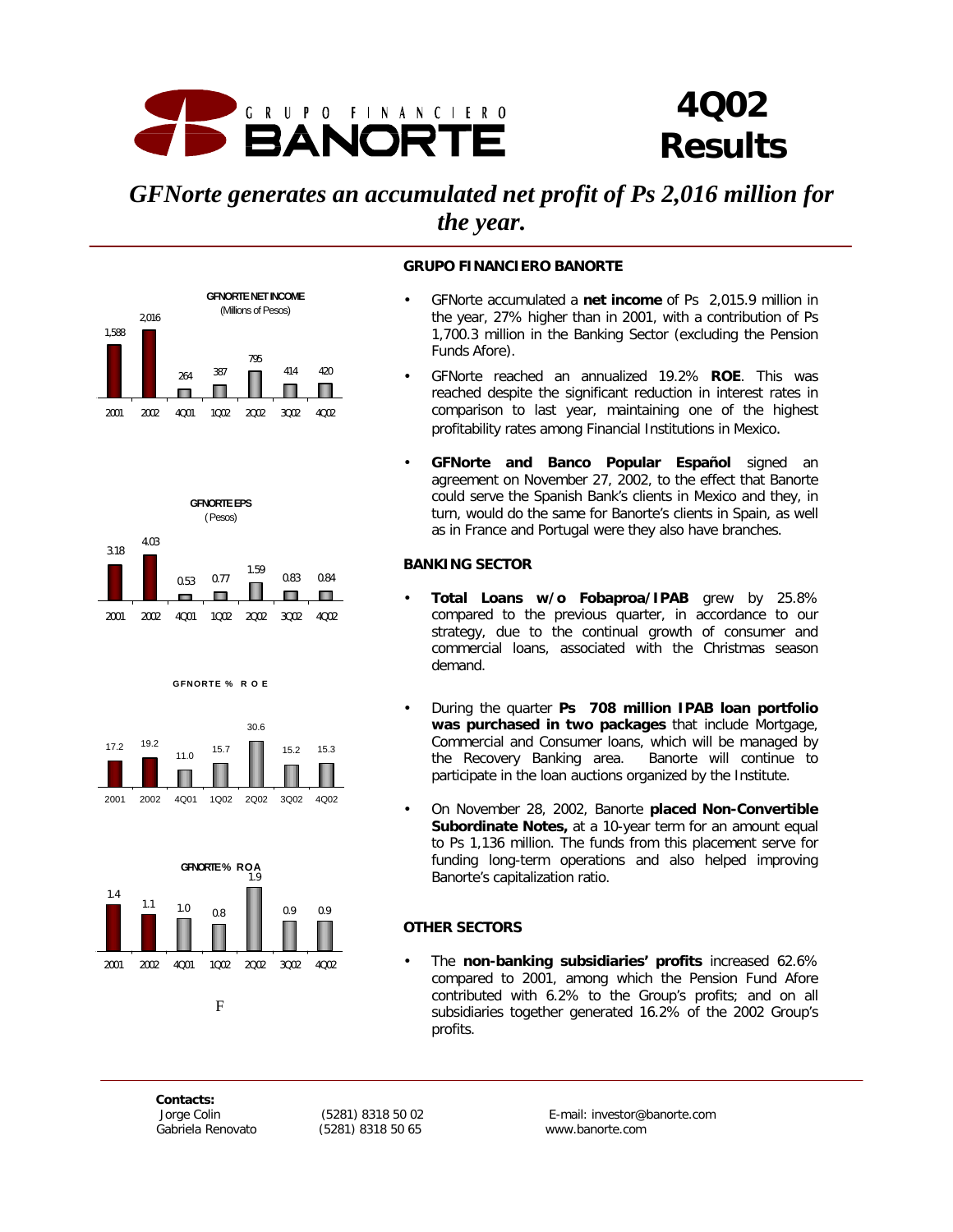# GRUPO FINANCIERO BANORTE

# 4Q02 Results

## *GFNorte generates an accumulated net profit of Ps 2,016 million for the year.*

**GFNORTE NET INCOME** (Millions of Pesos)

| 2001 | 2002 | 4Q01 | 1Q02 | 2Q02 | 3Q02 | 4Q02 |
|---|---|---|---|---|---|---|
| 1,588 | 2,016 | 264 | 387 | 795 | 414 | 420 |

**GFNORTE EPS** (Pesos)

| 2001 | 2002 | 4Q01 | 1Q02 | 2Q02 | 3Q02 | 4Q02 |
|---|---|---|---|---|---|---|
| 3.18 | 4.03 | 0.53 | 0.77 | 1.59 | 0.83 | 0.84 |

**GFNORTE % ROE**

| 2001 | 2002 | 4Q01 | 1Q02 | 2Q02 | 3Q02 | 4Q02 |
|---|---|---|---|---|---|---|
| 17.2 | 19.2 | 11.0 | 15.7 | 30.6 | 15.2 | 15.3 |

**GFNORTE % ROA**

| 2001 | 2002 | 4Q01 | 1Q02 | 2Q02 | 3Q02 | 4Q02 |
|---|---|---|---|---|---|---|
| 1.4 | 1.1 | 1.0 | 0.8 | 1.9 | 0.9 | 0.9 |

F

### GRUPO FINANCIERO BANORTE

- GFNorte accumulated a **net income** of Ps 2,015.9 million in the year, 27% higher than in 2001, with a contribution of Ps 1,700.3 million in the Banking Sector (excluding the Pension Funds Afore).
- GFNorte reached an annualized 19.2% **ROE**. This was reached despite the significant reduction in interest rates in comparison to last year, maintaining one of the highest profitability rates among Financial Institutions in Mexico.
- **GFNorte and Banco Popular Español** signed an agreement on November 27, 2002, to the effect that Banorte could serve the Spanish Bank's clients in Mexico and they, in turn, would do the same for Banorte's clients in Spain, as well as in France and Portugal were they also have branches.

### BANKING SECTOR

- **Total Loans w/o Fobaproa/IPAB** grew by 25.8% compared to the previous quarter, in accordance to our strategy, due to the continual growth of consumer and commercial loans, associated with the Christmas season demand.
- During the quarter **Ps 708 million IPAB loan portfolio was purchased in two packages** that include Mortgage, Commercial and Consumer loans, which will be managed by the Recovery Banking area. Banorte will continue to participate in the loan auctions organized by the Institute.
- On November 28, 2002, Banorte **placed Non-Convertible Subordinate Notes,** at a 10-year term for an amount equal to Ps 1,136 million. The funds from this placement serve for funding long-term operations and also helped improving Banorte's capitalization ratio.

### OTHER SECTORS

- The **non-banking subsidiaries' profits** increased 62.6% compared to 2001, among which the Pension Fund Afore contributed with 6.2% to the Group's profits; and on all subsidiaries together generated 16.2% of the 2002 Group's profits.

---

**Contacts:**

| | | |
|---|---|---|
| Jorge Colin | (5281) 8318 50 02 | E-mail: investor@banorte.com |
| Gabriela Renovato | (5281) 8318 50 65 | www.banorte.com |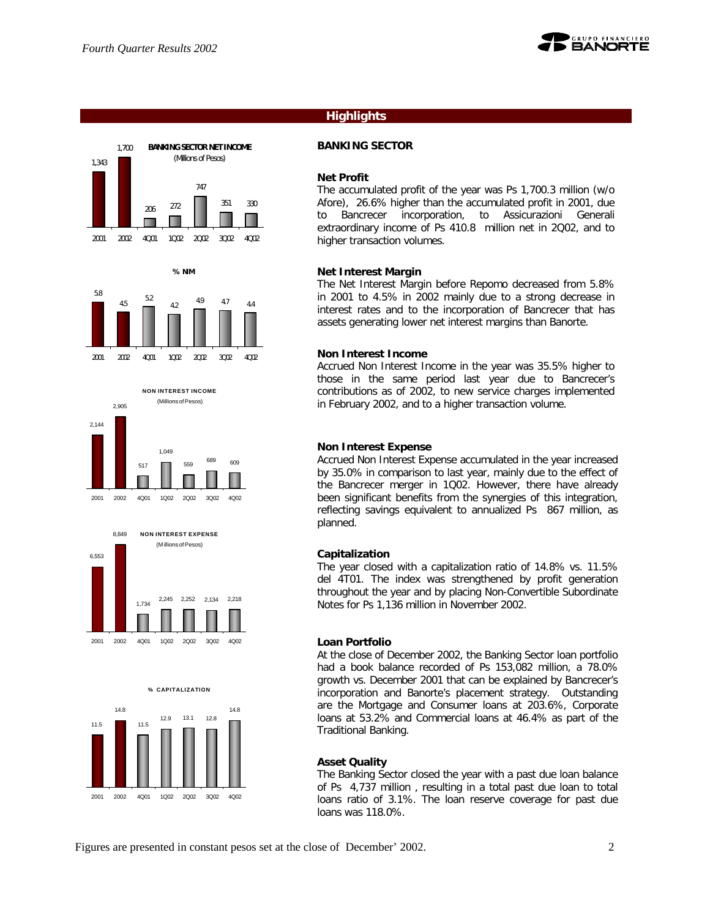## Highlights

### BANKING SECTOR

**BANKING SECTOR NET INCOME** (Millions of Pesos)

| 2001 | 2002 | 4Q01 | 1Q02 | 2Q02 | 3Q02 | 4Q02 |
|---|---|---|---|---|---|---|
| 1,343 | 1,700 | 206 | 272 | 747 | 351 | 330 |

**% NIM**

| 2001 | 2002 | 4Q01 | 1Q02 | 2Q02 | 3Q02 | 4Q02 |
|---|---|---|---|---|---|---|
| 5.8 | 4.5 | 5.2 | 4.2 | 4.9 | 4.7 | 4.4 |

**NON INTEREST INCOME** (Millions of Pesos)

| 2001 | 2002 | 4Q01 | 1Q02 | 2Q02 | 3Q02 | 4Q02 |
|---|---|---|---|---|---|---|
| 2,144 | 2,905 | 517 | 1,049 | 559 | 689 | 609 |

**NON INTEREST EXPENSE** (Millions of Pesos)

| 2001 | 2002 | 4Q01 | 1Q02 | 2Q02 | 3Q02 | 4Q02 |
|---|---|---|---|---|---|---|
| 6,553 | 8,849 | 1,734 | 2,245 | 2,252 | 2,134 | 2,218 |

**% CAPITALIZATION**

| 2001 | 2002 | 4Q01 | 1Q02 | 2Q02 | 3Q02 | 4Q02 |
|---|---|---|---|---|---|---|
| 11.5 | 14.8 | 11.5 | 12.9 | 13.1 | 12.8 | 14.8 |

**Net Profit**

The accumulated profit of the year was Ps 1,700.3 million (w/o Afore), 26.6% higher than the accumulated profit in 2001, due to Bancrecer incorporation, to Assicurazioni Generali extraordinary income of Ps 410.8 million net in 2Q02, and to higher transaction volumes.

**Net Interest Margin**

The Net Interest Margin before Repomo decreased from 5.8% in 2001 to 4.5% in 2002 mainly due to a strong decrease in interest rates and to the incorporation of Bancrecer that has assets generating lower net interest margins than Banorte.

**Non Interest Income**

Accrued Non Interest Income in the year was 35.5% higher to those in the same period last year due to Bancrecer's contributions as of 2002, to new service charges implemented in February 2002, and to a higher transaction volume.

**Non Interest Expense**

Accrued Non Interest Expense accumulated in the year increased by 35.0% in comparison to last year, mainly due to the effect of the Bancrecer merger in 1Q02. However, there have already been significant benefits from the synergies of this integration, reflecting savings equivalent to annualized Ps 867 million, as planned.

**Capitalization**

The year closed with a capitalization ratio of 14.8% vs. 11.5% del 4T01. The index was strengthened by profit generation throughout the year and by placing Non-Convertible Subordinate Notes for Ps 1,136 million in November 2002.

**Loan Portfolio**

At the close of December 2002, the Banking Sector loan portfolio had a book balance recorded of Ps 153,082 million, a 78.0% growth vs. December 2001 that can be explained by Bancrecer's incorporation and Banorte's placement strategy. Outstanding are the Mortgage and Consumer loans at 203.6%, Corporate loans at 53.2% and Commercial loans at 46.4% as part of the Traditional Banking.

**Asset Quality**

The Banking Sector closed the year with a past due loan balance of Ps 4,737 million , resulting in a total past due loan to total loans ratio of 3.1%. The loan reserve coverage for past due loans was 118.0%.

Figures are presented in constant pesos set at the close of December' 2002.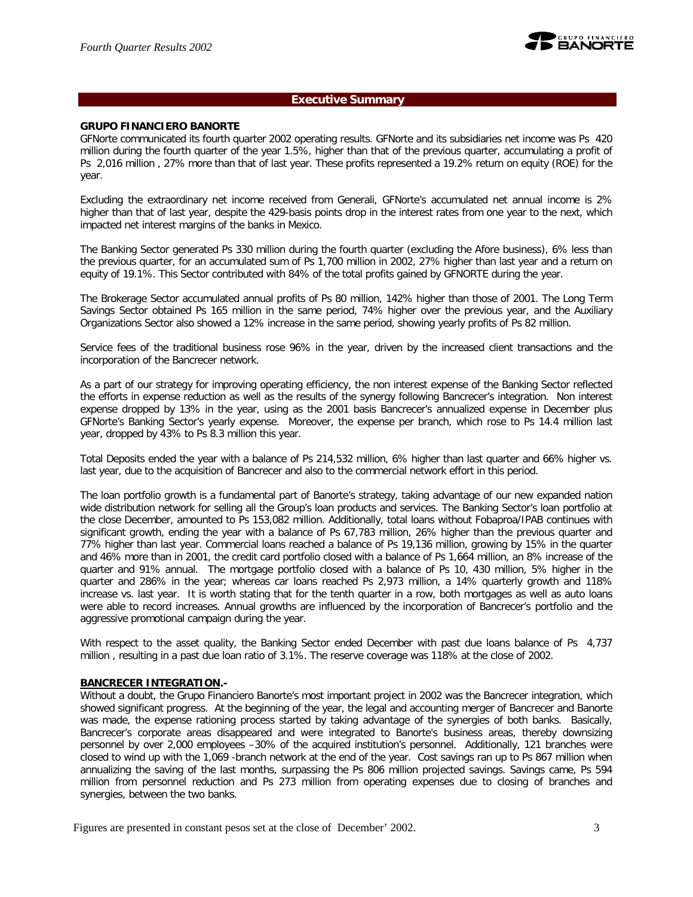## Executive Summary

**GRUPO FINANCIERO BANORTE**

GFNorte communicated its fourth quarter 2002 operating results. GFNorte and its subsidiaries net income was Ps 420 million during the fourth quarter of the year 1.5%, higher than that of the previous quarter, accumulating a profit of Ps 2,016 million , 27% more than that of last year. These profits represented a 19.2% return on equity (ROE) for the year.

Excluding the extraordinary net income received from Generali, GFNorte's accumulated net annual income is 2% higher than that of last year, despite the 429-basis points drop in the interest rates from one year to the next, which impacted net interest margins of the banks in Mexico.

The Banking Sector generated Ps 330 million during the fourth quarter (excluding the Afore business), 6% less than the previous quarter, for an accumulated sum of Ps 1,700 million in 2002, 27% higher than last year and a return on equity of 19.1%. This Sector contributed with 84% of the total profits gained by GFNORTE during the year.

The Brokerage Sector accumulated annual profits of Ps 80 million, 142% higher than those of 2001. The Long Term Savings Sector obtained Ps 165 million in the same period, 74% higher over the previous year, and the Auxiliary Organizations Sector also showed a 12% increase in the same period, showing yearly profits of Ps 82 million.

Service fees of the traditional business rose 96% in the year, driven by the increased client transactions and the incorporation of the Bancrecer network.

As a part of our strategy for improving operating efficiency, the non interest expense of the Banking Sector reflected the efforts in expense reduction as well as the results of the synergy following Bancrecer's integration. Non interest expense dropped by 13% in the year, using as the 2001 basis Bancrecer's annualized expense in December plus GFNorte's Banking Sector's yearly expense. Moreover, the expense per branch, which rose to Ps 14.4 million last year, dropped by 43% to Ps 8.3 million this year.

Total Deposits ended the year with a balance of Ps 214,532 million, 6% higher than last quarter and 66% higher vs. last year, due to the acquisition of Bancrecer and also to the commercial network effort in this period.

The loan portfolio growth is a fundamental part of Banorte's strategy, taking advantage of our new expanded nation wide distribution network for selling all the Group's loan products and services. The Banking Sector's loan portfolio at the close December, amounted to Ps 153,082 million. Additionally, total loans without Fobaproa/IPAB continues with significant growth, ending the year with a balance of Ps 67,783 million, 26% higher than the previous quarter and 77% higher than last year. Commercial loans reached a balance of Ps 19,136 million, growing by 15% in the quarter and 46% more than in 2001, the credit card portfolio closed with a balance of Ps 1,664 million, an 8% increase of the quarter and 91% annual. The mortgage portfolio closed with a balance of Ps 10, 430 million, 5% higher in the quarter and 286% in the year; whereas car loans reached Ps 2,973 million, a 14% quarterly growth and 118% increase vs. last year. It is worth stating that for the tenth quarter in a row, both mortgages as well as auto loans were able to record increases. Annual growths are influenced by the incorporation of Bancrecer's portfolio and the aggressive promotional campaign during the year.

With respect to the asset quality, the Banking Sector ended December with past due loans balance of Ps 4,737 million , resulting in a past due loan ratio of 3.1%. The reserve coverage was 118% at the close of 2002.

**BANCRECER INTEGRATION.-**

Without a doubt, the Grupo Financiero Banorte's most important project in 2002 was the Bancrecer integration, which showed significant progress. At the beginning of the year, the legal and accounting merger of Bancrecer and Banorte was made, the expense rationing process started by taking advantage of the synergies of both banks. Basically, Bancrecer's corporate areas disappeared and were integrated to Banorte's business areas, thereby downsizing personnel by over 2,000 employees –30% of the acquired institution's personnel. Additionally, 121 branches were closed to wind up with the 1,069 -branch network at the end of the year. Cost savings ran up to Ps 867 million when annualizing the saving of the last months, surpassing the Ps 806 million projected savings. Savings came, Ps 594 million from personnel reduction and Ps 273 million from operating expenses due to closing of branches and synergies, between the two banks.

Figures are presented in constant pesos set at the close of December' 2002.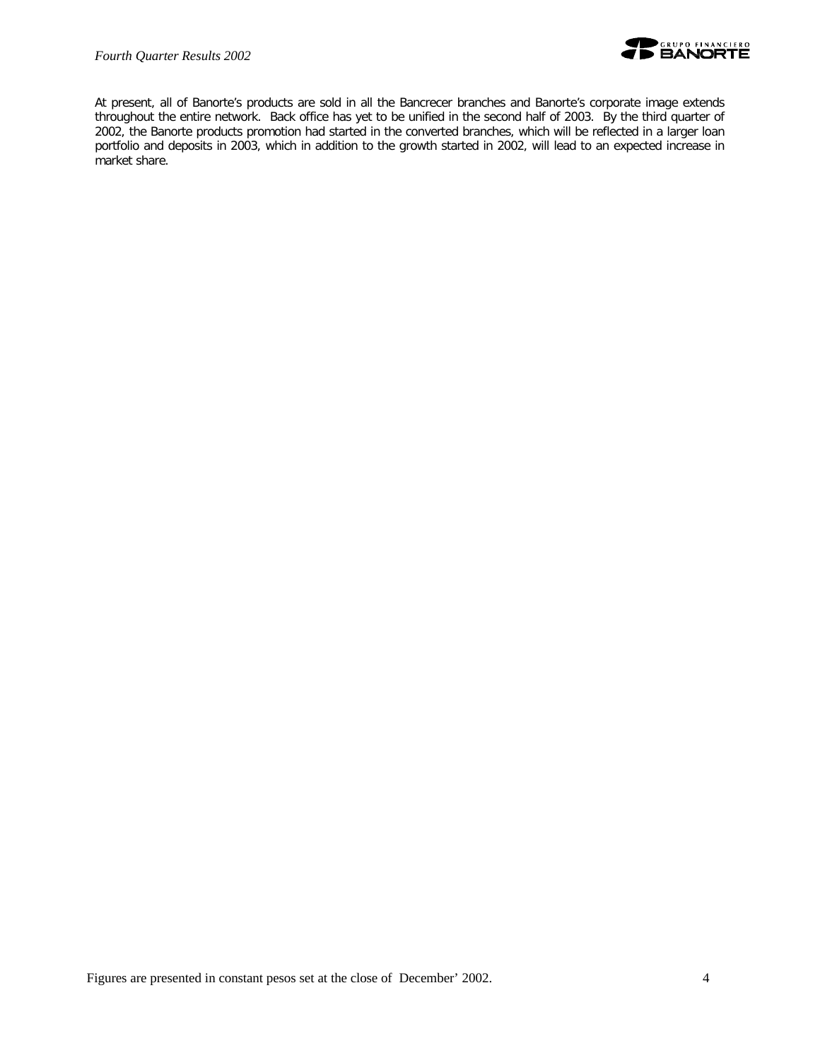At present, all of Banorte's products are sold in all the Bancrecer branches and Banorte's corporate image extends throughout the entire network. Back office has yet to be unified in the second half of 2003. By the third quarter of 2002, the Banorte products promotion had started in the converted branches, which will be reflected in a larger loan portfolio and deposits in 2003, which in addition to the growth started in 2002, will lead to an expected increase in market share.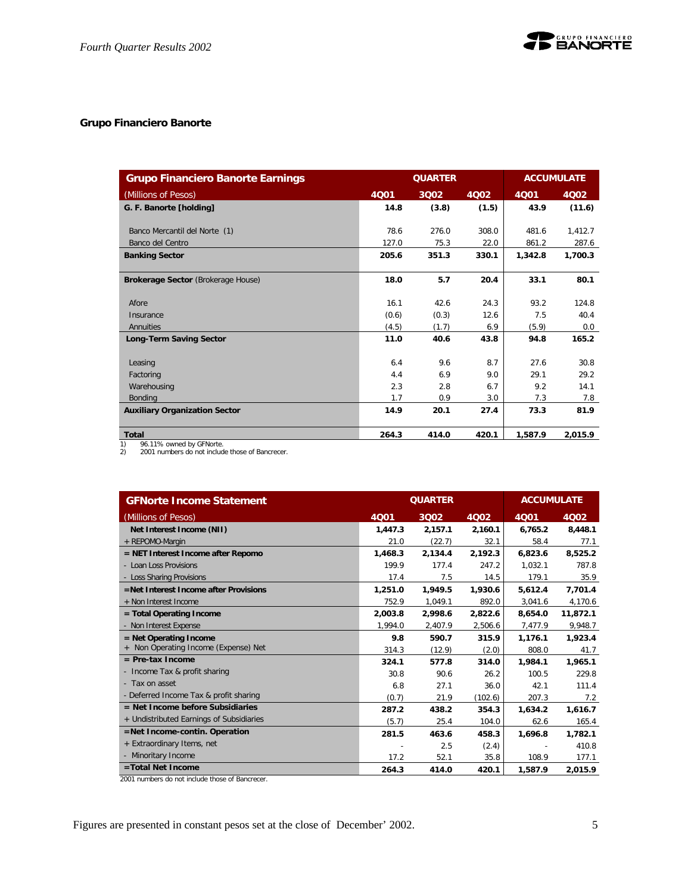## Grupo Financiero Banorte

| Grupo Financiero Banorte Earnings | QUARTER | | | ACCUMULATE | |
|---|---|---|---|---|---|
| (Millions of Pesos) | 4Q01 | 3Q02 | 4Q02 | 4Q01 | 4Q02 |
| **G. F. Banorte [holding]** | **14.8** | **(3.8)** | **(1.5)** | **43.9** | **(11.6)** |
| Banco Mercantil del Norte (1) | 78.6 | 276.0 | 308.0 | 481.6 | 1,412.7 |
| Banco del Centro | 127.0 | 75.3 | 22.0 | 861.2 | 287.6 |
| **Banking Sector** | **205.6** | **351.3** | **330.1** | **1,342.8** | **1,700.3** |
| **Brokerage Sector** (Brokerage House) | **18.0** | **5.7** | **20.4** | **33.1** | **80.1** |
| Afore | 16.1 | 42.6 | 24.3 | 93.2 | 124.8 |
| Insurance | (0.6) | (0.3) | 12.6 | 7.5 | 40.4 |
| Annuities | (4.5) | (1.7) | 6.9 | (5.9) | 0.0 |
| **Long-Term Saving Sector** | **11.0** | **40.6** | **43.8** | **94.8** | **165.2** |
| Leasing | 6.4 | 9.6 | 8.7 | 27.6 | 30.8 |
| Factoring | 4.4 | 6.9 | 9.0 | 29.1 | 29.2 |
| Warehousing | 2.3 | 2.8 | 6.7 | 9.2 | 14.1 |
| Bonding | 1.7 | 0.9 | 3.0 | 7.3 | 7.8 |
| **Auxiliary Organization Sector** | **14.9** | **20.1** | **27.4** | **73.3** | **81.9** |
| **Total** | **264.3** | **414.0** | **420.1** | **1,587.9** | **2,015.9** |

1) 96.11% owned by GFNorte.
2) 2001 numbers do not include those of Bancrecer.

| GFNorte Income Statement | QUARTER | | | ACCUMULATE | |
|---|---|---|---|---|---|
| (Millions of Pesos) | 4Q01 | 3Q02 | 4Q02 | 4Q01 | 4Q02 |
| **Net Interest Income (NII)** | **1,447.3** | **2,157.1** | **2,160.1** | **6,765.2** | **8,448.1** |
| + REPOMO-Margin | 21.0 | (22.7) | 32.1 | 58.4 | 77.1 |
| **= NET Interest Income after Repomo** | **1,468.3** | **2,134.4** | **2,192.3** | **6,823.6** | **8,525.2** |
| - Loan Loss Provisions | 199.9 | 177.4 | 247.2 | 1,032.1 | 787.8 |
| - Loss Sharing Provisions | 17.4 | 7.5 | 14.5 | 179.1 | 35.9 |
| **=Net Interest Income after Provisions** | **1,251.0** | **1,949.5** | **1,930.6** | **5,612.4** | **7,701.4** |
| + Non Interest Income | 752.9 | 1,049.1 | 892.0 | 3,041.6 | 4,170.6 |
| **= Total Operating Income** | **2,003.8** | **2,998.6** | **2,822.6** | **8,654.0** | **11,872.1** |
| - Non Interest Expense | 1,994.0 | 2,407.9 | 2,506.6 | 7,477.9 | 9,948.7 |
| **= Net Operating Income** | **9.8** | **590.7** | **315.9** | **1,176.1** | **1,923.4** |
| + Non Operating Income (Expense) Net | 314.3 | (12.9) | (2.0) | 808.0 | 41.7 |
| **= Pre-tax Income** | **324.1** | **577.8** | **314.0** | **1,984.1** | **1,965.1** |
| - Income Tax & profit sharing | 30.8 | 90.6 | 26.2 | 100.5 | 229.8 |
| - Tax on asset | 6.8 | 27.1 | 36.0 | 42.1 | 111.4 |
| - Deferred Income Tax & profit sharing | (0.7) | 21.9 | (102.6) | 207.3 | 7.2 |
| **= Net Income before Subsidiaries** | **287.2** | **438.2** | **354.3** | **1,634.2** | **1,616.7** |
| + Undistributed Earnings of Subsidiaries | (5.7) | 25.4 | 104.0 | 62.6 | 165.4 |
| **=Net Income-contin. Operation** | **281.5** | **463.6** | **458.3** | **1,696.8** | **1,782.1** |
| + Extraordinary Items, net | - | 2.5 | (2.4) | - | 410.8 |
| - Minoritary Income | 17.2 | 52.1 | 35.8 | 108.9 | 177.1 |
| **=Total Net Income** | **264.3** | **414.0** | **420.1** | **1,587.9** | **2,015.9** |

2001 numbers do not include those of Bancrecer.

Figures are presented in constant pesos set at the close of December' 2002.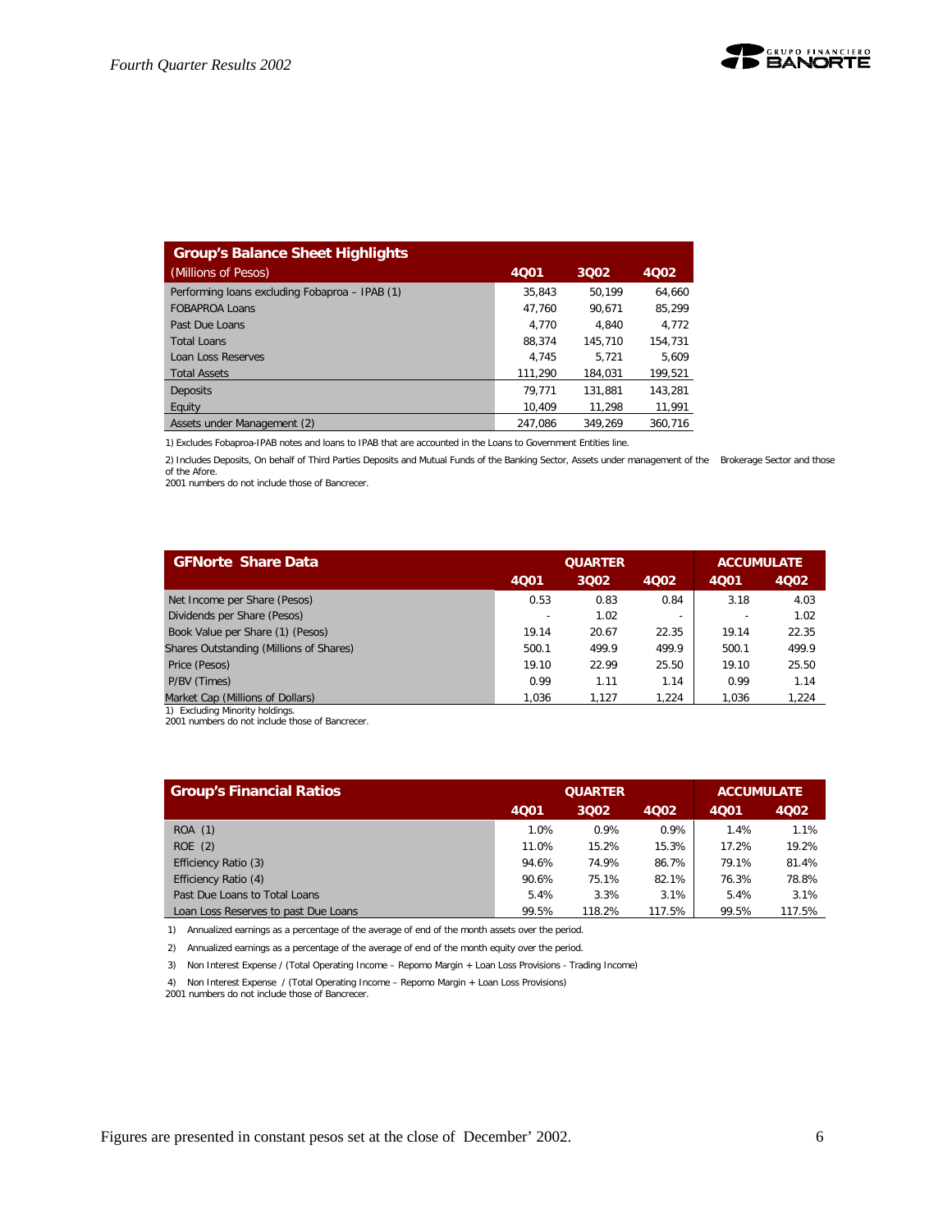| Group's Balance Sheet Highlights | | | |
|---|---|---|---|
| (Millions of Pesos) | 4Q01 | 3Q02 | 4Q02 |
| Performing loans excluding Fobaproa – IPAB (1) | 35,843 | 50,199 | 64,660 |
| FOBAPROA Loans | 47,760 | 90,671 | 85,299 |
| Past Due Loans | 4,770 | 4,840 | 4,772 |
| Total Loans | 88,374 | 145,710 | 154,731 |
| Loan Loss Reserves | 4,745 | 5,721 | 5,609 |
| Total Assets | 111,290 | 184,031 | 199,521 |
| Deposits | 79,771 | 131,881 | 143,281 |
| Equity | 10,409 | 11,298 | 11,991 |
| Assets under Management (2) | 247,086 | 349,269 | 360,716 |

1) Excludes Fobaproa-IPAB notes and loans to IPAB that are accounted in the Loans to Government Entities line.

2) Includes Deposits, On behalf of Third Parties Deposits and Mutual Funds of the Banking Sector, Assets under management of the Brokerage Sector and those of the Afore.
2001 numbers do not include those of Bancrecer.

| GFNorte Share Data | QUARTER | | | ACCUMULATE | |
|---|---|---|---|---|---|
| | 4Q01 | 3Q02 | 4Q02 | 4Q01 | 4Q02 |
| Net Income per Share (Pesos) | 0.53 | 0.83 | 0.84 | 3.18 | 4.03 |
| Dividends per Share (Pesos) | - | 1.02 | - | - | 1.02 |
| Book Value per Share (1) (Pesos) | 19.14 | 20.67 | 22.35 | 19.14 | 22.35 |
| Shares Outstanding (Millions of Shares) | 500.1 | 499.9 | 499.9 | 500.1 | 499.9 |
| Price (Pesos) | 19.10 | 22.99 | 25.50 | 19.10 | 25.50 |
| P/BV (Times) | 0.99 | 1.11 | 1.14 | 0.99 | 1.14 |
| Market Cap (Millions of Dollars) | 1,036 | 1,127 | 1,224 | 1,036 | 1,224 |

1) Excluding Minority holdings.
2001 numbers do not include those of Bancrecer.

| Group's Financial Ratios | QUARTER | | | ACCUMULATE | |
|---|---|---|---|---|---|
| | 4Q01 | 3Q02 | 4Q02 | 4Q01 | 4Q02 |
| ROA (1) | 1.0% | 0.9% | 0.9% | 1.4% | 1.1% |
| ROE (2) | 11.0% | 15.2% | 15.3% | 17.2% | 19.2% |
| Efficiency Ratio (3) | 94.6% | 74.9% | 86.7% | 79.1% | 81.4% |
| Efficiency Ratio (4) | 90.6% | 75.1% | 82.1% | 76.3% | 78.8% |
| Past Due Loans to Total Loans | 5.4% | 3.3% | 3.1% | 5.4% | 3.1% |
| Loan Loss Reserves to past Due Loans | 99.5% | 118.2% | 117.5% | 99.5% | 117.5% |

1) Annualized earnings as a percentage of the average of end of the month assets over the period.

2) Annualized earnings as a percentage of the average of end of the month equity over the period.

3) Non Interest Expense / (Total Operating Income – Repomo Margin + Loan Loss Provisions - Trading Income)

4) Non Interest Expense / (Total Operating Income – Repomo Margin + Loan Loss Provisions)
2001 numbers do not include those of Bancrecer.

Figures are presented in constant pesos set at the close of December' 2002.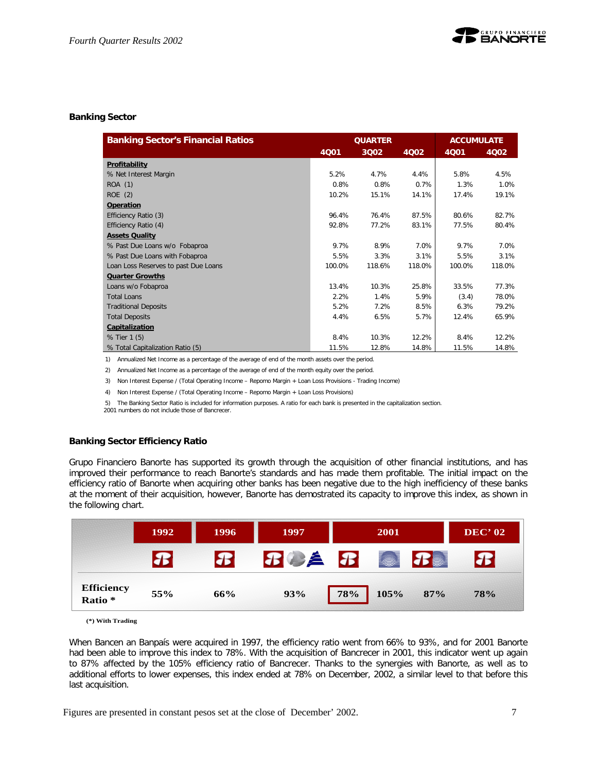## Banking Sector

| Banking Sector's Financial Ratios | QUARTER | | | ACCUMULATE | |
|---|---|---|---|---|---|
| | 4Q01 | 3Q02 | 4Q02 | 4Q01 | 4Q02 |
| **Profitability** | | | | | |
| % Net Interest Margin | 5.2% | 4.7% | 4.4% | 5.8% | 4.5% |
| ROA (1) | 0.8% | 0.8% | 0.7% | 1.3% | 1.0% |
| ROE (2) | 10.2% | 15.1% | 14.1% | 17.4% | 19.1% |
| **Operation** | | | | | |
| Efficiency Ratio (3) | 96.4% | 76.4% | 87.5% | 80.6% | 82.7% |
| Efficiency Ratio (4) | 92.8% | 77.2% | 83.1% | 77.5% | 80.4% |
| **Assets Quality** | | | | | |
| % Past Due Loans w/o Fobaproa | 9.7% | 8.9% | 7.0% | 9.7% | 7.0% |
| % Past Due Loans with Fobaproa | 5.5% | 3.3% | 3.1% | 5.5% | 3.1% |
| Loan Loss Reserves to past Due Loans | 100.0% | 118.6% | 118.0% | 100.0% | 118.0% |
| **Quarter Growths** | | | | | |
| Loans w/o Fobaproa | 13.4% | 10.3% | 25.8% | 33.5% | 77.3% |
| Total Loans | 2.2% | 1.4% | 5.9% | (3.4) | 78.0% |
| Traditional Deposits | 5.2% | 7.2% | 8.5% | 6.3% | 79.2% |
| Total Deposits | 4.4% | 6.5% | 5.7% | 12.4% | 65.9% |
| **Capitalization** | | | | | |
| % Tier 1 (5) | 8.4% | 10.3% | 12.2% | 8.4% | 12.2% |
| % Total Capitalization Ratio (5) | 11.5% | 12.8% | 14.8% | 11.5% | 14.8% |

1) Annualized Net Income as a percentage of the average of end of the month assets over the period.

2) Annualized Net Income as a percentage of the average of end of the month equity over the period.

3) Non Interest Expense / (Total Operating Income – Repomo Margin + Loan Loss Provisions - Trading Income)

4) Non Interest Expense / (Total Operating Income – Repomo Margin + Loan Loss Provisions)

5) The Banking Sector Ratio is included for information purposes. A ratio for each bank is presented in the capitalization section.

2001 numbers do not include those of Bancrecer.

## Banking Sector Efficiency Ratio

Grupo Financiero Banorte has supported its growth through the acquisition of other financial institutions, and has improved their performance to reach Banorte's standards and has made them profitable. The initial impact on the efficiency ratio of Banorte when acquiring other banks has been negative due to the high inefficiency of these banks at the moment of their acquisition, however, Banorte has demostrated its capacity to improve this index, as shown in the following chart.

| | 1992 | 1996 | 1997 | 2001 | | | DEC' 02 |
|---|---|---|---|---|---|---|---|
| **Efficiency Ratio *** | 55% | 66% | 93% | 78% | 105% | 87% | 78% |

**(*) With Trading**

When Bancen an Banpaís were acquired in 1997, the efficiency ratio went from 66% to 93%, and for 2001 Banorte had been able to improve this index to 78%. With the acquisition of Bancrecer in 2001, this indicator went up again to 87% affected by the 105% efficiency ratio of Bancrecer. Thanks to the synergies with Banorte, as well as to additional efforts to lower expenses, this index ended at 78% on December, 2002, a similar level to that before this last acquisition.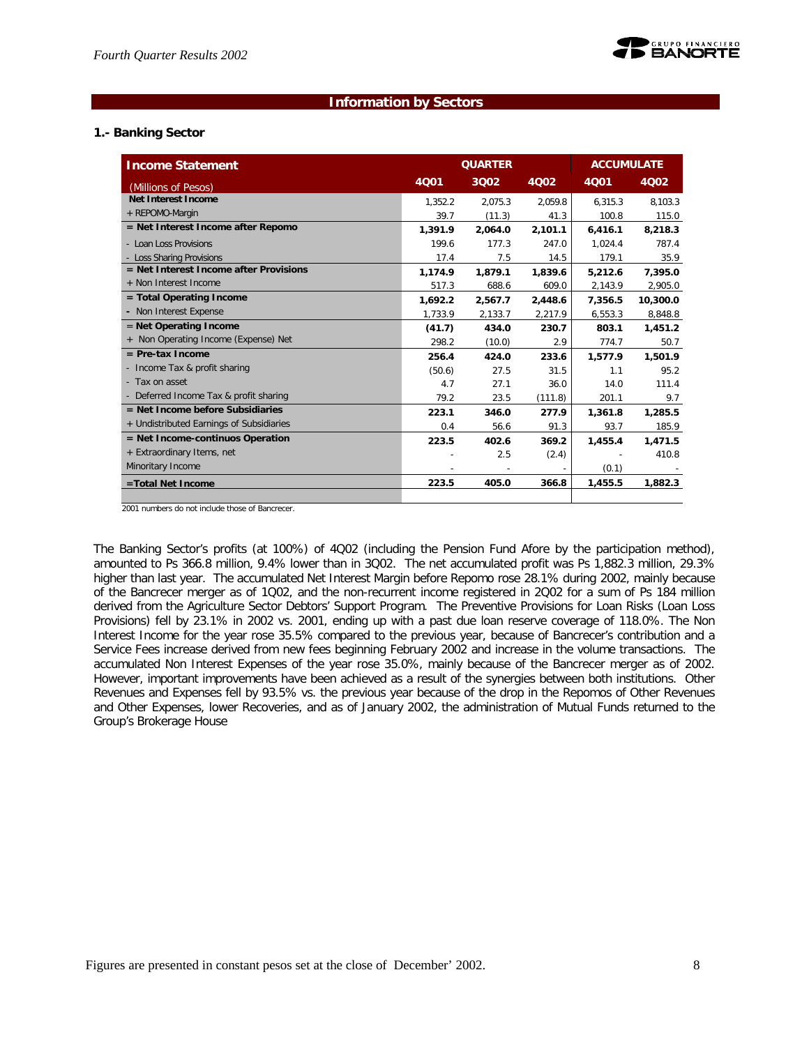## Information by Sectors

### 1.- Banking Sector

| Income Statement | QUARTER | | | ACCUMULATE | |
|---|---|---|---|---|---|
| (Millions of Pesos) | 4Q01 | 3Q02 | 4Q02 | 4Q01 | 4Q02 |
| **Net Interest Income** | 1,352.2 | 2,075.3 | 2,059.8 | 6,315.3 | 8,103.3 |
| + REPOMO-Margin | 39.7 | (11.3) | 41.3 | 100.8 | 115.0 |
| **= Net Interest Income after Repomo** | **1,391.9** | **2,064.0** | **2,101.1** | **6,416.1** | **8,218.3** |
| - Loan Loss Provisions | 199.6 | 177.3 | 247.0 | 1,024.4 | 787.4 |
| - Loss Sharing Provisions | 17.4 | 7.5 | 14.5 | 179.1 | 35.9 |
| **= Net Interest Income after Provisions** | **1,174.9** | **1,879.1** | **1,839.6** | **5,212.6** | **7,395.0** |
| + Non Interest Income | 517.3 | 688.6 | 609.0 | 2,143.9 | 2,905.0 |
| **= Total Operating Income** | **1,692.2** | **2,567.7** | **2,448.6** | **7,356.5** | **10,300.0** |
| - Non Interest Expense | 1,733.9 | 2,133.7 | 2,217.9 | 6,553.3 | 8,848.8 |
| **= Net Operating Income** | **(41.7)** | **434.0** | **230.7** | **803.1** | **1,451.2** |
| + Non Operating Income (Expense) Net | 298.2 | (10.0) | 2.9 | 774.7 | 50.7 |
| **= Pre-tax Income** | **256.4** | **424.0** | **233.6** | **1,577.9** | **1,501.9** |
| - Income Tax & profit sharing | (50.6) | 27.5 | 31.5 | 1.1 | 95.2 |
| - Tax on asset | 4.7 | 27.1 | 36.0 | 14.0 | 111.4 |
| - Deferred Income Tax & profit sharing | 79.2 | 23.5 | (111.8) | 201.1 | 9.7 |
| **= Net Income before Subsidiaries** | **223.1** | **346.0** | **277.9** | **1,361.8** | **1,285.5** |
| + Undistributed Earnings of Subsidiaries | 0.4 | 56.6 | 91.3 | 93.7 | 185.9 |
| **= Net Income-continuos Operation** | **223.5** | **402.6** | **369.2** | **1,455.4** | **1,471.5** |
| + Extraordinary Items, net | - | 2.5 | (2.4) | - | 410.8 |
| Minoritary Income | - | - | - | (0.1) | - |
| **=Total Net Income** | **223.5** | **405.0** | **366.8** | **1,455.5** | **1,882.3** |

2001 numbers do not include those of Bancrecer.

The Banking Sector's profits (at 100%) of 4Q02 (including the Pension Fund Afore by the participation method), amounted to Ps 366.8 million, 9.4% lower than in 3Q02. The net accumulated profit was Ps 1,882.3 million, 29.3% higher than last year. The accumulated Net Interest Margin before Repomo rose 28.1% during 2002, mainly because of the Bancrecer merger as of 1Q02, and the non-recurrent income registered in 2Q02 for a sum of Ps 184 million derived from the Agriculture Sector Debtors' Support Program. The Preventive Provisions for Loan Risks (Loan Loss Provisions) fell by 23.1% in 2002 vs. 2001, ending up with a past due loan reserve coverage of 118.0%. The Non Interest Income for the year rose 35.5% compared to the previous year, because of Bancrecer's contribution and a Service Fees increase derived from new fees beginning February 2002 and increase in the volume transactions. The accumulated Non Interest Expenses of the year rose 35.0%, mainly because of the Bancrecer merger as of 2002. However, important improvements have been achieved as a result of the synergies between both institutions. Other Revenues and Expenses fell by 93.5% vs. the previous year because of the drop in the Repomos of Other Revenues and Other Expenses, lower Recoveries, and as of January 2002, the administration of Mutual Funds returned to the Group's Brokerage House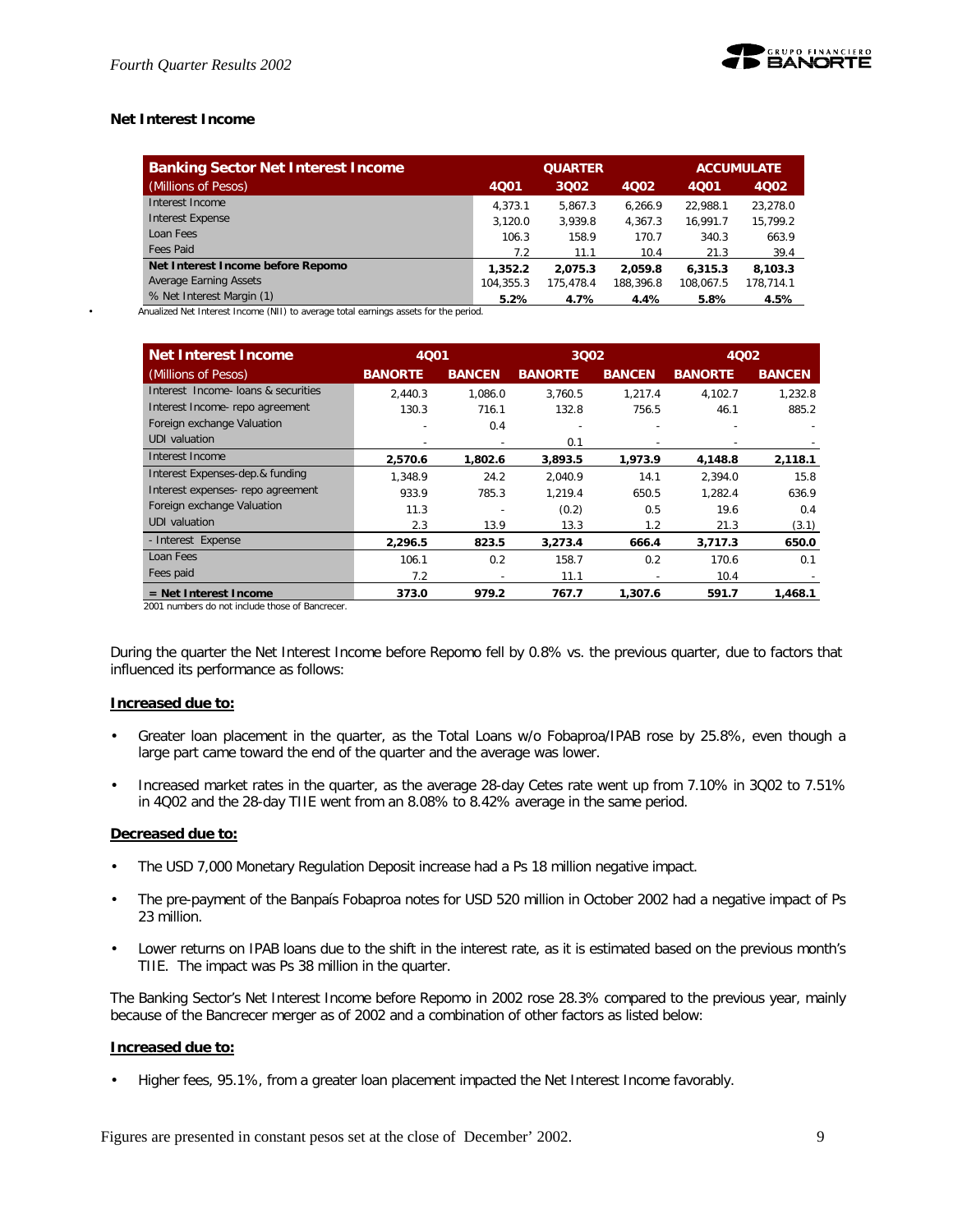### Net Interest Income

| Banking Sector Net Interest Income | QUARTER | | | ACCUMULATE | |
|---|---|---|---|---|---|
| (Millions of Pesos) | 4Q01 | 3Q02 | 4Q02 | 4Q01 | 4Q02 |
| Interest Income | 4,373.1 | 5,867.3 | 6,266.9 | 22,988.1 | 23,278.0 |
| Interest Expense | 3,120.0 | 3,939.8 | 4,367.3 | 16,991.7 | 15,799.2 |
| Loan Fees | 106.3 | 158.9 | 170.7 | 340.3 | 663.9 |
| Fees Paid | 7.2 | 11.1 | 10.4 | 21.3 | 39.4 |
| **Net Interest Income before Repomo** | **1,352.2** | **2,075.3** | **2,059.8** | **6,315.3** | **8,103.3** |
| Average Earning Assets | 104,355.3 | 175,478.4 | 188,396.8 | 108,067.5 | 178,714.1 |
| % Net Interest Margin (1) | **5.2%** | **4.7%** | **4.4%** | **5.8%** | **4.5%** |

- Anualized Net Interest Income (NII) to average total earnings assets for the period.

| Net Interest Income | 4Q01 | | 3Q02 | | 4Q02 | |
|---|---|---|---|---|---|---|
| (Millions of Pesos) | BANORTE | BANCEN | BANORTE | BANCEN | BANORTE | BANCEN |
| Interest Income- loans & securities | 2,440.3 | 1,086.0 | 3,760.5 | 1,217.4 | 4,102.7 | 1,232.8 |
| Interest Income- repo agreement | 130.3 | 716.1 | 132.8 | 756.5 | 46.1 | 885.2 |
| Foreign exchange Valuation | - | 0.4 | - | - | - | - |
| UDI valuation | - | - | 0.1 | - | - | - |
| Interest Income | **2,570.6** | **1,802.6** | **3,893.5** | **1,973.9** | **4,148.8** | **2,118.1** |
| Interest Expenses-dep.& funding | 1,348.9 | 24.2 | 2,040.9 | 14.1 | 2,394.0 | 15.8 |
| Interest expenses- repo agreement | 933.9 | 785.3 | 1,219.4 | 650.5 | 1,282.4 | 636.9 |
| Foreign exchange Valuation | 11.3 | - | (0.2) | 0.5 | 19.6 | 0.4 |
| UDI valuation | 2.3 | 13.9 | 13.3 | 1.2 | 21.3 | (3.1) |
| - Interest Expense | **2,296.5** | **823.5** | **3,273.4** | **666.4** | **3,717.3** | **650.0** |
| Loan Fees | 106.1 | 0.2 | 158.7 | 0.2 | 170.6 | 0.1 |
| Fees paid | 7.2 | - | 11.1 | - | 10.4 | - |
| **= Net Interest Income** | **373.0** | **979.2** | **767.7** | **1,307.6** | **591.7** | **1,468.1** |

2001 numbers do not include those of Bancrecer.

During the quarter the Net Interest Income before Repomo fell by 0.8% vs. the previous quarter, due to factors that influenced its performance as follows:

**Increased due to:**

- Greater loan placement in the quarter, as the Total Loans w/o Fobaproa/IPAB rose by 25.8%, even though a large part came toward the end of the quarter and the average was lower.
- Increased market rates in the quarter, as the average 28-day Cetes rate went up from 7.10% in 3Q02 to 7.51% in 4Q02 and the 28-day TIIE went from an 8.08% to 8.42% average in the same period.

**Decreased due to:**

- The USD 7,000 Monetary Regulation Deposit increase had a Ps 18 million negative impact.
- The pre-payment of the Banpaís Fobaproa notes for USD 520 million in October 2002 had a negative impact of Ps 23 million.
- Lower returns on IPAB loans due to the shift in the interest rate, as it is estimated based on the previous month's TIIE. The impact was Ps 38 million in the quarter.

The Banking Sector's Net Interest Income before Repomo in 2002 rose 28.3% compared to the previous year, mainly because of the Bancrecer merger as of 2002 and a combination of other factors as listed below:

**Increased due to:**

- Higher fees, 95.1%, from a greater loan placement impacted the Net Interest Income favorably.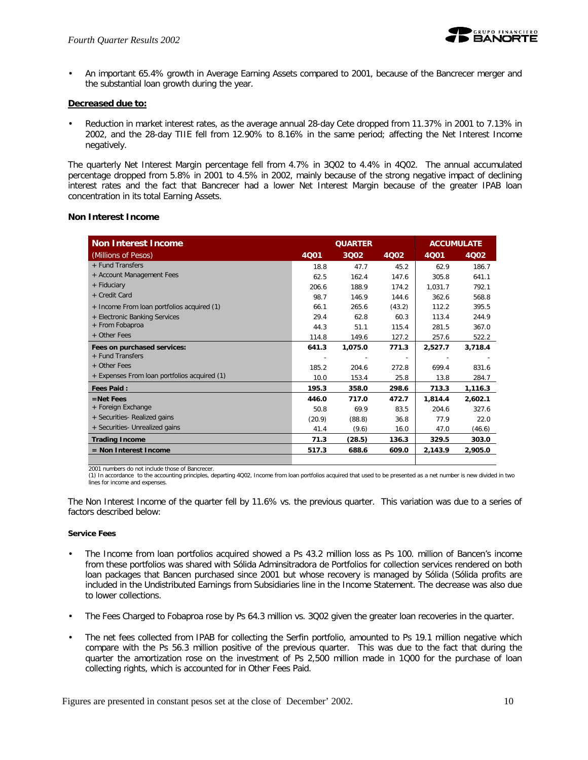- An important 65.4% growth in Average Earning Assets compared to 2001, because of the Bancrecer merger and the substantial loan growth during the year.

**Decreased due to:**

- Reduction in market interest rates, as the average annual 28-day Cete dropped from 11.37% in 2001 to 7.13% in 2002, and the 28-day TIIE fell from 12.90% to 8.16% in the same period; affecting the Net Interest Income negatively.

The quarterly Net Interest Margin percentage fell from 4.7% in 3Q02 to 4.4% in 4Q02. The annual accumulated percentage dropped from 5.8% in 2001 to 4.5% in 2002, mainly because of the strong negative impact of declining interest rates and the fact that Bancrecer had a lower Net Interest Margin because of the greater IPAB loan concentration in its total Earning Assets.

### Non Interest Income

| **Non Interest Income** | **QUARTER** | | | **ACCUMULATE** | |
|---|---|---|---|---|---|
| (Millions of Pesos) | **4Q01** | **3Q02** | **4Q02** | **4Q01** | **4Q02** |
| + Fund Transfers | 18.8 | 47.7 | 45.2 | 62.9 | 186.7 |
| + Account Management Fees | 62.5 | 162.4 | 147.6 | 305.8 | 641.1 |
| + Fiduciary | 206.6 | 188.9 | 174.2 | 1,031.7 | 792.1 |
| + Credit Card | 98.7 | 146.9 | 144.6 | 362.6 | 568.8 |
| + Income From loan portfolios acquired (1) | 66.1 | 265.6 | (43.2) | 112.2 | 395.5 |
| + Electronic Banking Services | 29.4 | 62.8 | 60.3 | 113.4 | 244.9 |
| + From Fobaproa | 44.3 | 51.1 | 115.4 | 281.5 | 367.0 |
| + Other Fees | 114.8 | 149.6 | 127.2 | 257.6 | 522.2 |
| **Fees on purchased services:** | **641.3** | **1,075.0** | **771.3** | **2,527.7** | **3,718.4** |
| + Fund Transfers | - | - | - | - | - |
| + Other Fees | 185.2 | 204.6 | 272.8 | 699.4 | 831.6 |
| + Expenses From loan portfolios acquired (1) | 10.0 | 153.4 | 25.8 | 13.8 | 284.7 |
| **Fees Paid :** | **195.3** | **358.0** | **298.6** | **713.3** | **1,116.3** |
| **=Net Fees** | **446.0** | **717.0** | **472.7** | **1,814.4** | **2,602.1** |
| + Foreign Exchange | 50.8 | 69.9 | 83.5 | 204.6 | 327.6 |
| + Securities- Realized gains | (20.9) | (88.8) | 36.8 | 77.9 | 22.0 |
| + Securities- Unrealized gains | 41.4 | (9.6) | 16.0 | 47.0 | (46.6) |
| **Trading Income** | **71.3** | **(28.5)** | **136.3** | **329.5** | **303.0** |
| **= Non Interest Income** | **517.3** | **688.6** | **609.0** | **2,143.9** | **2,905.0** |

2001 numbers do not include those of Bancrecer.
(1) In accordance to the accounting principles, departing 4Q02, Income from loan portfolios acquired that used to be presented as a net number is new divided in two lines for income and expenses.

The Non Interest Income of the quarter fell by 11.6% vs. the previous quarter. This variation was due to a series of factors described below:

#### Service Fees

- The Income from loan portfolios acquired showed a Ps 43.2 million loss as Ps 100. million of Bancen's income from these portfolios was shared with Sólida Adminsitradora de Portfolios for collection services rendered on both loan packages that Bancen purchased since 2001 but whose recovery is managed by Sólida (Sólida profits are included in the Undistributed Earnings from Subsidiaries line in the Income Statement. The decrease was also due to lower collections.

- The Fees Charged to Fobaproa rose by Ps 64.3 million vs. 3Q02 given the greater loan recoveries in the quarter.

- The net fees collected from IPAB for collecting the Serfin portfolio, amounted to Ps 19.1 million negative which compare with the Ps 56.3 million positive of the previous quarter. This was due to the fact that during the quarter the amortization rose on the investment of Ps 2,500 million made in 1Q00 for the purchase of loan collecting rights, which is accounted for in Other Fees Paid.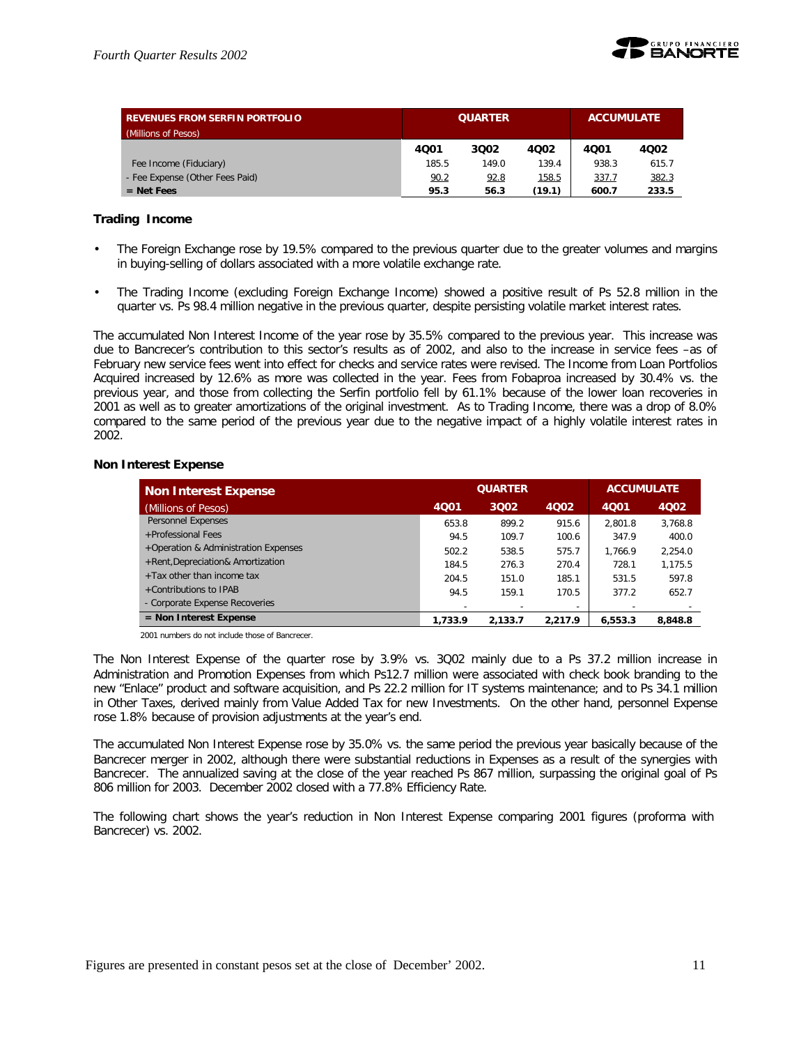| REVENUES FROM SERFIN PORTFOLIO (Millions of Pesos) | QUARTER | | | ACCUMULATE | |
|---|---|---|---|---|---|
| | 4Q01 | 3Q02 | 4Q02 | 4Q01 | 4Q02 |
| Fee Income (Fiduciary) | 185.5 | 149.0 | 139.4 | 938.3 | 615.7 |
| - Fee Expense (Other Fees Paid) | 90.2 | 92.8 | 158.5 | 337.7 | 382.3 |
| **= Net Fees** | **95.3** | **56.3** | **(19.1)** | **600.7** | **233.5** |

### Trading Income

- The Foreign Exchange rose by 19.5% compared to the previous quarter due to the greater volumes and margins in buying-selling of dollars associated with a more volatile exchange rate.
- The Trading Income (excluding Foreign Exchange Income) showed a positive result of Ps 52.8 million in the quarter vs. Ps 98.4 million negative in the previous quarter, despite persisting volatile market interest rates.

The accumulated Non Interest Income of the year rose by 35.5% compared to the previous year. This increase was due to Bancrecer's contribution to this sector's results as of 2002, and also to the increase in service fees –as of February new service fees went into effect for checks and service rates were revised. The Income from Loan Portfolios Acquired increased by 12.6% as more was collected in the year. Fees from Fobaproa increased by 30.4% vs. the previous year, and those from collecting the Serfin portfolio fell by 61.1% because of the lower loan recoveries in 2001 as well as to greater amortizations of the original investment. As to Trading Income, there was a drop of 8.0% compared to the same period of the previous year due to the negative impact of a highly volatile interest rates in 2002.

### Non Interest Expense

| Non Interest Expense (Millions of Pesos) | QUARTER | | | ACCUMULATE | |
|---|---|---|---|---|---|
| | 4Q01 | 3Q02 | 4Q02 | 4Q01 | 4Q02 |
| Personnel Expenses | 653.8 | 899.2 | 915.6 | 2,801.8 | 3,768.8 |
| +Professional Fees | 94.5 | 109.7 | 100.6 | 347.9 | 400.0 |
| +Operation & Administration Expenses | 502.2 | 538.5 | 575.7 | 1,766.9 | 2,254.0 |
| +Rent,Depreciation& Amortization | 184.5 | 276.3 | 270.4 | 728.1 | 1,175.5 |
| +Tax other than income tax | 204.5 | 151.0 | 185.1 | 531.5 | 597.8 |
| +Contributions to IPAB | 94.5 | 159.1 | 170.5 | 377.2 | 652.7 |
| - Corporate Expense Recoveries | - | - | - | - | - |
| **= Non Interest Expense** | **1,733.9** | **2,133.7** | **2,217.9** | **6,553.3** | **8,848.8** |

2001 numbers do not include those of Bancrecer.

The Non Interest Expense of the quarter rose by 3.9% vs. 3Q02 mainly due to a Ps 37.2 million increase in Administration and Promotion Expenses from which Ps12.7 million were associated with check book branding to the new "Enlace" product and software acquisition, and Ps 22.2 million for IT systems maintenance; and to Ps 34.1 million in Other Taxes, derived mainly from Value Added Tax for new Investments. On the other hand, personnel Expense rose 1.8% because of provision adjustments at the year's end.

The accumulated Non Interest Expense rose by 35.0% vs. the same period the previous year basically because of the Bancrecer merger in 2002, although there were substantial reductions in Expenses as a result of the synergies with Bancrecer. The annualized saving at the close of the year reached Ps 867 million, surpassing the original goal of Ps 806 million for 2003. December 2002 closed with a 77.8% Efficiency Rate.

The following chart shows the year's reduction in Non Interest Expense comparing 2001 figures (proforma with Bancrecer) vs. 2002.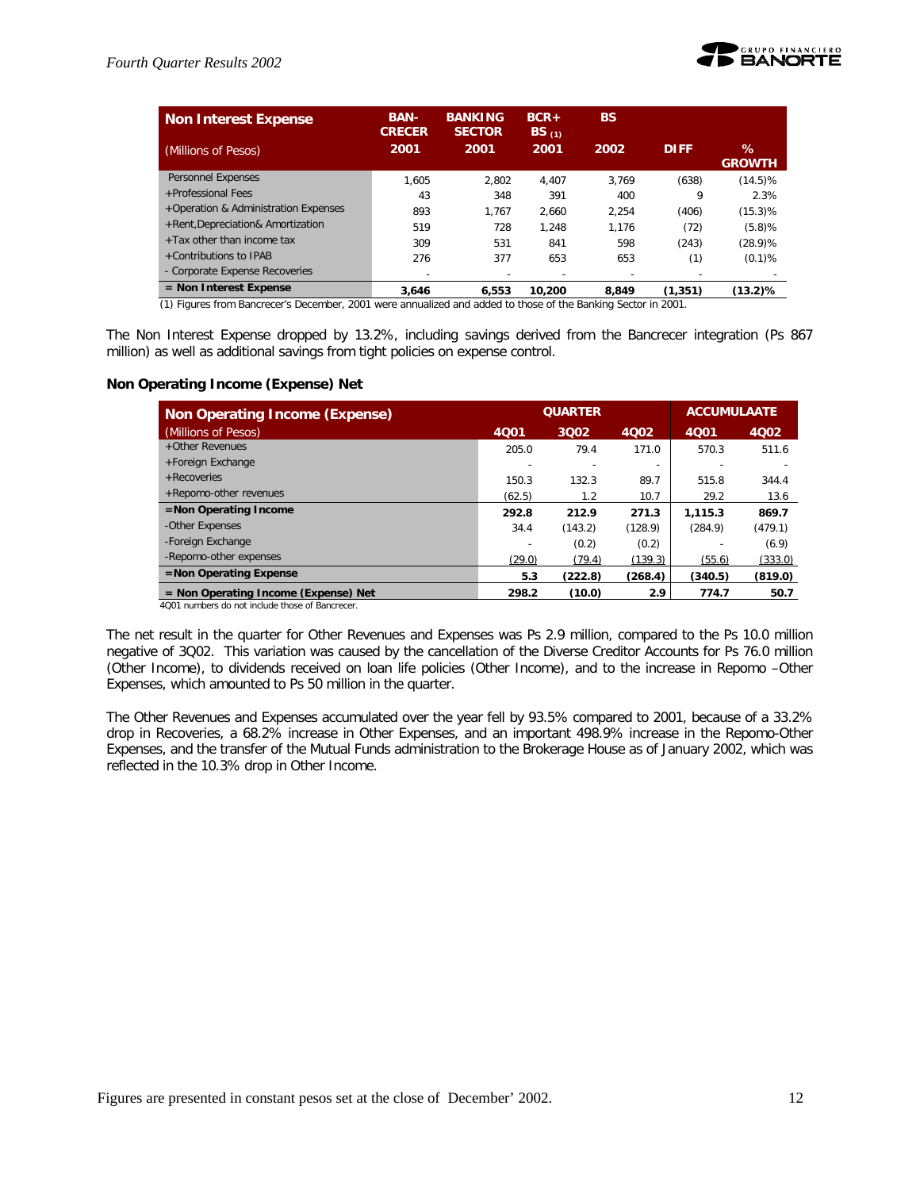| Non Interest Expense | BAN-CRECER | BANKING SECTOR | BCR+ BS (1) | BS | | |
|---|---|---|---|---|---|---|
| (Millions of Pesos) | 2001 | 2001 | 2001 | 2002 | DIFF | % GROWTH |
| Personnel Expenses | 1,605 | 2,802 | 4,407 | 3,769 | (638) | (14.5)% |
| +Professional Fees | 43 | 348 | 391 | 400 | 9 | 2.3% |
| +Operation & Administration Expenses | 893 | 1,767 | 2,660 | 2,254 | (406) | (15.3)% |
| +Rent,Depreciation& Amortization | 519 | 728 | 1,248 | 1,176 | (72) | (5.8)% |
| +Tax other than income tax | 309 | 531 | 841 | 598 | (243) | (28.9)% |
| +Contributions to IPAB | 276 | 377 | 653 | 653 | (1) | (0.1)% |
| - Corporate Expense Recoveries | - | - | - | - | - | - |
| **= Non Interest Expense** | **3,646** | **6,553** | **10,200** | **8,849** | **(1,351)** | **(13.2)%** |

(1) Figures from Bancrecer's December, 2001 were annualized and added to those of the Banking Sector in 2001.

The Non Interest Expense dropped by 13.2%, including savings derived from the Bancrecer integration (Ps 867 million) as well as additional savings from tight policies on expense control.

### Non Operating Income (Expense) Net

| Non Operating Income (Expense) | QUARTER | | | ACCUMULAATE | |
|---|---|---|---|---|---|
| (Millions of Pesos) | 4Q01 | 3Q02 | 4Q02 | 4Q01 | 4Q02 |
| +Other Revenues | 205.0 | 79.4 | 171.0 | 570.3 | 511.6 |
| +Foreign Exchange | - | - | - | - | - |
| +Recoveries | 150.3 | 132.3 | 89.7 | 515.8 | 344.4 |
| +Repomo-other revenues | (62.5) | 1.2 | 10.7 | 29.2 | 13.6 |
| **=Non Operating Income** | **292.8** | **212.9** | **271.3** | **1,115.3** | **869.7** |
| -Other Expenses | 34.4 | (143.2) | (128.9) | (284.9) | (479.1) |
| -Foreign Exchange | - | (0.2) | (0.2) | - | (6.9) |
| -Repomo-other expenses | (29.0) | (79.4) | (139.3) | (55.6) | (333.0) |
| **=Non Operating Expense** | **5.3** | **(222.8)** | **(268.4)** | **(340.5)** | **(819.0)** |
| **= Non Operating Income (Expense) Net** | **298.2** | **(10.0)** | **2.9** | **774.7** | **50.7** |

4Q01 numbers do not include those of Bancrecer.

The net result in the quarter for Other Revenues and Expenses was Ps 2.9 million, compared to the Ps 10.0 million negative of 3Q02. This variation was caused by the cancellation of the Diverse Creditor Accounts for Ps 76.0 million (Other Income), to dividends received on loan life policies (Other Income), and to the increase in Repomo –Other Expenses, which amounted to Ps 50 million in the quarter.

The Other Revenues and Expenses accumulated over the year fell by 93.5% compared to 2001, because of a 33.2% drop in Recoveries, a 68.2% increase in Other Expenses, and an important 498.9% increase in the Repomo-Other Expenses, and the transfer of the Mutual Funds administration to the Brokerage House as of January 2002, which was reflected in the 10.3% drop in Other Income.

Figures are presented in constant pesos set at the close of December' 2002.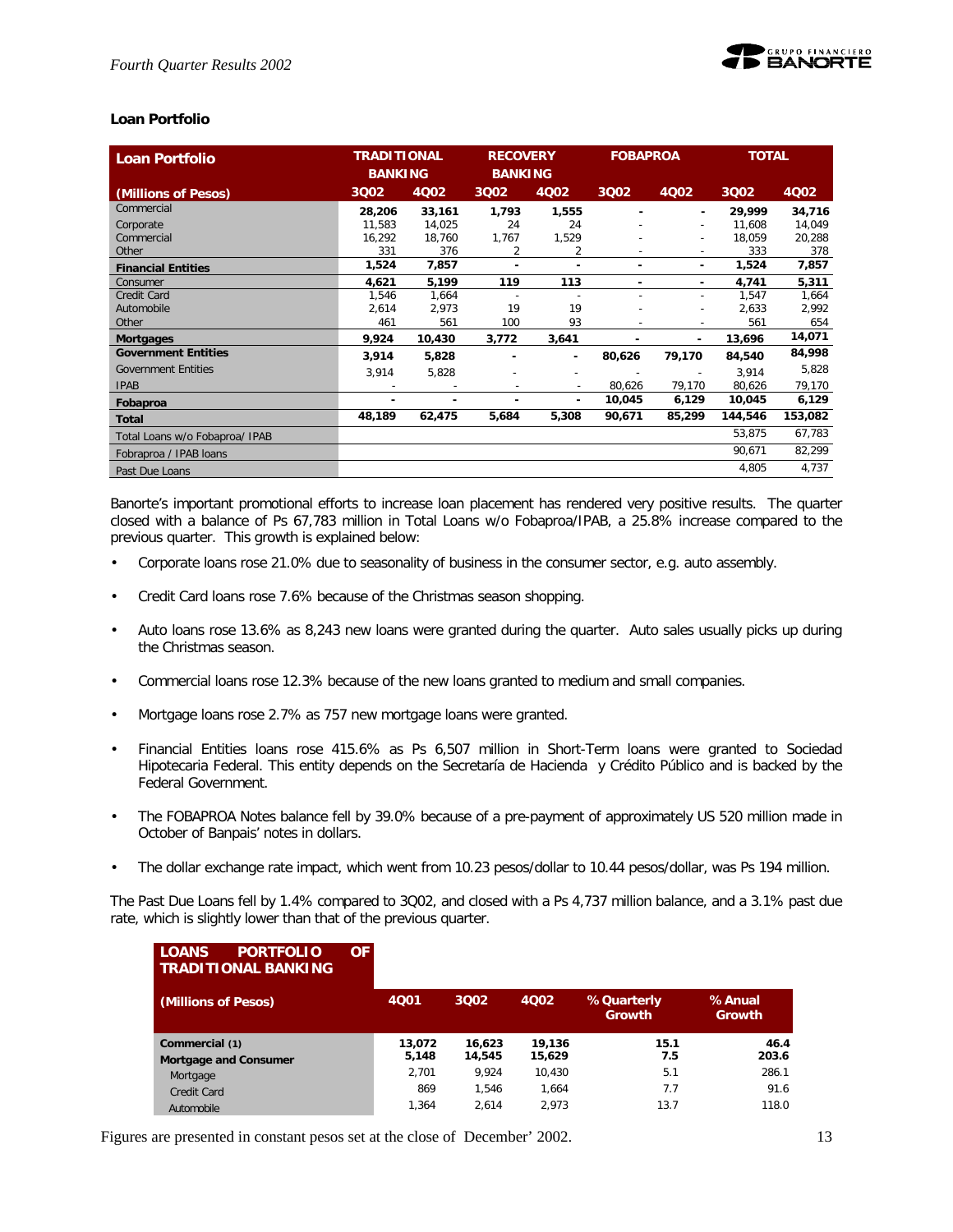### Loan Portfolio

| Loan Portfolio | TRADITIONAL BANKING | | RECOVERY BANKING | | FOBAPROA | | TOTAL | |
|---|---|---|---|---|---|---|---|---|
| (Millions of Pesos) | 3Q02 | 4Q02 | 3Q02 | 4Q02 | 3Q02 | 4Q02 | 3Q02 | 4Q02 |
| Commercial | **28,206** | **33,161** | **1,793** | **1,555** | **-** | **-** | **29,999** | **34,716** |
| Corporate | 11,583 | 14,025 | 24 | 24 | - | - | 11,608 | 14,049 |
| Commercial | 16,292 | 18,760 | 1,767 | 1,529 | - | - | 18,059 | 20,288 |
| Other | 331 | 376 | 2 | 2 | - | - | 333 | 378 |
| **Financial Entities** | **1,524** | **7,857** | **-** | **-** | **-** | **-** | **1,524** | **7,857** |
| Consumer | **4,621** | **5,199** | **119** | **113** | **-** | **-** | **4,741** | **5,311** |
| Credit Card | 1,546 | 1,664 | - | - | - | - | 1,547 | 1,664 |
| Automobile | 2,614 | 2,973 | 19 | 19 | - | - | 2,633 | 2,992 |
| Other | 461 | 561 | 100 | 93 | - | - | 561 | 654 |
| **Mortgages** | **9,924** | **10,430** | **3,772** | **3,641** | **-** | **-** | **13,696** | **14,071** |
| **Government Entities** | **3,914** | **5,828** | **-** | **-** | **80,626** | **79,170** | **84,540** | **84,998** |
| Government Entities | 3,914 | 5,828 | - | - | - | - | 3,914 | 5,828 |
| IPAB | - | - | - | - | 80,626 | 79,170 | 80,626 | 79,170 |
| **Fobaproa** | **-** | **-** | **-** | **-** | **10,045** | **6,129** | **10,045** | **6,129** |
| **Total** | **48,189** | **62,475** | **5,684** | **5,308** | **90,671** | **85,299** | **144,546** | **153,082** |
| Total Loans w/o Fobaproa/ IPAB | | | | | | | 53,875 | 67,783 |
| Fobraproa / IPAB loans | | | | | | | 90,671 | 82,299 |
| Past Due Loans | | | | | | | 4,805 | 4,737 |

Banorte's important promotional efforts to increase loan placement has rendered very positive results. The quarter closed with a balance of Ps 67,783 million in Total Loans w/o Fobaproa/IPAB, a 25.8% increase compared to the previous quarter. This growth is explained below:

- Corporate loans rose 21.0% due to seasonality of business in the consumer sector, e.g. auto assembly.
- Credit Card loans rose 7.6% because of the Christmas season shopping.
- Auto loans rose 13.6% as 8,243 new loans were granted during the quarter. Auto sales usually picks up during the Christmas season.
- Commercial loans rose 12.3% because of the new loans granted to medium and small companies.
- Mortgage loans rose 2.7% as 757 new mortgage loans were granted.
- Financial Entities loans rose 415.6% as Ps 6,507 million in Short-Term loans were granted to Sociedad Hipotecaria Federal. This entity depends on the Secretaría de Hacienda y Crédito Público and is backed by the Federal Government.
- The FOBAPROA Notes balance fell by 39.0% because of a pre-payment of approximately US 520 million made in October of Banpais' notes in dollars.
- The dollar exchange rate impact, which went from 10.23 pesos/dollar to 10.44 pesos/dollar, was Ps 194 million.

The Past Due Loans fell by 1.4% compared to 3Q02, and closed with a Ps 4,737 million balance, and a 3.1% past due rate, which is slightly lower than that of the previous quarter.

| LOANS PORTFOLIO OF TRADITIONAL BANKING | | | | | |
|---|---|---|---|---|---|
| (Millions of Pesos) | 4Q01 | 3Q02 | 4Q02 | % Quarterly Growth | % Anual Growth |
| **Commercial (1)** | **13,072** | **16,623** | **19,136** | **15.1** | **46.4** |
| **Mortgage and Consumer** | **5,148** | **14,545** | **15,629** | **7.5** | **203.6** |
| Mortgage | 2,701 | 9,924 | 10,430 | 5.1 | 286.1 |
| Credit Card | 869 | 1,546 | 1,664 | 7.7 | 91.6 |
| Automobile | 1,364 | 2,614 | 2,973 | 13.7 | 118.0 |

Figures are presented in constant pesos set at the close of December' 2002.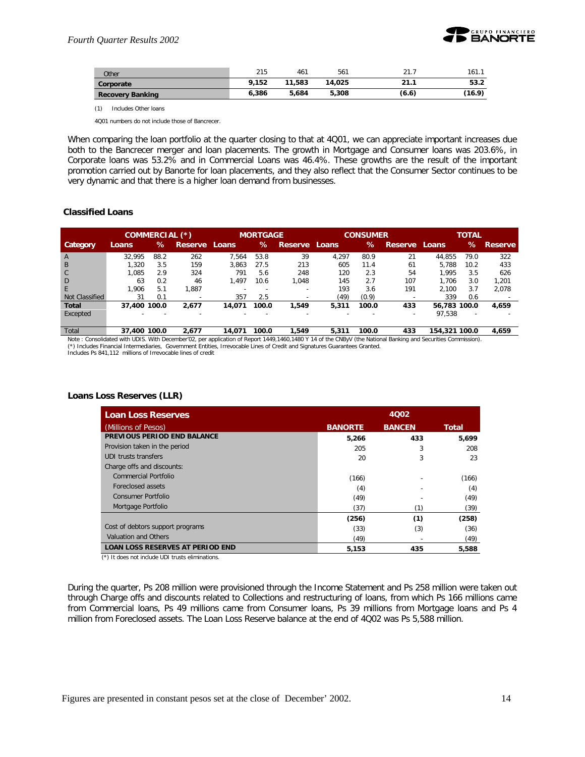| | | | | | |
|---|---|---|---|---|---|
| Other | 215 | 461 | 561 | 21.7 | 161.1 |
| **Corporate** | **9,152** | **11,583** | **14,025** | **21.1** | **53.2** |
| **Recovery Banking** | **6,386** | **5,684** | **5,308** | **(6.6)** | **(16.9)** |

(1) Includes Other loans

4Q01 numbers do not include those of Bancrecer.

When comparing the loan portfolio at the quarter closing to that at 4Q01, we can appreciate important increases due both to the Bancrecer merger and loan placements. The growth in Mortgage and Consumer loans was 203.6%, in Corporate loans was 53.2% and in Commercial Loans was 46.4%. These growths are the result of the important promotion carried out by Banorte for loan placements, and they also reflect that the Consumer Sector continues to be very dynamic and that there is a higher loan demand from businesses.

### Classified Loans

| | COMMERCIAL (*) | | | MORTGAGE | | | CONSUMER | | | TOTAL | | |
|---|---|---|---|---|---|---|---|---|---|---|---|---|
| **Category** | **Loans** | **%** | **Reserve** | **Loans** | **%** | **Reserve** | **Loans** | **%** | **Reserve** | **Loans** | **%** | **Reserve** |
| A | 32,995 | 88.2 | 262 | 7,564 | 53.8 | 39 | 4,297 | 80.9 | 21 | 44,855 | 79.0 | 322 |
| B | 1,320 | 3.5 | 159 | 3,863 | 27.5 | 213 | 605 | 11.4 | 61 | 5,788 | 10.2 | 433 |
| C | 1,085 | 2.9 | 324 | 791 | 5.6 | 248 | 120 | 2.3 | 54 | 1,995 | 3.5 | 626 |
| D | 63 | 0.2 | 46 | 1,497 | 10.6 | 1,048 | 145 | 2.7 | 107 | 1,706 | 3.0 | 1,201 |
| E | 1,906 | 5.1 | 1,887 | - | - | | 193 | 3.6 | 191 | 2,100 | 3.7 | 2,078 |
| Not Classified | 31 | 0.1 | - | 357 | 2.5 | - | (49) | (0.9) | - | 339 | 0.6 | - |
| **Total** | **37,400** | **100.0** | **2,677** | **14,071** | **100.0** | **1,549** | **5,311** | **100.0** | **433** | **56,783** | **100.0** | **4,659** |
| Excepted | - | - | - | - | - | - | - | - | - | 97,538 | - | - |
| Total | **37,400** | **100.0** | **2,677** | **14,071** | **100.0** | **1,549** | **5,311** | **100.0** | **433** | **154,321** | **100.0** | **4,659** |

Note : Consolidated with UDIS. With December'02, per application of Report 1449,1460,1480 Y 14 of the CNByV (the National Banking and Securities Commission).
(*) Includes Financial Intermediaries, Government Entities, Irrevocable Lines of Credit and Signatures Guarantees Granted.
Includes Ps 841,112 millions of Irrevocable lines of credit

### Loans Loss Reserves (LLR)

| **Loan Loss Reserves** | 4Q02 | | |
|---|---|---|---|
| (Millions of Pesos) | **BANORTE** | **BANCEN** | **Total** |
| **PREVIOUS PERIOD END BALANCE** | **5,266** | **433** | **5,699** |
| Provision taken in the period | 205 | 3 | 208 |
| UDI trusts transfers | 20 | 3 | 23 |
| Charge offs and discounts: | | | |
| Commercial Portfolio | (166) | - | (166) |
| Foreclosed assets | (4) | - | (4) |
| Consumer Portfolio | (49) | - | (49) |
| Mortgage Portfolio | (37) | (1) | (39) |
| | **(256)** | **(1)** | **(258)** |
| Cost of debtors support programs | (33) | (3) | (36) |
| Valuation and Others | (49) | - | (49) |
| **LOAN LOSS RESERVES AT PERIOD END** | **5,153** | **435** | **5,588** |

(*) It does not include UDI trusts eliminations.

During the quarter, Ps 208 million were provisioned through the Income Statement and Ps 258 million were taken out through Charge offs and discounts related to Collections and restructuring of loans, from which Ps 166 millions came from Commercial loans, Ps 49 millions came from Consumer loans, Ps 39 millions from Mortgage loans and Ps 4 million from Foreclosed assets. The Loan Loss Reserve balance at the end of 4Q02 was Ps 5,588 million.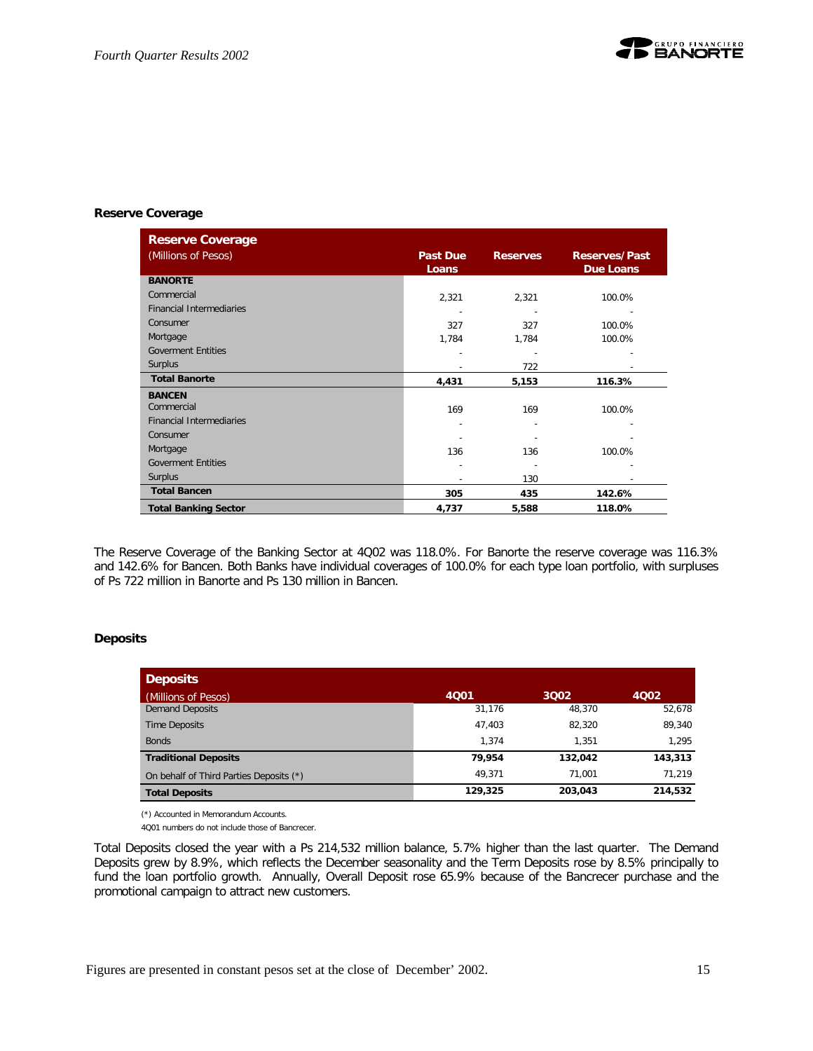### Reserve Coverage

| Reserve Coverage (Millions of Pesos) | Past Due Loans | Reserves | Reserves/Past Due Loans |
|---|---|---|---|
| **BANORTE** | | | |
| Commercial | 2,321 | 2,321 | 100.0% |
| Financial Intermediaries | - | - | - |
| Consumer | 327 | 327 | 100.0% |
| Mortgage | 1,784 | 1,784 | 100.0% |
| Goverment Entities | - | - | - |
| Surplus | - | 722 | - |
| **Total Banorte** | **4,431** | **5,153** | **116.3%** |
| **BANCEN** | | | |
| Commercial | 169 | 169 | 100.0% |
| Financial Intermediaries | - | - | - |
| Consumer | - | - | - |
| Mortgage | 136 | 136 | 100.0% |
| Goverment Entities | - | - | - |
| Surplus | - | 130 | - |
| **Total Bancen** | **305** | **435** | **142.6%** |
| **Total Banking Sector** | **4,737** | **5,588** | **118.0%** |

The Reserve Coverage of the Banking Sector at 4Q02 was 118.0%. For Banorte the reserve coverage was 116.3% and 142.6% for Bancen. Both Banks have individual coverages of 100.0% for each type loan portfolio, with surpluses of Ps 722 million in Banorte and Ps 130 million in Bancen.

### Deposits

| Deposits (Millions of Pesos) | 4Q01 | 3Q02 | 4Q02 |
|---|---|---|---|
| Demand Deposits | 31,176 | 48,370 | 52,678 |
| Time Deposits | 47,403 | 82,320 | 89,340 |
| Bonds | 1,374 | 1,351 | 1,295 |
| **Traditional Deposits** | **79,954** | **132,042** | **143,313** |
| On behalf of Third Parties Deposits (*) | 49,371 | 71,001 | 71,219 |
| **Total Deposits** | **129,325** | **203,043** | **214,532** |

(*) Accounted in Memorandum Accounts.

4Q01 numbers do not include those of Bancrecer.

Total Deposits closed the year with a Ps 214,532 million balance, 5.7% higher than the last quarter. The Demand Deposits grew by 8.9%, which reflects the December seasonality and the Term Deposits rose by 8.5% principally to fund the loan portfolio growth. Annually, Overall Deposit rose 65.9% because of the Bancrecer purchase and the promotional campaign to attract new customers.

Figures are presented in constant pesos set at the close of December' 2002.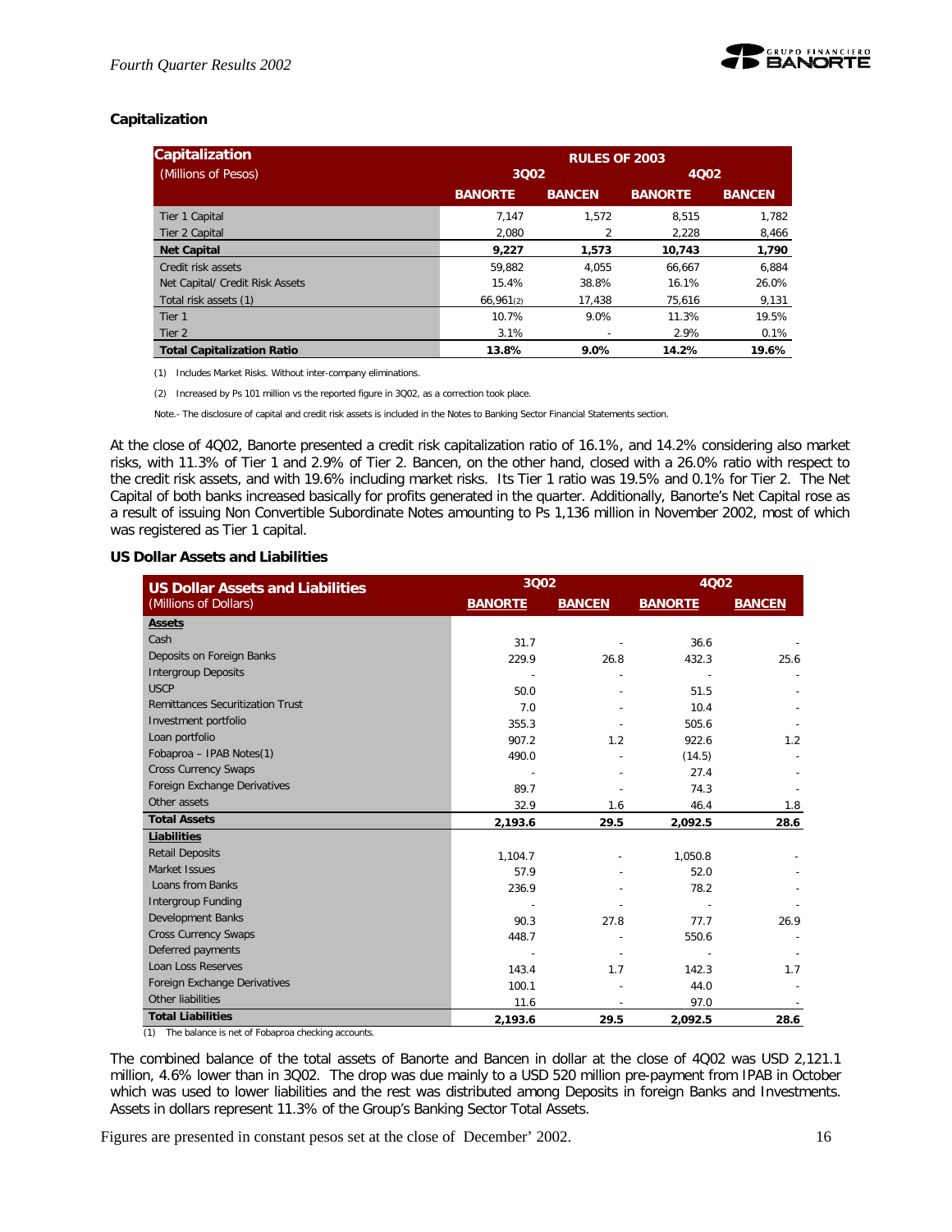### Capitalization

| Capitalization (Millions of Pesos) | RULES OF 2003 | | | |
|---|---|---|---|---|
| | 3Q02 | | 4Q02 | |
| | BANORTE | BANCEN | BANORTE | BANCEN |
| Tier 1 Capital | 7,147 | 1,572 | 8,515 | 1,782 |
| Tier 2 Capital | 2,080 | 2 | 2,228 | 8,466 |
| **Net Capital** | **9,227** | **1,573** | **10,743** | **1,790** |
| Credit risk assets | 59,882 | 4,055 | 66,667 | 6,884 |
| Net Capital/ Credit Risk Assets | 15.4% | 38.8% | 16.1% | 26.0% |
| Total risk assets (1) | 66,961(2) | 17,438 | 75,616 | 9,131 |
| Tier 1 | 10.7% | 9.0% | 11.3% | 19.5% |
| Tier 2 | 3.1% | - | 2.9% | 0.1% |
| **Total Capitalization Ratio** | **13.8%** | **9.0%** | **14.2%** | **19.6%** |

(1) Includes Market Risks. Without inter-company eliminations.

(2) Increased by Ps 101 million vs the reported figure in 3Q02, as a correction took place.

Note.- The disclosure of capital and credit risk assets is included in the Notes to Banking Sector Financial Statements section.

At the close of 4Q02, Banorte presented a credit risk capitalization ratio of 16.1%, and 14.2% considering also market risks, with 11.3% of Tier 1 and 2.9% of Tier 2. Bancen, on the other hand, closed with a 26.0% ratio with respect to the credit risk assets, and with 19.6% including market risks. Its Tier 1 ratio was 19.5% and 0.1% for Tier 2. The Net Capital of both banks increased basically for profits generated in the quarter. Additionally, Banorte's Net Capital rose as a result of issuing Non Convertible Subordinate Notes amounting to Ps 1,136 million in November 2002, most of which was registered as Tier 1 capital.

### US Dollar Assets and Liabilities

| US Dollar Assets and Liabilities (Millions of Dollars) | 3Q02 | | 4Q02 | |
|---|---|---|---|---|
| | BANORTE | BANCEN | BANORTE | BANCEN |
| **Assets** | | | | |
| Cash | 31.7 | - | 36.6 | - |
| Deposits on Foreign Banks | 229.9 | 26.8 | 432.3 | 25.6 |
| Intergroup Deposits | - | - | - | - |
| USCP | 50.0 | - | 51.5 | - |
| Remittances Securitization Trust | 7.0 | - | 10.4 | - |
| Investment portfolio | 355.3 | - | 505.6 | - |
| Loan portfolio | 907.2 | 1.2 | 922.6 | 1.2 |
| Fobaproa – IPAB Notes(1) | 490.0 | - | (14.5) | - |
| Cross Currency Swaps | - | - | 27.4 | - |
| Foreign Exchange Derivatives | 89.7 | - | 74.3 | - |
| Other assets | 32.9 | 1.6 | 46.4 | 1.8 |
| **Total Assets** | **2,193.6** | **29.5** | **2,092.5** | **28.6** |
| **Liabilities** | | | | |
| Retail Deposits | 1,104.7 | - | 1,050.8 | - |
| Market Issues | 57.9 | - | 52.0 | - |
| Loans from Banks | 236.9 | - | 78.2 | - |
| Intergroup Funding | - | - | - | - |
| Development Banks | 90.3 | 27.8 | 77.7 | 26.9 |
| Cross Currency Swaps | 448.7 | - | 550.6 | - |
| Deferred payments | - | - | - | - |
| Loan Loss Reserves | 143.4 | 1.7 | 142.3 | 1.7 |
| Foreign Exchange Derivatives | 100.1 | - | 44.0 | - |
| Other liabilities | 11.6 | - | 97.0 | - |
| **Total Liabilities** | **2,193.6** | **29.5** | **2,092.5** | **28.6** |

(1) The balance is net of Fobaproa checking accounts.

The combined balance of the total assets of Banorte and Bancen in dollar at the close of 4Q02 was USD 2,121.1 million, 4.6% lower than in 3Q02. The drop was due mainly to a USD 520 million pre-payment from IPAB in October which was used to lower liabilities and the rest was distributed among Deposits in foreign Banks and Investments. Assets in dollars represent 11.3% of the Group's Banking Sector Total Assets.

Figures are presented in constant pesos set at the close of December' 2002.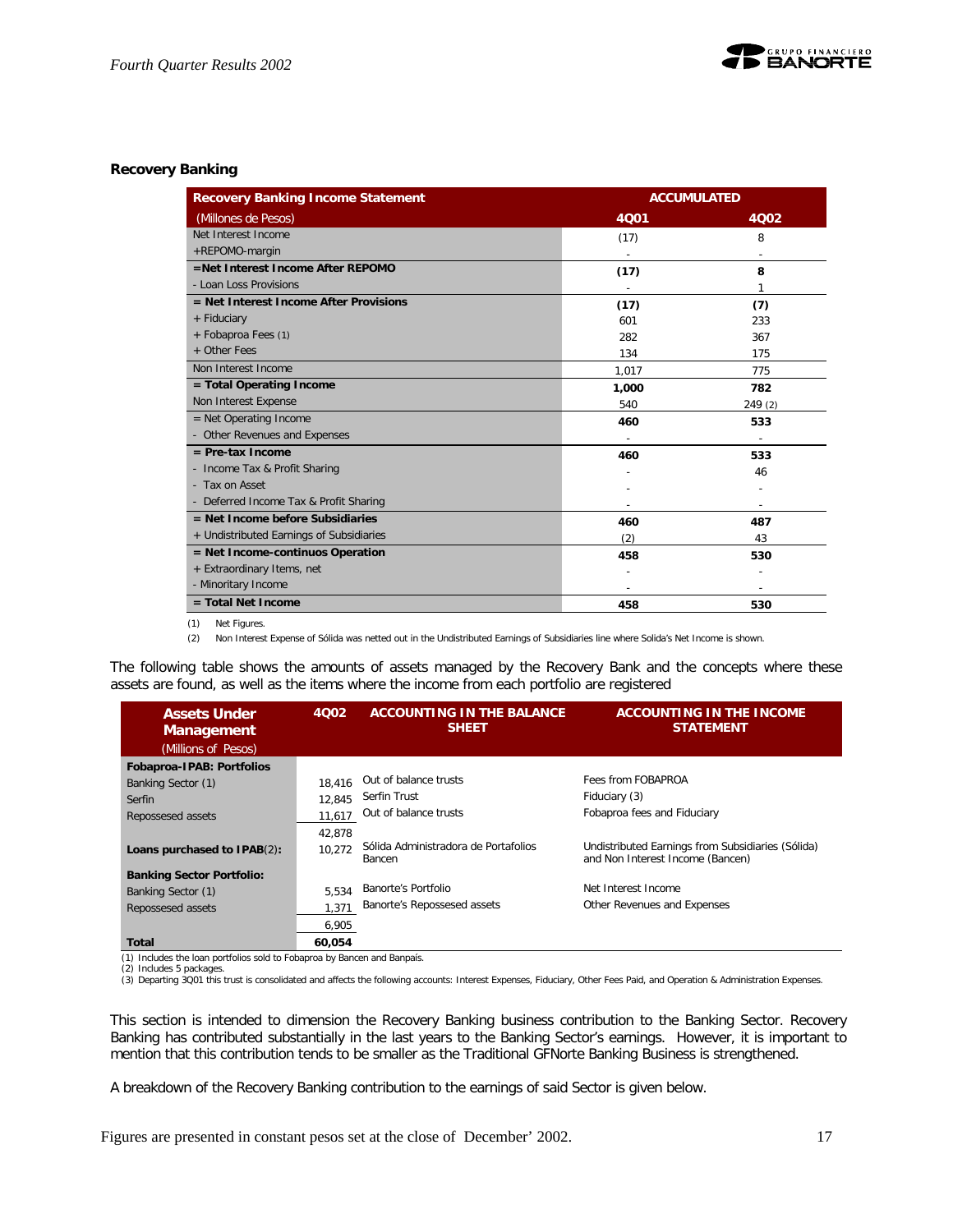## Recovery Banking

| Recovery Banking Income Statement | ACCUMULATED | |
|---|---|---|
| (Millones de Pesos) | 4Q01 | 4Q02 |
| Net Interest Income | (17) | 8 |
| +REPOMO-margin | - | - |
| **=Net Interest Income After REPOMO** | **(17)** | **8** |
| - Loan Loss Provisions | - | 1 |
| **= Net Interest Income After Provisions** | **(17)** | **(7)** |
| + Fiduciary | 601 | 233 |
| + Fobaproa Fees (1) | 282 | 367 |
| + Other Fees | 134 | 175 |
| Non Interest Income | 1,017 | 775 |
| **= Total Operating Income** | **1,000** | **782** |
| Non Interest Expense | 540 | 249 (2) |
| = Net Operating Income | 460 | 533 |
| - Other Revenues and Expenses | - | - |
| **= Pre-tax Income** | **460** | **533** |
| - Income Tax & Profit Sharing | - | 46 |
| - Tax on Asset | - | - |
| - Deferred Income Tax & Profit Sharing | - | - |
| **= Net Income before Subsidiaries** | **460** | **487** |
| + Undistributed Earnings of Subsidiaries | (2) | 43 |
| **= Net Income-continuos Operation** | **458** | **530** |
| + Extraordinary Items, net | - | - |
| - Minoritary Income | - | - |
| **= Total Net Income** | **458** | **530** |

(1) Net Figures.

(2) Non Interest Expense of Sólida was netted out in the Undistributed Earnings of Subsidiaries line where Solida's Net Income is shown.

The following table shows the amounts of assets managed by the Recovery Bank and the concepts where these assets are found, as well as the items where the income from each portfolio are registered

| Assets Under Management (Millions of Pesos) | 4Q02 | ACCOUNTING IN THE BALANCE SHEET | ACCOUNTING IN THE INCOME STATEMENT |
|---|---|---|---|
| **Fobaproa-IPAB: Portfolios** | | | |
| Banking Sector (1) | 18,416 | Out of balance trusts | Fees from FOBAPROA |
| Serfin | 12,845 | Serfin Trust | Fiduciary (3) |
| Repossesed assets | 11,617 | Out of balance trusts | Fobaproa fees and Fiduciary |
| | 42,878 | | |
| **Loans purchased to IPAB**(2): | 10,272 | Sólida Administradora de Portafolios Bancen | Undistributed Earnings from Subsidiaries (Sólida) and Non Interest Income (Bancen) |
| **Banking Sector Portfolio:** | | | |
| Banking Sector (1) | 5,534 | Banorte's Portfolio | Net Interest Income |
| Repossesed assets | 1,371 | Banorte's Repossesed assets | Other Revenues and Expenses |
| | 6,905 | | |
| **Total** | **60,054** | | |

(1) Includes the loan portfolios sold to Fobaproa by Bancen and Banpaís.
(2) Includes 5 packages.
(3) Departing 3Q01 this trust is consolidated and affects the following accounts: Interest Expenses, Fiduciary, Other Fees Paid, and Operation & Administration Expenses.

This section is intended to dimension the Recovery Banking business contribution to the Banking Sector. Recovery Banking has contributed substantially in the last years to the Banking Sector's earnings. However, it is important to mention that this contribution tends to be smaller as the Traditional GFNorte Banking Business is strengthened.

A breakdown of the Recovery Banking contribution to the earnings of said Sector is given below.

Figures are presented in constant pesos set at the close of December' 2002.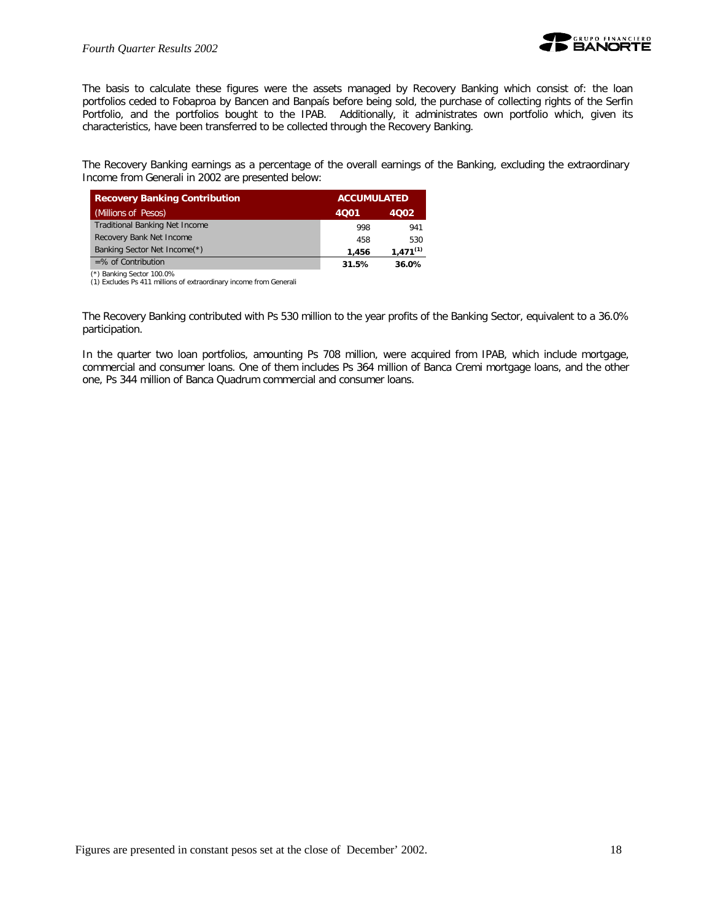The basis to calculate these figures were the assets managed by Recovery Banking which consist of: the loan portfolios ceded to Fobaproa by Bancen and Banpaís before being sold, the purchase of collecting rights of the Serfin Portfolio, and the portfolios bought to the IPAB. Additionally, it administrates own portfolio which, given its characteristics, have been transferred to be collected through the Recovery Banking.

The Recovery Banking earnings as a percentage of the overall earnings of the Banking, excluding the extraordinary Income from Generali in 2002 are presented below:

| **Recovery Banking Contribution** | **ACCUMULATED** | |
|---|---|---|
| (Millions of Pesos) | **4Q01** | **4Q02** |
| Traditional Banking Net Income | 998 | 941 |
| Recovery Bank Net Income | 458 | 530 |
| Banking Sector Net Income(*) | **1,456** | **1,471[(1)]** |
| =% of Contribution | **31.5%** | **36.0%** |

(*) Banking Sector 100.0%
(1) Excludes Ps 411 millions of extraordinary income from Generali

The Recovery Banking contributed with Ps 530 million to the year profits of the Banking Sector, equivalent to a 36.0% participation.

In the quarter two loan portfolios, amounting Ps 708 million, were acquired from IPAB, which include mortgage, commercial and consumer loans. One of them includes Ps 364 million of Banca Cremi mortgage loans, and the other one, Ps 344 million of Banca Quadrum commercial and consumer loans.

Figures are presented in constant pesos set at the close of December' 2002.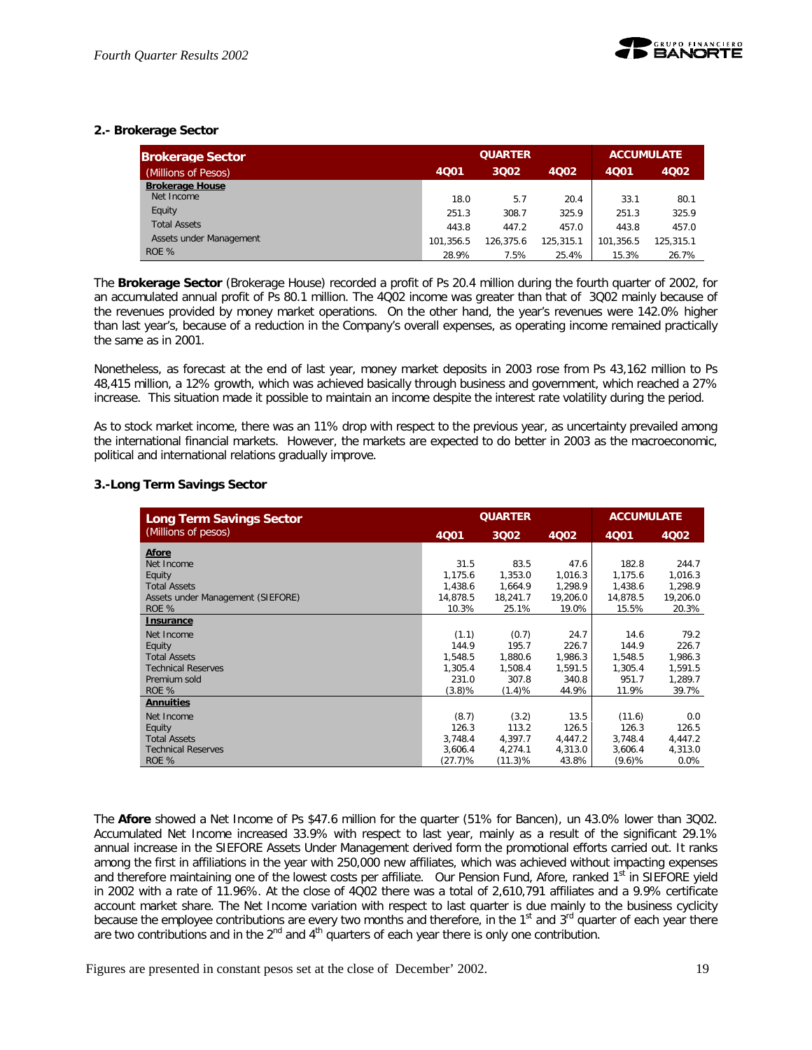### 2.- Brokerage Sector

| **Brokerage Sector** (Millions of Pesos) | QUARTER | | | ACCUMULATE | |
|---|---|---|---|---|---|
| | 4Q01 | 3Q02 | 4Q02 | 4Q01 | 4Q02 |
| **Brokerage House** | | | | | |
| Net Income | 18.0 | 5.7 | 20.4 | 33.1 | 80.1 |
| Equity | 251.3 | 308.7 | 325.9 | 251.3 | 325.9 |
| Total Assets | 443.8 | 447.2 | 457.0 | 443.8 | 457.0 |
| Assets under Management | 101,356.5 | 126,375.6 | 125,315.1 | 101,356.5 | 125,315.1 |
| ROE % | 28.9% | 7.5% | 25.4% | 15.3% | 26.7% |

The **Brokerage Sector** (Brokerage House) recorded a profit of Ps 20.4 million during the fourth quarter of 2002, for an accumulated annual profit of Ps 80.1 million. The 4Q02 income was greater than that of 3Q02 mainly because of the revenues provided by money market operations. On the other hand, the year's revenues were 142.0% higher than last year's, because of a reduction in the Company's overall expenses, as operating income remained practically the same as in 2001.

Nonetheless, as forecast at the end of last year, money market deposits in 2003 rose from Ps 43,162 million to Ps 48,415 million, a 12% growth, which was achieved basically through business and government, which reached a 27% increase. This situation made it possible to maintain an income despite the interest rate volatility during the period.

As to stock market income, there was an 11% drop with respect to the previous year, as uncertainty prevailed among the international financial markets. However, the markets are expected to do better in 2003 as the macroeconomic, political and international relations gradually improve.

### 3.-Long Term Savings Sector

| **Long Term Savings Sector** (Millions of pesos) | QUARTER | | | ACCUMULATE | |
|---|---|---|---|---|---|
| | 4Q01 | 3Q02 | 4Q02 | 4Q01 | 4Q02 |
| **Afore** | | | | | |
| Net Income | 31.5 | 83.5 | 47.6 | 182.8 | 244.7 |
| Equity | 1,175.6 | 1,353.0 | 1,016.3 | 1,175.6 | 1,016.3 |
| Total Assets | 1,438.6 | 1,664.9 | 1,298.9 | 1,438.6 | 1,298.9 |
| Assets under Management (SIEFORE) | 14,878.5 | 18,241.7 | 19,206.0 | 14,878.5 | 19,206.0 |
| ROE % | 10.3% | 25.1% | 19.0% | 15.5% | 20.3% |
| **Insurance** | | | | | |
| Net Income | (1.1) | (0.7) | 24.7 | 14.6 | 79.2 |
| Equity | 144.9 | 195.7 | 226.7 | 144.9 | 226.7 |
| Total Assets | 1,548.5 | 1,880.6 | 1,986.3 | 1,548.5 | 1,986.3 |
| Technical Reserves | 1,305.4 | 1,508.4 | 1,591.5 | 1,305.4 | 1,591.5 |
| Premium sold | 231.0 | 307.8 | 340.8 | 951.7 | 1,289.7 |
| ROE % | (3.8)% | (1.4)% | 44.9% | 11.9% | 39.7% |
| **Annuities** | | | | | |
| Net Income | (8.7) | (3.2) | 13.5 | (11.6) | 0.0 |
| Equity | 126.3 | 113.2 | 126.5 | 126.3 | 126.5 |
| Total Assets | 3,748.4 | 4,397.7 | 4,447.2 | 3,748.4 | 4,447.2 |
| Technical Reserves | 3,606.4 | 4,274.1 | 4,313.0 | 3,606.4 | 4,313.0 |
| ROE % | (27.7)% | (11.3)% | 43.8% | (9.6)% | 0.0% |

The **Afore** showed a Net Income of Ps $47.6 million for the quarter (51% for Bancen), un 43.0% lower than 3Q02. Accumulated Net Income increased 33.9% with respect to last year, mainly as a result of the significant 29.1% annual increase in the SIEFORE Assets Under Management derived form the promotional efforts carried out. It ranks among the first in affiliations in the year with 250,000 new affiliates, which was achieved without impacting expenses and therefore maintaining one of the lowest costs per affiliate. Our Pension Fund, Afore, ranked 1st in SIEFORE yield in 2002 with a rate of 11.96%. At the close of 4Q02 there was a total of 2,610,791 affiliates and a 9.9% certificate account market share. The Net Income variation with respect to last quarter is due mainly to the business cyclicity because the employee contributions are every two months and therefore, in the 1st and 3rd quarter of each year there are two contributions and in the 2nd and 4th quarters of each year there is only one contribution.

Figures are presented in constant pesos set at the close of December' 2002.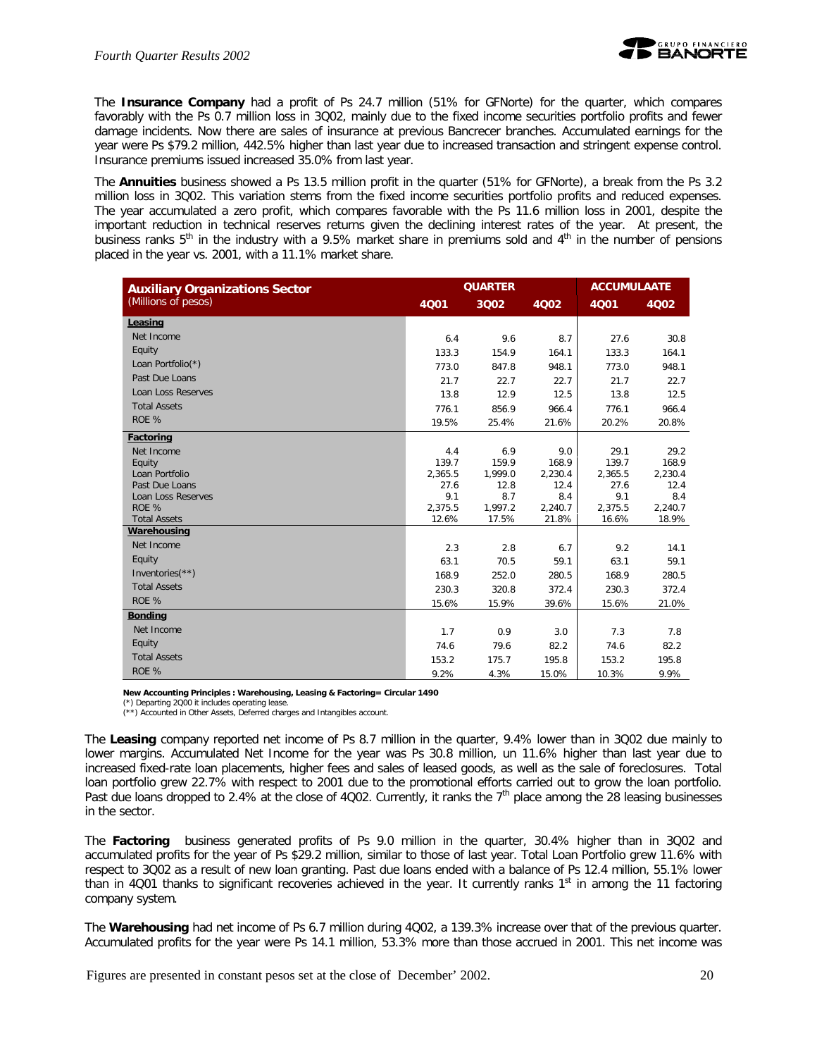The **Insurance Company** had a profit of Ps 24.7 million (51% for GFNorte) for the quarter, which compares favorably with the Ps 0.7 million loss in 3Q02, mainly due to the fixed income securities portfolio profits and fewer damage incidents. Now there are sales of insurance at previous Bancrecer branches. Accumulated earnings for the year were Ps $79.2 million, 442.5% higher than last year due to increased transaction and stringent expense control. Insurance premiums issued increased 35.0% from last year.

The **Annuities** business showed a Ps 13.5 million profit in the quarter (51% for GFNorte), a break from the Ps 3.2 million loss in 3Q02. This variation stems from the fixed income securities portfolio profits and reduced expenses. The year accumulated a zero profit, which compares favorable with the Ps 11.6 million loss in 2001, despite the important reduction in technical reserves returns given the declining interest rates of the year. At present, the business ranks 5[th] in the industry with a 9.5% market share in premiums sold and 4[th] in the number of pensions placed in the year vs. 2001, with a 11.1% market share.

| **Auxiliary Organizations Sector** (Millions of pesos) | QUARTER | | | ACCUMULAATE | |
|---|---|---|---|---|---|
| | 4Q01 | 3Q02 | 4Q02 | 4Q01 | 4Q02 |
| **Leasing** | | | | | |
| Net Income | 6.4 | 9.6 | 8.7 | 27.6 | 30.8 |
| Equity | 133.3 | 154.9 | 164.1 | 133.3 | 164.1 |
| Loan Portfolio(*) | 773.0 | 847.8 | 948.1 | 773.0 | 948.1 |
| Past Due Loans | 21.7 | 22.7 | 22.7 | 21.7 | 22.7 |
| Loan Loss Reserves | 13.8 | 12.9 | 12.5 | 13.8 | 12.5 |
| Total Assets | 776.1 | 856.9 | 966.4 | 776.1 | 966.4 |
| ROE % | 19.5% | 25.4% | 21.6% | 20.2% | 20.8% |
| **Factoring** | | | | | |
| Net Income | 4.4 | 6.9 | 9.0 | 29.1 | 29.2 |
| Equity | 139.7 | 159.9 | 168.9 | 139.7 | 168.9 |
| Loan Portfolio | 2,365.5 | 1,999.0 | 2,230.4 | 2,365.5 | 2,230.4 |
| Past Due Loans | 27.6 | 12.8 | 12.4 | 27.6 | 12.4 |
| Loan Loss Reserves | 9.1 | 8.7 | 8.4 | 9.1 | 8.4 |
| ROE % | 2,375.5 | 1,997.2 | 2,240.7 | 2,375.5 | 2,240.7 |
| Total Assets | 12.6% | 17.5% | 21.8% | 16.6% | 18.9% |
| **Warehousing** | | | | | |
| Net Income | 2.3 | 2.8 | 6.7 | 9.2 | 14.1 |
| Equity | 63.1 | 70.5 | 59.1 | 63.1 | 59.1 |
| Inventories(**) | 168.9 | 252.0 | 280.5 | 168.9 | 280.5 |
| Total Assets | 230.3 | 320.8 | 372.4 | 230.3 | 372.4 |
| ROE % | 15.6% | 15.9% | 39.6% | 15.6% | 21.0% |
| **Bonding** | | | | | |
| Net Income | 1.7 | 0.9 | 3.0 | 7.3 | 7.8 |
| Equity | 74.6 | 79.6 | 82.2 | 74.6 | 82.2 |
| Total Assets | 153.2 | 175.7 | 195.8 | 153.2 | 195.8 |
| ROE % | 9.2% | 4.3% | 15.0% | 10.3% | 9.9% |

**New Accounting Principles : Warehousing, Leasing & Factoring= Circular 1490**
(*) Departing 2Q00 it includes operating lease.
(**) Accounted in Other Assets, Deferred charges and Intangibles account.

The **Leasing** company reported net income of Ps 8.7 million in the quarter, 9.4% lower than in 3Q02 due mainly to lower margins. Accumulated Net Income for the year was Ps 30.8 million, un 11.6% higher than last year due to increased fixed-rate loan placements, higher fees and sales of leased goods, as well as the sale of foreclosures. Total loan portfolio grew 22.7% with respect to 2001 due to the promotional efforts carried out to grow the loan portfolio. Past due loans dropped to 2.4% at the close of 4Q02. Currently, it ranks the 7[th] place among the 28 leasing businesses in the sector.

The **Factoring** business generated profits of Ps 9.0 million in the quarter, 30.4% higher than in 3Q02 and accumulated profits for the year of Ps $29.2 million, similar to those of last year. Total Loan Portfolio grew 11.6% with respect to 3Q02 as a result of new loan granting. Past due loans ended with a balance of Ps 12.4 million, 55.1% lower than in 4Q01 thanks to significant recoveries achieved in the year. It currently ranks 1[st] in among the 11 factoring company system.

The **Warehousing** had net income of Ps 6.7 million during 4Q02, a 139.3% increase over that of the previous quarter. Accumulated profits for the year were Ps 14.1 million, 53.3% more than those accrued in 2001. This net income was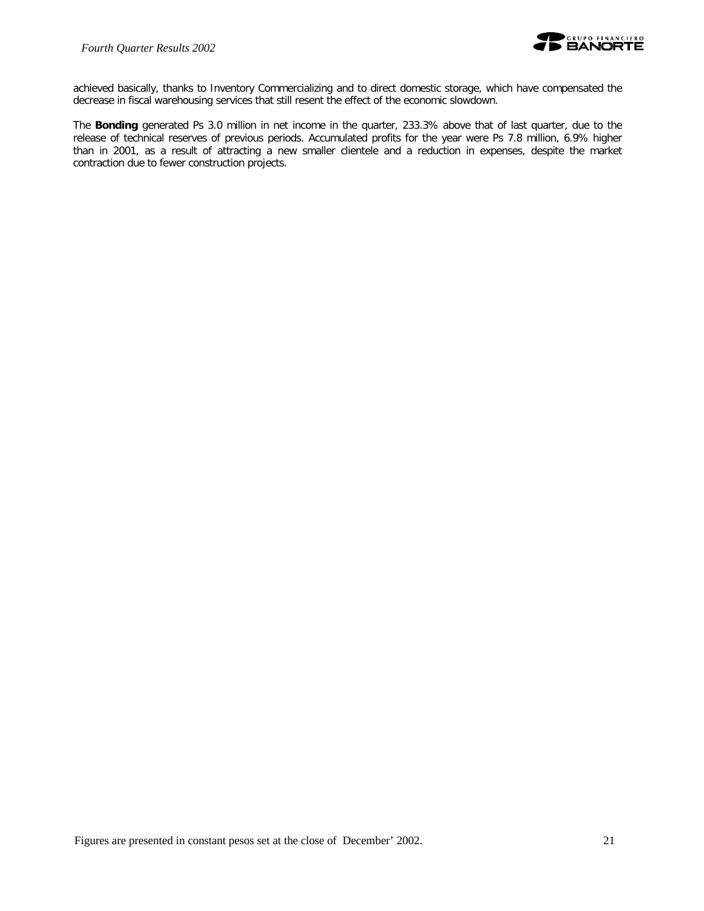achieved basically, thanks to Inventory Commercializing and to direct domestic storage, which have compensated the decrease in fiscal warehousing services that still resent the effect of the economic slowdown.

The **Bonding** generated Ps 3.0 million in net income in the quarter, 233.3% above that of last quarter, due to the release of technical reserves of previous periods. Accumulated profits for the year were Ps 7.8 million, 6.9% higher than in 2001, as a result of attracting a new smaller clientele and a reduction in expenses, despite the market contraction due to fewer construction projects.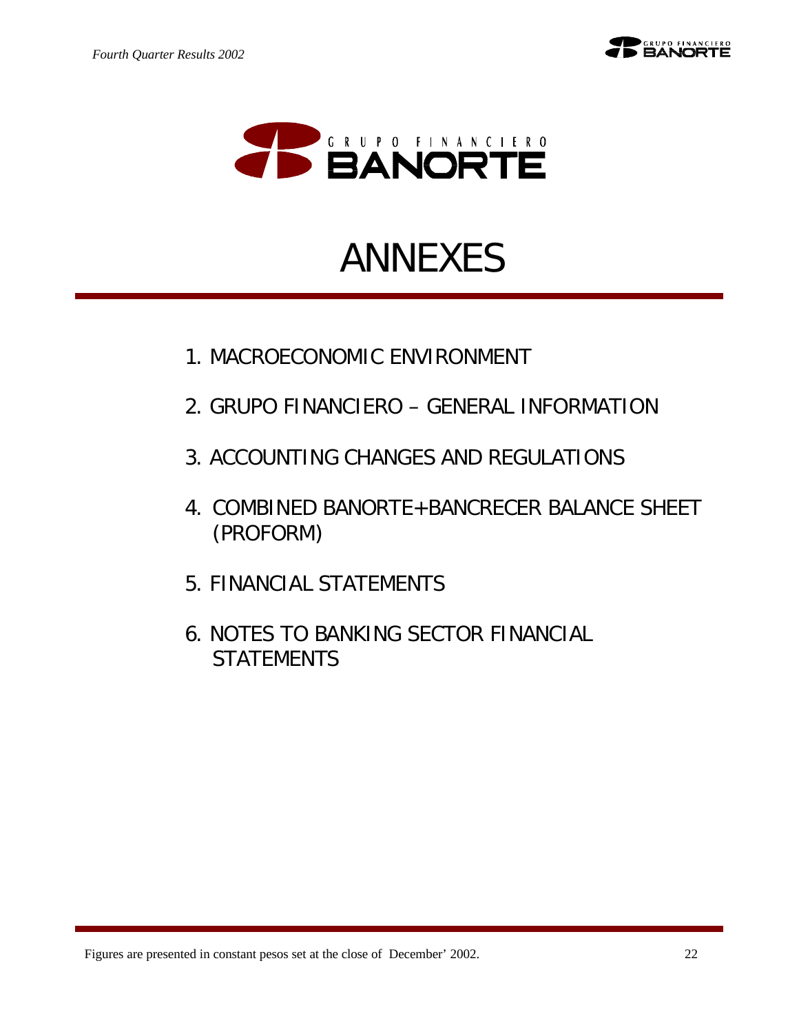GRUPO FINANCIERO BANORTE

# ANNEXES

1. MACROECONOMIC ENVIRONMENT
2. GRUPO FINANCIERO – GENERAL INFORMATION
3. ACCOUNTING CHANGES AND REGULATIONS
4. COMBINED BANORTE+BANCRECER BALANCE SHEET (PROFORM)
5. FINANCIAL STATEMENTS
6. NOTES TO BANKING SECTOR FINANCIAL STATEMENTS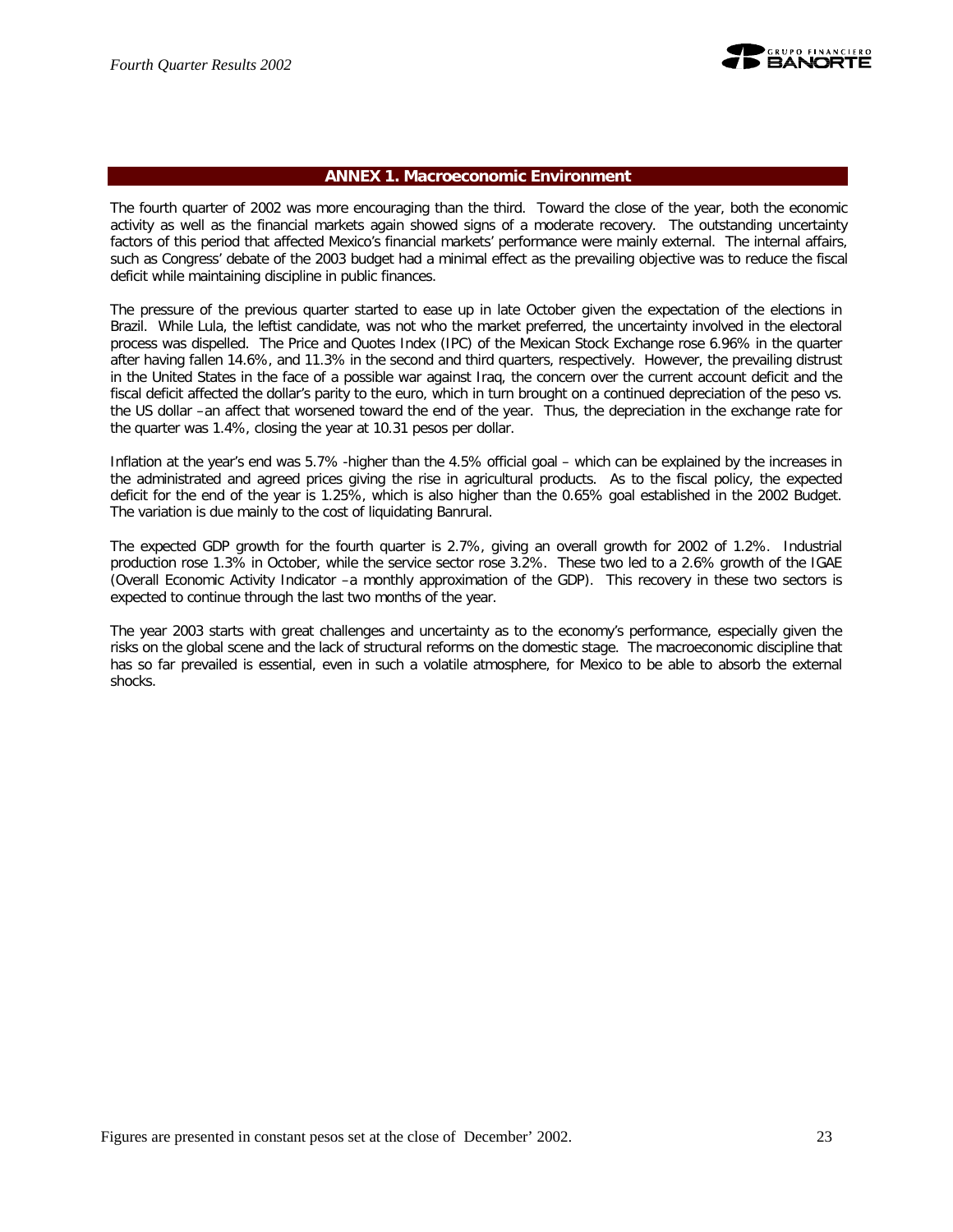## ANNEX 1. Macroeconomic Environment

The fourth quarter of 2002 was more encouraging than the third. Toward the close of the year, both the economic activity as well as the financial markets again showed signs of a moderate recovery. The outstanding uncertainty factors of this period that affected Mexico's financial markets' performance were mainly external. The internal affairs, such as Congress' debate of the 2003 budget had a minimal effect as the prevailing objective was to reduce the fiscal deficit while maintaining discipline in public finances.

The pressure of the previous quarter started to ease up in late October given the expectation of the elections in Brazil. While Lula, the leftist candidate, was not who the market preferred, the uncertainty involved in the electoral process was dispelled. The Price and Quotes Index (IPC) of the Mexican Stock Exchange rose 6.96% in the quarter after having fallen 14.6%, and 11.3% in the second and third quarters, respectively. However, the prevailing distrust in the United States in the face of a possible war against Iraq, the concern over the current account deficit and the fiscal deficit affected the dollar's parity to the euro, which in turn brought on a continued depreciation of the peso vs. the US dollar –an affect that worsened toward the end of the year. Thus, the depreciation in the exchange rate for the quarter was 1.4%, closing the year at 10.31 pesos per dollar.

Inflation at the year's end was 5.7% -higher than the 4.5% official goal – which can be explained by the increases in the administrated and agreed prices giving the rise in agricultural products. As to the fiscal policy, the expected deficit for the end of the year is 1.25%, which is also higher than the 0.65% goal established in the 2002 Budget. The variation is due mainly to the cost of liquidating Banrural.

The expected GDP growth for the fourth quarter is 2.7%, giving an overall growth for 2002 of 1.2%. Industrial production rose 1.3% in October, while the service sector rose 3.2%. These two led to a 2.6% growth of the IGAE (Overall Economic Activity Indicator –a monthly approximation of the GDP). This recovery in these two sectors is expected to continue through the last two months of the year.

The year 2003 starts with great challenges and uncertainty as to the economy's performance, especially given the risks on the global scene and the lack of structural reforms on the domestic stage. The macroeconomic discipline that has so far prevailed is essential, even in such a volatile atmosphere, for Mexico to be able to absorb the external shocks.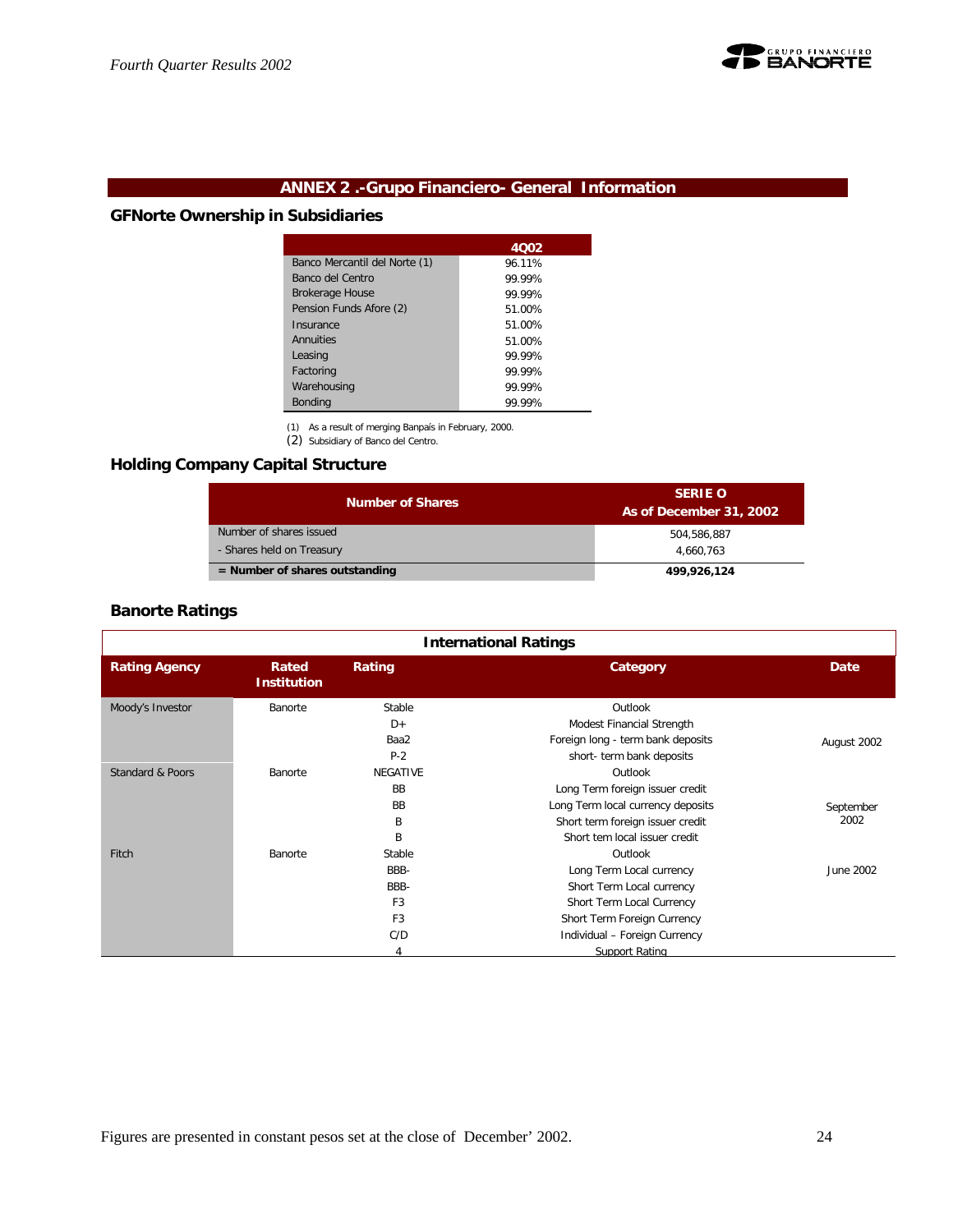## ANNEX 2 .-Grupo Financiero- General Information

### GFNorte Ownership in Subsidiaries

| | 4Q02 |
|---|---|
| Banco Mercantil del Norte (1) | 96.11% |
| Banco del Centro | 99.99% |
| Brokerage House | 99.99% |
| Pension Funds Afore (2) | 51.00% |
| Insurance | 51.00% |
| Annuities | 51.00% |
| Leasing | 99.99% |
| Factoring | 99.99% |
| Warehousing | 99.99% |
| Bonding | 99.99% |

(1) As a result of merging Banpaís in February, 2000.
(2) Subsidiary of Banco del Centro.

### Holding Company Capital Structure

| Number of Shares | SERIE O As of December 31, 2002 |
|---|---|
| Number of shares issued | 504,586,887 |
| - Shares held on Treasury | 4,660,763 |
| **= Number of shares outstanding** | **499,926,124** |

### Banorte Ratings

| International Ratings | | | | |
|---|---|---|---|---|
| **Rating Agency** | **Rated Institution** | **Rating** | **Category** | **Date** |
| Moody's Investor | Banorte | Stable | Outlook | August 2002 |
| | | D+ | Modest Financial Strength | |
| | | Baa2 | Foreign long - term bank deposits | |
| | | P-2 | short- term bank deposits | |
| Standard & Poors | Banorte | NEGATIVE | Outlook | September 2002 |
| | | BB | Long Term foreign issuer credit | |
| | | BB | Long Term local currency deposits | |
| | | B | Short term foreign issuer credit | |
| | | B | Short tem local issuer credit | |
| Fitch | Banorte | Stable | Outlook | June 2002 |
| | | BBB- | Long Term Local currency | |
| | | BBB- | Short Term Local currency | |
| | | F3 | Short Term Local Currency | |
| | | F3 | Short Term Foreign Currency | |
| | | C/D | Individual – Foreign Currency | |
| | | 4 | Support Rating | |

Figures are presented in constant pesos set at the close of December' 2002.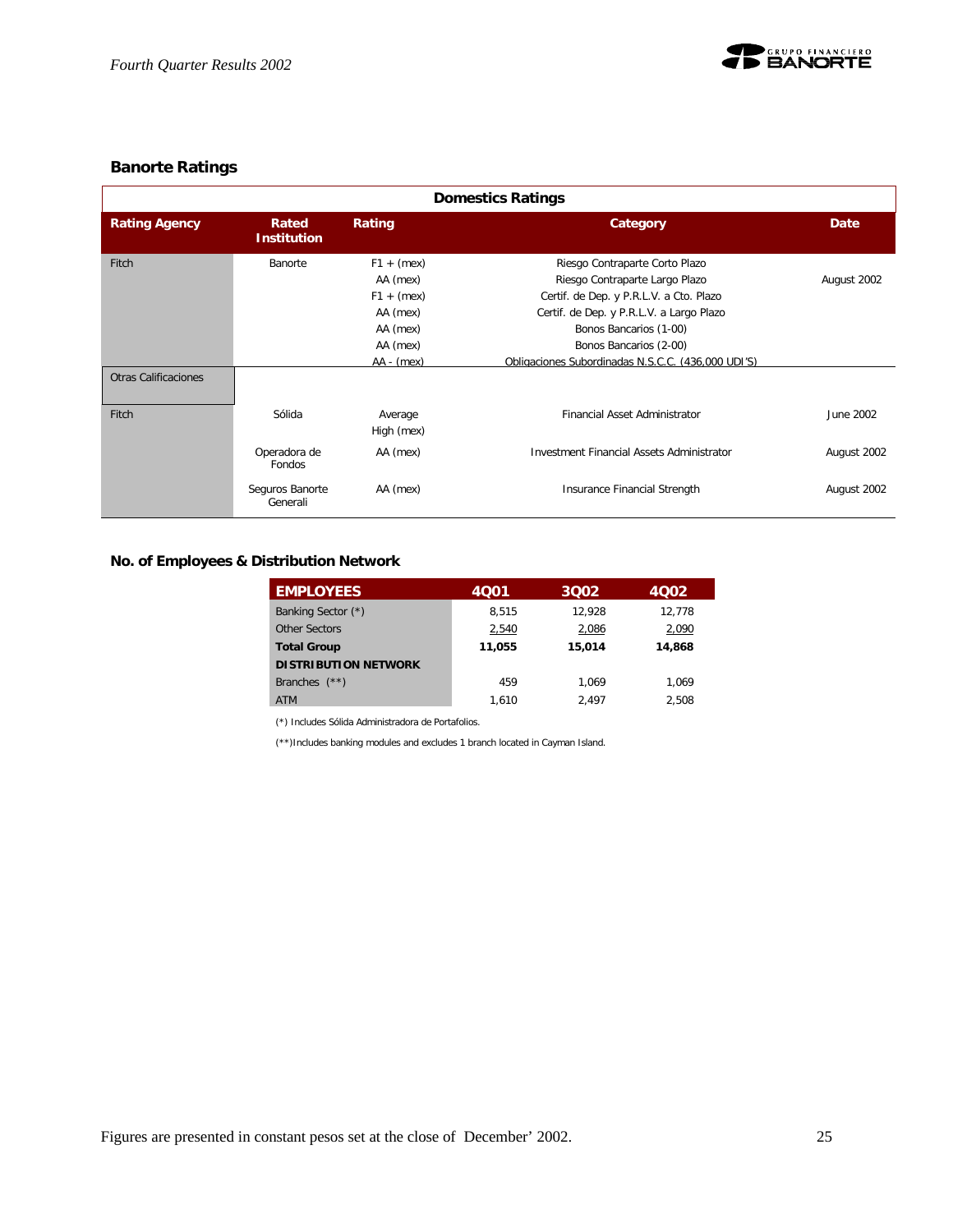## Banorte Ratings

| Domestics Ratings | | | | |
|---|---|---|---|---|
| **Rating Agency** | **Rated Institution** | **Rating** | **Category** | **Date** |
| Fitch | Banorte | F1 + (mex) | Riesgo Contraparte Corto Plazo | August 2002 |
| | | AA (mex) | Riesgo Contraparte Largo Plazo | |
| | | F1 + (mex) | Certif. de Dep. y P.R.L.V. a Cto. Plazo | |
| | | AA (mex) | Certif. de Dep. y P.R.L.V. a Largo Plazo | |
| | | AA (mex) | Bonos Bancarios (1-00) | |
| | | AA (mex) | Bonos Bancarios (2-00) | |
| | | AA - (mex) | Obligaciones Subordinadas N.S.C.C. (436,000 UDI'S) | |
| Otras Calificaciones | | | | |
| Fitch | Sólida | Average High (mex) | Financial Asset Administrator | June 2002 |
| | Operadora de Fondos | AA (mex) | Investment Financial Assets Administrator | August 2002 |
| | Seguros Banorte Generali | AA (mex) | Insurance Financial Strength | August 2002 |

## No. of Employees & Distribution Network

| EMPLOYEES | 4Q01 | 3Q02 | 4Q02 |
|---|---|---|---|
| Banking Sector (*) | 8,515 | 12,928 | 12,778 |
| Other Sectors | 2,540 | 2,086 | 2,090 |
| **Total Group** | **11,055** | **15,014** | **14,868** |
| **DISTRIBUTION NETWORK** | | | |
| Branches (**) | 459 | 1,069 | 1,069 |
| ATM | 1,610 | 2,497 | 2,508 |

(*) Includes Sólida Administradora de Portafolios.

(**)Includes banking modules and excludes 1 branch located in Cayman Island.

Figures are presented in constant pesos set at the close of December' 2002.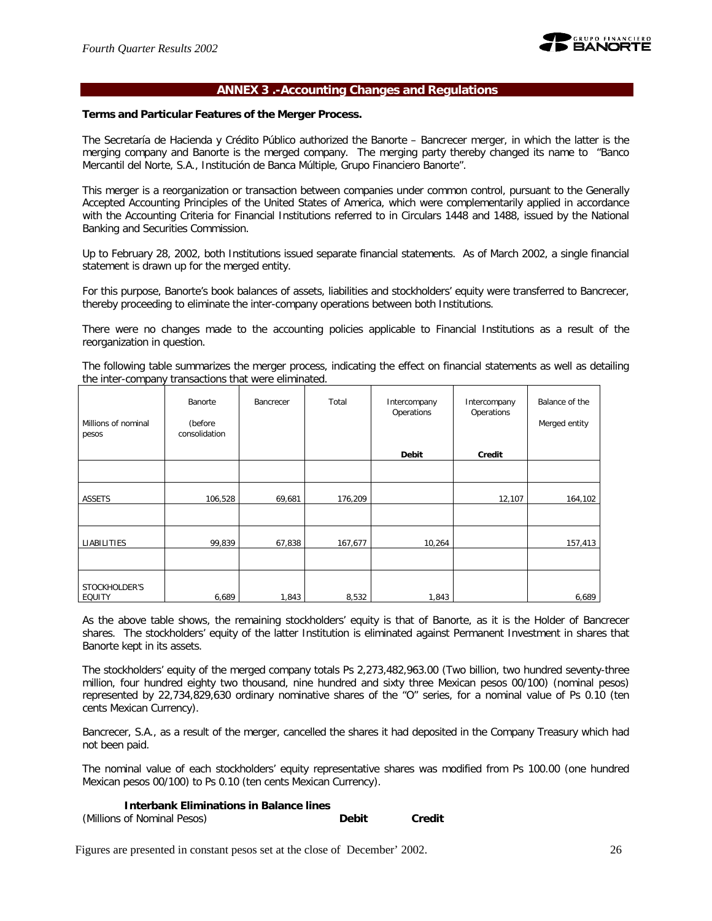## ANNEX 3 .-Accounting Changes and Regulations

**Terms and Particular Features of the Merger Process.**

The Secretaría de Hacienda y Crédito Público authorized the Banorte – Bancrecer merger, in which the latter is the merging company and Banorte is the merged company. The merging party thereby changed its name to "Banco Mercantil del Norte, S.A., Institución de Banca Múltiple, Grupo Financiero Banorte".

This merger is a reorganization or transaction between companies under common control, pursuant to the Generally Accepted Accounting Principles of the United States of America, which were complementarily applied in accordance with the Accounting Criteria for Financial Institutions referred to in Circulars 1448 and 1488, issued by the National Banking and Securities Commission.

Up to February 28, 2002, both Institutions issued separate financial statements. As of March 2002, a single financial statement is drawn up for the merged entity.

For this purpose, Banorte's book balances of assets, liabilities and stockholders' equity were transferred to Bancrecer, thereby proceeding to eliminate the inter-company operations between both Institutions.

There were no changes made to the accounting policies applicable to Financial Institutions as a result of the reorganization in question.

The following table summarizes the merger process, indicating the effect on financial statements as well as detailing the inter-company transactions that were eliminated.

| Millions of nominal pesos | Banorte (before consolidation | Bancrecer | Total | Intercompany Operations **Debit** | Intercompany Operations **Credit** | Balance of the Merged entity |
|---|---|---|---|---|---|---|
| ASSETS | 106,528 | 69,681 | 176,209 | | 12,107 | 164,102 |
| LIABILITIES | 99,839 | 67,838 | 167,677 | 10,264 | | 157,413 |
| STOCKHOLDER'S EQUITY | 6,689 | 1,843 | 8,532 | 1,843 | | 6,689 |

As the above table shows, the remaining stockholders' equity is that of Banorte, as it is the Holder of Bancrecer shares. The stockholders' equity of the latter Institution is eliminated against Permanent Investment in shares that Banorte kept in its assets.

The stockholders' equity of the merged company totals Ps 2,273,482,963.00 (Two billion, two hundred seventy-three million, four hundred eighty two thousand, nine hundred and sixty three Mexican pesos 00/100) (nominal pesos) represented by 22,734,829,630 ordinary nominative shares of the "O" series, for a nominal value of Ps 0.10 (ten cents Mexican Currency).

Bancrecer, S.A., as a result of the merger, cancelled the shares it had deposited in the Company Treasury which had not been paid.

The nominal value of each stockholders' equity representative shares was modified from Ps 100.00 (one hundred Mexican pesos 00/100) to Ps 0.10 (ten cents Mexican Currency).

**Interbank Eliminations in Balance lines**

| (Millions of Nominal Pesos) | **Debit** | **Credit** |
|---|---|---|

Figures are presented in constant pesos set at the close of December' 2002.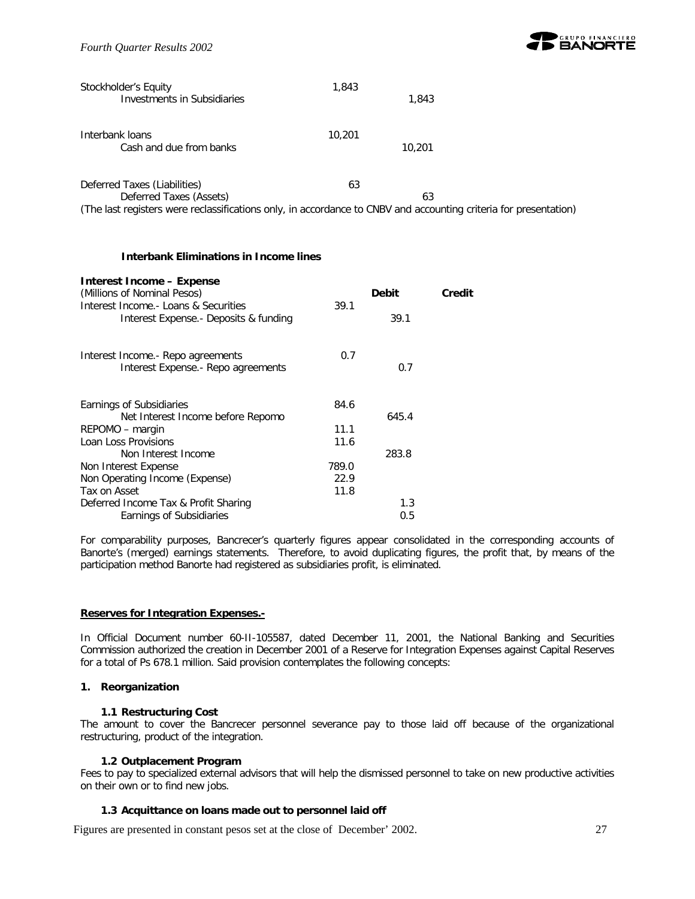| | | |
|---|---|---|
| Stockholder's Equity | 1,843 | |
| Investments in Subsidiaries | | 1,843 |
| | | |
| Interbank loans | 10,201 | |
| Cash and due from banks | | 10,201 |
| | | |
| Deferred Taxes (Liabilities) | 63 | |
| Deferred Taxes (Assets) | | 63 |

(The last registers were reclassifications only, in accordance to CNBV and accounting criteria for presentation)

**Interbank Eliminations in Income lines**

| **Interest Income – Expense** (Millions of Nominal Pesos) | **Debit** | **Credit** |
|---|---|---|
| Interest Income.- Loans & Securities | 39.1 | |
| Interest Expense.- Deposits & funding | | 39.1 |
| | | |
| Interest Income.- Repo agreements | 0.7 | |
| Interest Expense.- Repo agreements | | 0.7 |
| | | |
| Earnings of Subsidiaries | 84.6 | |
| Net Interest Income before Repomo | | 645.4 |
| REPOMO – margin | 11.1 | |
| Loan Loss Provisions | 11.6 | |
| Non Interest Income | | 283.8 |
| Non Interest Expense | 789.0 | |
| Non Operating Income (Expense) | 22.9 | |
| Tax on Asset | 11.8 | |
| Deferred Income Tax & Profit Sharing | | 1.3 |
| Earnings of Subsidiaries | | 0.5 |

For comparability purposes, Bancrecer's quarterly figures appear consolidated in the corresponding accounts of Banorte's (merged) earnings statements. Therefore, to avoid duplicating figures, the profit that, by means of the participation method Banorte had registered as subsidiaries profit, is eliminated.

**Reserves for Integration Expenses.-**

In Official Document number 60-II-105587, dated December 11, 2001, the National Banking and Securities Commission authorized the creation in December 2001 of a Reserve for Integration Expenses against Capital Reserves for a total of Ps 678.1 million. Said provision contemplates the following concepts:

**1. Reorganization**

**1.1 Restructuring Cost**

The amount to cover the Bancrecer personnel severance pay to those laid off because of the organizational restructuring, product of the integration.

**1.2 Outplacement Program**

Fees to pay to specialized external advisors that will help the dismissed personnel to take on new productive activities on their own or to find new jobs.

**1.3 Acquittance on loans made out to personnel laid off**

Figures are presented in constant pesos set at the close of December' 2002.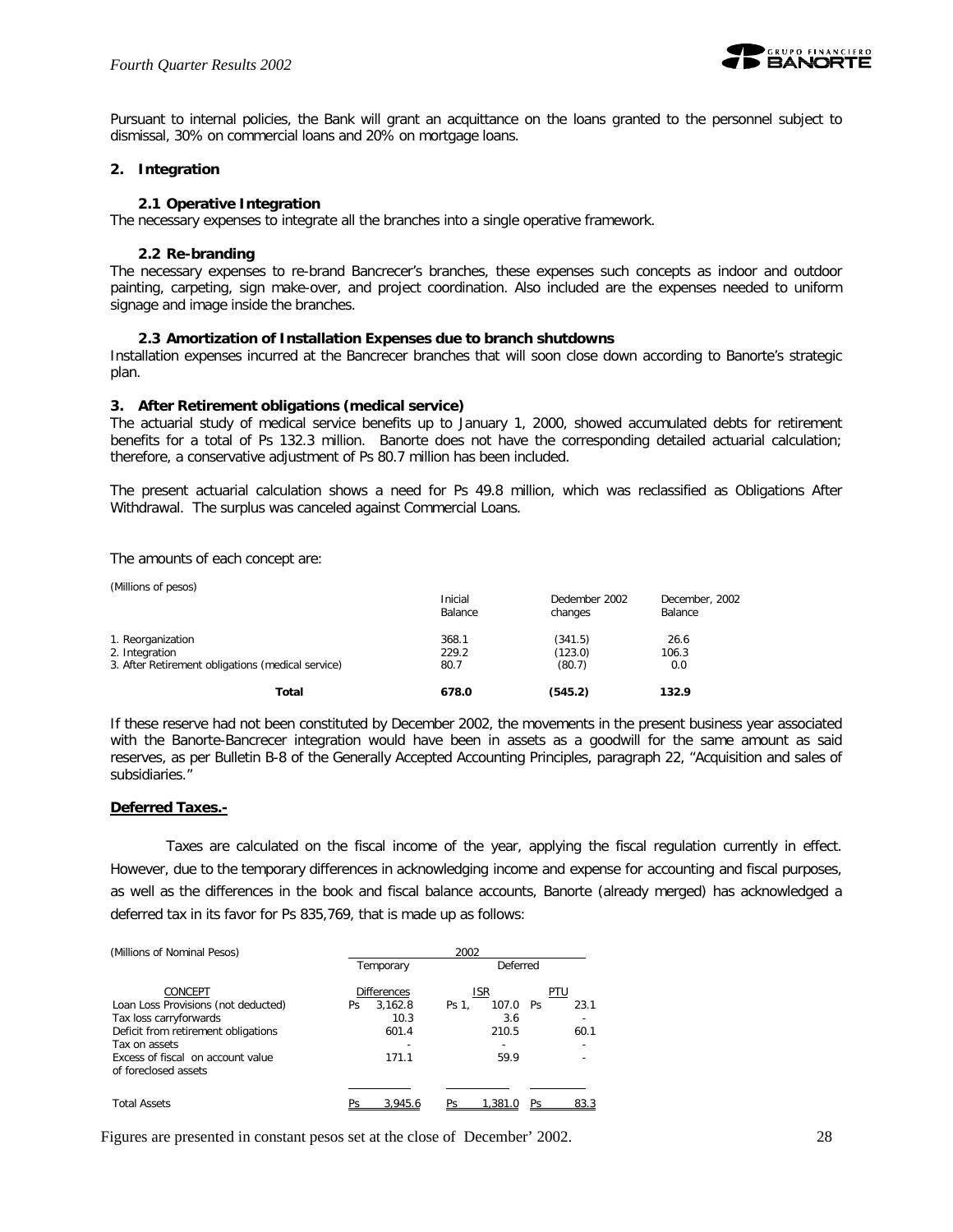Pursuant to internal policies, the Bank will grant an acquittance on the loans granted to the personnel subject to dismissal, 30% on commercial loans and 20% on mortgage loans.

**2. Integration**

**2.1 Operative Integration**

The necessary expenses to integrate all the branches into a single operative framework.

**2.2 Re-branding**

The necessary expenses to re-brand Bancrecer's branches, these expenses such concepts as indoor and outdoor painting, carpeting, sign make-over, and project coordination. Also included are the expenses needed to uniform signage and image inside the branches.

**2.3 Amortization of Installation Expenses due to branch shutdowns**

Installation expenses incurred at the Bancrecer branches that will soon close down according to Banorte's strategic plan.

**3. After Retirement obligations (medical service)**

The actuarial study of medical service benefits up to January 1, 2000, showed accumulated debts for retirement benefits for a total of Ps 132.3 million. Banorte does not have the corresponding detailed actuarial calculation; therefore, a conservative adjustment of Ps 80.7 million has been included.

The present actuarial calculation shows a need for Ps 49.8 million, which was reclassified as Obligations After Withdrawal. The surplus was canceled against Commercial Loans.

The amounts of each concept are:

(Millions of pesos)

| | Inicial Balance | Dedember 2002 changes | December, 2002 Balance |
|---|---|---|---|
| 1. Reorganization | 368.1 | (341.5) | 26.6 |
| 2. Integration | 229.2 | (123.0) | 106.3 |
| 3. After Retirement obligations (medical service) | 80.7 | (80.7) | 0.0 |
| **Total** | **678.0** | **(545.2)** | **132.9** |

If these reserve had not been constituted by December 2002, the movements in the present business year associated with the Banorte-Bancrecer integration would have been in assets as a goodwill for the same amount as said reserves, as per Bulletin B-8 of the Generally Accepted Accounting Principles, paragraph 22, "Acquisition and sales of subsidiaries."

**Deferred Taxes.-**

Taxes are calculated on the fiscal income of the year, applying the fiscal regulation currently in effect. However, due to the temporary differences in acknowledging income and expense for accounting and fiscal purposes, as well as the differences in the book and fiscal balance accounts, Banorte (already merged) has acknowledged a deferred tax in its favor for Ps 835,769, that is made up as follows:

(Millions of Nominal Pesos)

| | 2002 | | |
|---|---|---|---|
| | Temporary | Deferred | |
| CONCEPT | Differences | ISR | PTU |
| Loan Loss Provisions (not deducted) | Ps 3,162.8 | Ps 1, 107.0 | Ps 23.1 |
| Tax loss carryforwards | 10.3 | 3.6 | - |
| Deficit from retirement obligations | 601.4 | 210.5 | 60.1 |
| Tax on assets | - | - | - |
| Excess of fiscal on account value of foreclosed assets | 171.1 | 59.9 | - |
| Total Assets | Ps 3,945.6 | Ps 1,381.0 | Ps 83.3 |

Figures are presented in constant pesos set at the close of December' 2002.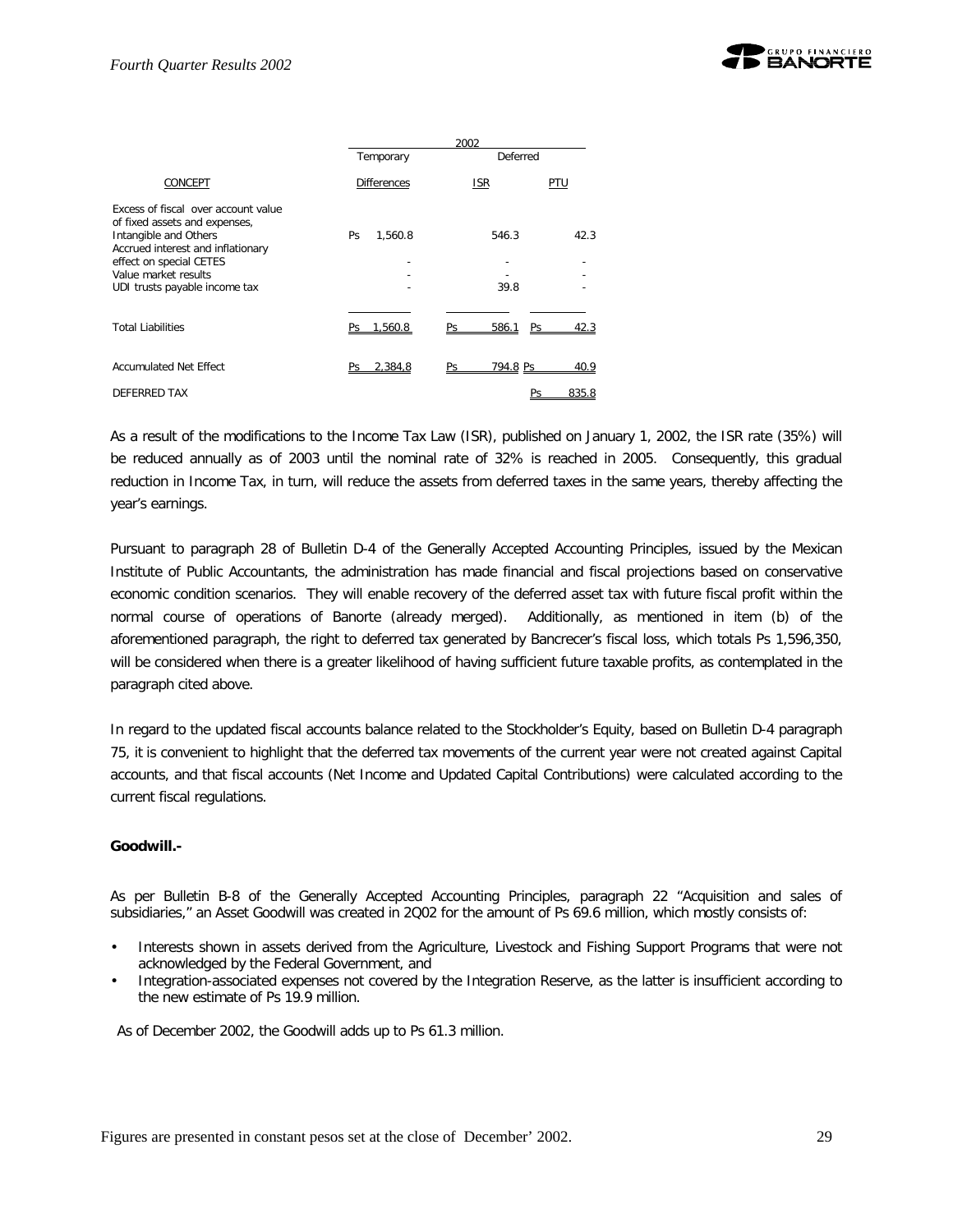| CONCEPT | 2002 Temporary Differences | Deferred ISR | Deferred PTU |
|---|---|---|---|
| Excess of fiscal over account value of fixed assets and expenses, Intangible and Others | Ps 1,560.8 | 546.3 | 42.3 |
| Accrued interest and inflationary effect on special CETES | - | - | - |
| Value market results | - | - | - |
| UDI trusts payable income tax | - | 39.8 | - |
| Total Liabilities | Ps 1,560.8 | Ps 586.1 | Ps 42.3 |
| Accumulated Net Effect | Ps 2,384.8 | Ps 794.8 | Ps 40.9 |
| DEFERRED TAX | | | Ps 835.8 |

As a result of the modifications to the Income Tax Law (ISR), published on January 1, 2002, the ISR rate (35%) will be reduced annually as of 2003 until the nominal rate of 32% is reached in 2005. Consequently, this gradual reduction in Income Tax, in turn, will reduce the assets from deferred taxes in the same years, thereby affecting the year's earnings.

Pursuant to paragraph 28 of Bulletin D-4 of the Generally Accepted Accounting Principles, issued by the Mexican Institute of Public Accountants, the administration has made financial and fiscal projections based on conservative economic condition scenarios. They will enable recovery of the deferred asset tax with future fiscal profit within the normal course of operations of Banorte (already merged). Additionally, as mentioned in item (b) of the aforementioned paragraph, the right to deferred tax generated by Bancrecer's fiscal loss, which totals Ps 1,596,350, will be considered when there is a greater likelihood of having sufficient future taxable profits, as contemplated in the paragraph cited above.

In regard to the updated fiscal accounts balance related to the Stockholder's Equity, based on Bulletin D-4 paragraph 75, it is convenient to highlight that the deferred tax movements of the current year were not created against Capital accounts, and that fiscal accounts (Net Income and Updated Capital Contributions) were calculated according to the current fiscal regulations.

**Goodwill.-**

As per Bulletin B-8 of the Generally Accepted Accounting Principles, paragraph 22 "Acquisition and sales of subsidiaries," an Asset Goodwill was created in 2Q02 for the amount of Ps 69.6 million, which mostly consists of:

- Interests shown in assets derived from the Agriculture, Livestock and Fishing Support Programs that were not acknowledged by the Federal Government, and
- Integration-associated expenses not covered by the Integration Reserve, as the latter is insufficient according to the new estimate of Ps 19.9 million.

As of December 2002, the Goodwill adds up to Ps 61.3 million.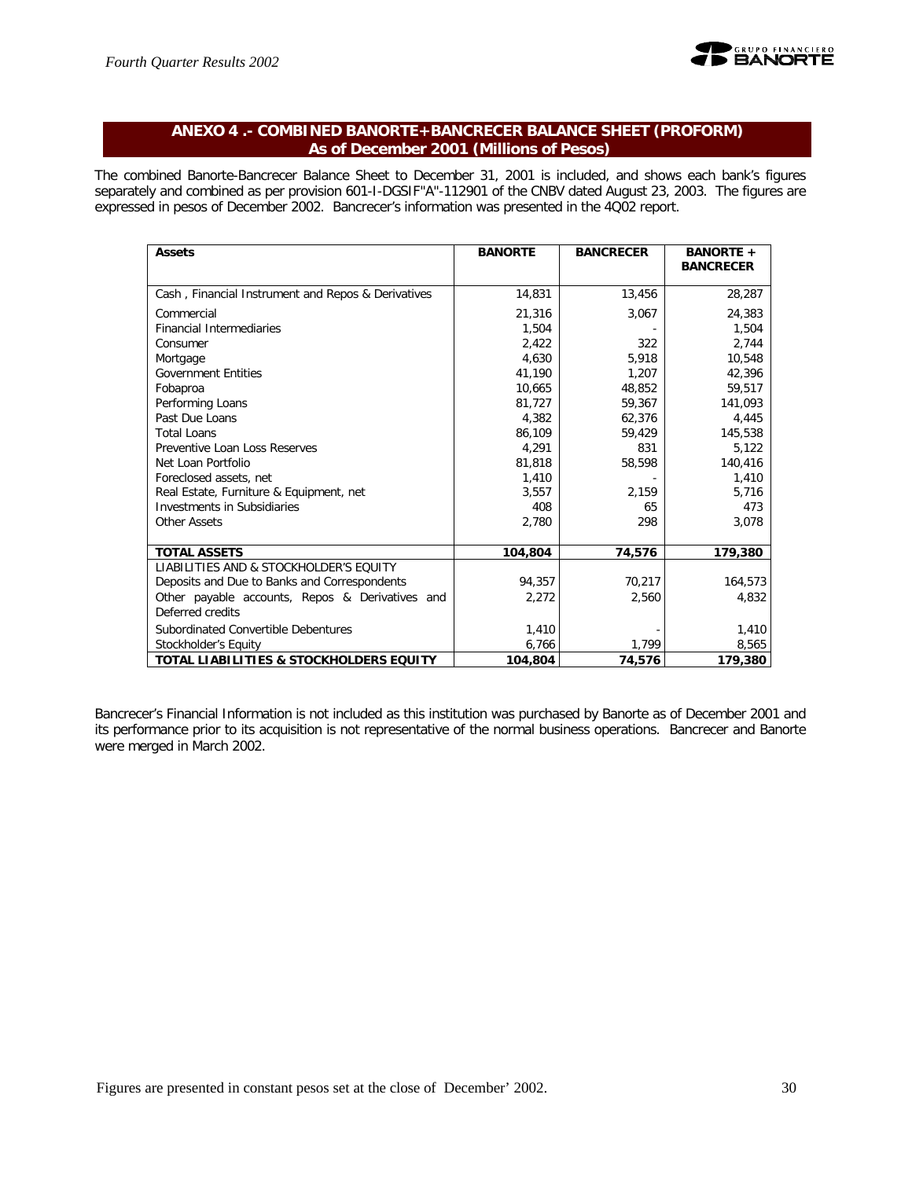## ANEXO 4 .- COMBINED BANORTE+BANCRECER BALANCE SHEET (PROFORM)
## As of December 2001 (Millions of Pesos)

The combined Banorte-Bancrecer Balance Sheet to December 31, 2001 is included, and shows each bank's figures separately and combined as per provision 601-I-DGSIF"A"-112901 of the CNBV dated August 23, 2003. The figures are expressed in pesos of December 2002. Bancrecer's information was presented in the 4Q02 report.

| Assets | BANORTE | BANCRECER | BANORTE + BANCRECER |
|---|---|---|---|
| Cash , Financial Instrument and Repos & Derivatives | 14,831 | 13,456 | 28,287 |
| Commercial | 21,316 | 3,067 | 24,383 |
| Financial Intermediaries | 1,504 | - | 1,504 |
| Consumer | 2,422 | 322 | 2,744 |
| Mortgage | 4,630 | 5,918 | 10,548 |
| Government Entities | 41,190 | 1,207 | 42,396 |
| Fobaproa | 10,665 | 48,852 | 59,517 |
| Performing Loans | 81,727 | 59,367 | 141,093 |
| Past Due Loans | 4,382 | 62,376 | 4,445 |
| Total Loans | 86,109 | 59,429 | 145,538 |
| Preventive Loan Loss Reserves | 4,291 | 831 | 5,122 |
| Net Loan Portfolio | 81,818 | 58,598 | 140,416 |
| Foreclosed assets, net | 1,410 | - | 1,410 |
| Real Estate, Furniture & Equipment, net | 3,557 | 2,159 | 5,716 |
| Investments in Subsidiaries | 408 | 65 | 473 |
| Other Assets | 2,780 | 298 | 3,078 |
| **TOTAL ASSETS** | **104,804** | **74,576** | **179,380** |
| LIABILITIES AND & STOCKHOLDER'S EQUITY | | | |
| Deposits and Due to Banks and Correspondents | 94,357 | 70,217 | 164,573 |
| Other payable accounts, Repos & Derivatives and Deferred credits | 2,272 | 2,560 | 4,832 |
| Subordinated Convertible Debentures | 1,410 | - | 1,410 |
| Stockholder's Equity | 6,766 | 1,799 | 8,565 |
| **TOTAL LIABILITIES & STOCKHOLDERS EQUITY** | **104,804** | **74,576** | **179,380** |

Bancrecer's Financial Information is not included as this institution was purchased by Banorte as of December 2001 and its performance prior to its acquisition is not representative of the normal business operations. Bancrecer and Banorte were merged in March 2002.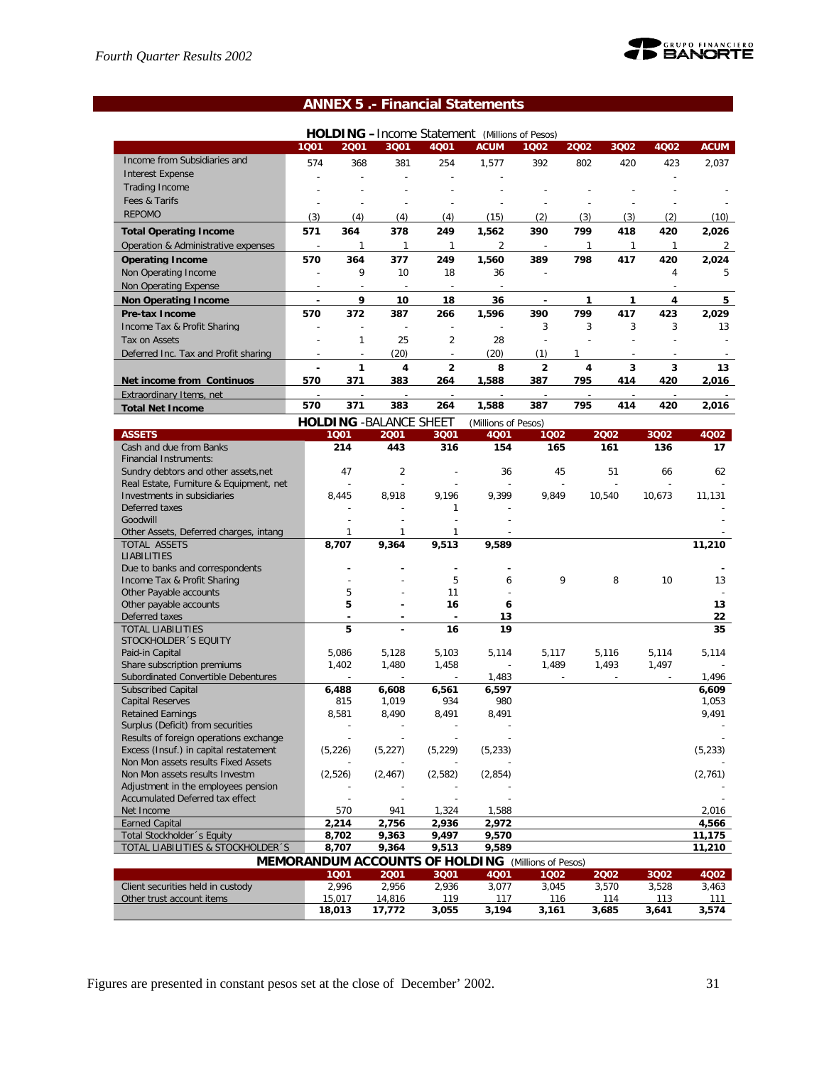## ANNEX 5 .- Financial Statements

**HOLDING – Income Statement** (Millions of Pesos)

| | 1Q01 | 2Q01 | 3Q01 | 4Q01 | ACUM | 1Q02 | 2Q02 | 3Q02 | 4Q02 | ACUM |
|---|---|---|---|---|---|---|---|---|---|---|
| Income from Subsidiaries and | 574 | 368 | 381 | 254 | 1,577 | 392 | 802 | 420 | 423 | 2,037 |
| Interest Expense | - | - | - | - | - | | | | - | |
| Trading Income | - | - | - | - | - | - | - | - | - | - |
| Fees & Tarifs | - | - | - | - | - | - | - | - | - | - |
| REPOMO | (3) | (4) | (4) | (4) | (15) | (2) | (3) | (3) | (2) | (10) |
| **Total Operating Income** | **571** | **364** | **378** | **249** | **1,562** | **390** | **799** | **418** | **420** | **2,026** |
| Operation & Administrative expenses | - | 1 | 1 | 1 | 2 | - | 1 | 1 | 1 | 2 |
| **Operating Income** | **570** | **364** | **377** | **249** | **1,560** | **389** | **798** | **417** | **420** | **2,024** |
| Non Operating Income | - | 9 | 10 | 18 | 36 | - | | | 4 | 5 |
| Non Operating Expense | - | - | - | - | - | | | | - | |
| **Non Operating Income** | **-** | **9** | **10** | **18** | **36** | **-** | **1** | **1** | **4** | **5** |
| **Pre-tax Income** | **570** | **372** | **387** | **266** | **1,596** | **390** | **799** | **417** | **423** | **2,029** |
| Income Tax & Profit Sharing | - | - | - | - | - | 3 | 3 | 3 | 3 | 13 |
| Tax on Assets | - | 1 | 25 | 2 | 28 | - | - | - | - | - |
| Deferred Inc. Tax and Profit sharing | - | - | (20) | - | (20) | (1) | 1 | - | - | - |
| | **-** | **1** | **4** | **2** | **8** | **2** | **4** | **3** | **3** | **13** |
| **Net income from Continuos** | **570** | **371** | **383** | **264** | **1,588** | **387** | **795** | **414** | **420** | **2,016** |
| Extraordinary Items, net | - | - | - | - | - | - | - | - | - | - |
| **Total Net Income** | **570** | **371** | **383** | **264** | **1,588** | **387** | **795** | **414** | **420** | **2,016** |

**HOLDING -BALANCE SHEET** (Millions of Pesos)

| ASSETS | 1Q01 | 2Q01 | 3Q01 | 4Q01 | 1Q02 | 2Q02 | 3Q02 | 4Q02 |
|---|---|---|---|---|---|---|---|---|
| Cash and due from Banks | **214** | **443** | **316** | **154** | **165** | **161** | **136** | **17** |
| Financial Instruments: | | | | | | | | |
| Sundry debtors and other assets,net | 47 | 2 | - | 36 | 45 | 51 | 66 | 62 |
| Real Estate, Furniture & Equipment, net | - | - | - | - | - | - | - | - |
| Investments in subsidiaries | 8,445 | 8,918 | 9,196 | 9,399 | 9,849 | 10,540 | 10,673 | 11,131 |
| Deferred taxes | - | - | 1 | - | | | | - |
| Goodwill | - | - | - | - | | | | - |
| Other Assets, Deferred charges, intang | 1 | 1 | 1 | - | | | | - |
| TOTAL ASSETS | **8,707** | **9,364** | **9,513** | **9,589** | | | | **11,210** |
| LIABILITIES | | | | | | | | |
| Due to banks and correspondents | **-** | **-** | **-** | **-** | | | | **-** |
| Income Tax & Profit Sharing | - | - | 5 | 6 | 9 | 8 | 10 | 13 |
| Other Payable accounts | 5 | - | 11 | - | | | | - |
| Other payable accounts | **5** | **-** | **16** | **6** | | | | **13** |
| Deferred taxes | **-** | **-** | **-** | **13** | | | | **22** |
| TOTAL LIABILITIES | **5** | **-** | **16** | **19** | | | | **35** |
| STOCKHOLDER´S EQUITY | | | | | | | | |
| Paid-in Capital | 5,086 | 5,128 | 5,103 | 5,114 | 5,117 | 5,116 | 5,114 | 5,114 |
| Share subscription premiums | 1,402 | 1,480 | 1,458 | - | 1,489 | 1,493 | 1,497 | - |
| Subordinated Convertible Debentures | - | - | - | 1,483 | - | - | - | 1,496 |
| Subscribed Capital | **6,488** | **6,608** | **6,561** | **6,597** | | | | **6,609** |
| Capital Reserves | 815 | 1,019 | 934 | 980 | | | | 1,053 |
| Retained Earnings | 8,581 | 8,490 | 8,491 | 8,491 | | | | 9,491 |
| Surplus (Deficit) from securities | - | - | - | - | | | | - |
| Results of foreign operations exchange | - | - | - | - | | | | - |
| Excess (Insuf.) in capital restatement | (5,226) | (5,227) | (5,229) | (5,233) | | | | (5,233) |
| Non Mon assets results Fixed Assets | - | - | - | - | | | | |
| Non Mon assets results Investm | (2,526) | (2,467) | (2,582) | (2,854) | | | | (2,761) |
| Adjustment in the employees pension | - | - | - | - | | | | - |
| Accumulated Deferred tax effect | - | - | - | - | | | | - |
| Net Income | 570 | 941 | 1,324 | 1,588 | | | | 2,016 |
| Earned Capital | **2,214** | **2,756** | **2,936** | **2,972** | | | | **4,566** |
| Total Stockholder´s Equity | **8,702** | **9,363** | **9,497** | **9,570** | | | | **11,175** |
| TOTAL LIABILITIES & STOCKHOLDER´S | **8,707** | **9,364** | **9,513** | **9,589** | | | | **11,210** |

**MEMORANDUM ACCOUNTS OF HOLDING** (Millions of Pesos)

| | 1Q01 | 2Q01 | 3Q01 | 4Q01 | 1Q02 | 2Q02 | 3Q02 | 4Q02 |
|---|---|---|---|---|---|---|---|---|
| Client securities held in custody | 2,996 | 2,956 | 2,936 | 3,077 | 3,045 | 3,570 | 3,528 | 3,463 |
| Other trust account items | 15,017 | 14,816 | 119 | 117 | 116 | 114 | 113 | 111 |
| | **18,013** | **17,772** | **3,055** | **3,194** | **3,161** | **3,685** | **3,641** | **3,574** |

Figures are presented in constant pesos set at the close of December' 2002.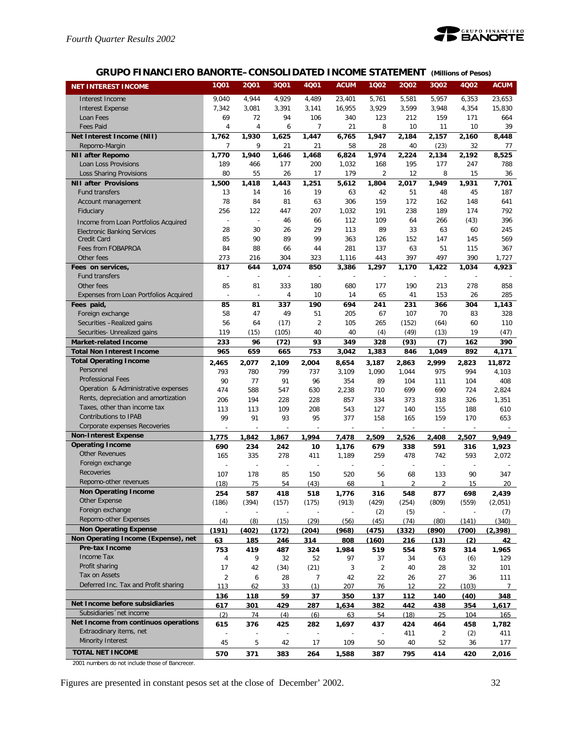## GRUPO FINANCIERO BANORTE– CONSOLIDATED INCOME STATEMENT (Millions of Pesos)

| NET INTEREST INCOME | 1Q01 | 2Q01 | 3Q01 | 4Q01 | ACUM | 1Q02 | 2Q02 | 3Q02 | 4Q02 | ACUM |
|---|---|---|---|---|---|---|---|---|---|---|
| Interest Income | 9,040 | 4,944 | 4,929 | 4,489 | 23,401 | 5,761 | 5,581 | 5,957 | 6,353 | 23,653 |
| Interest Expense | 7,342 | 3,081 | 3,391 | 3,141 | 16,955 | 3,929 | 3,599 | 3,948 | 4,354 | 15,830 |
| Loan Fees | 69 | 72 | 94 | 106 | 340 | 123 | 212 | 159 | 171 | 664 |
| Fees Paid | 4 | 4 | 6 | 7 | 21 | 8 | 10 | 11 | 10 | 39 |
| **Net Interest Income (NII)** | **1,762** | **1,930** | **1,625** | **1,447** | **6,765** | **1,947** | **2,184** | **2,157** | **2,160** | **8,448** |
| Repomo-Margin | 7 | 9 | 21 | 21 | 58 | 28 | 40 | (23) | 32 | 77 |
| **NII after Repomo** | **1,770** | **1,940** | **1,646** | **1,468** | **6,824** | **1,974** | **2,224** | **2,134** | **2,192** | **8,525** |
| Loan Loss Provisions | 189 | 466 | 177 | 200 | 1,032 | 168 | 195 | 177 | 247 | 788 |
| Loss Sharing Provisions | 80 | 55 | 26 | 17 | 179 | 2 | 12 | 8 | 15 | 36 |
| **NII after Provisions** | **1,500** | **1,418** | **1,443** | **1,251** | **5,612** | **1,804** | **2,017** | **1,949** | **1,931** | **7,701** |
| Fund transfers | 13 | 14 | 16 | 19 | 63 | 42 | 51 | 48 | 45 | 187 |
| Account management | 78 | 84 | 81 | 63 | 306 | 159 | 172 | 162 | 148 | 641 |
| Fiduciary | 256 | 122 | 447 | 207 | 1,032 | 191 | 238 | 189 | 174 | 792 |
| Income from Loan Portfolios Acquired | - | - | 46 | 66 | 112 | 109 | 64 | 266 | (43) | 396 |
| Electronic Banking Services | 28 | 30 | 26 | 29 | 113 | 89 | 33 | 63 | 60 | 245 |
| Credit Card | 85 | 90 | 89 | 99 | 363 | 126 | 152 | 147 | 145 | 569 |
| Fees from FOBAPROA | 84 | 88 | 66 | 44 | 281 | 137 | 63 | 51 | 115 | 367 |
| Other fees | 273 | 216 | 304 | 323 | 1,116 | 443 | 397 | 497 | 390 | 1,727 |
| **Fees on services,** | **817** | **644** | **1,074** | **850** | **3,386** | **1,297** | **1,170** | **1,422** | **1,034** | **4,923** |
| Fund transfers | - | - | - | - | - | - | - | - | - | - |
| Other fees | 85 | 81 | 333 | 180 | 680 | 177 | 190 | 213 | 278 | 858 |
| Expenses from Loan Portfolios Acquired | - | - | 4 | 10 | 14 | 65 | 41 | 153 | 26 | 285 |
| **Fees paid,** | **85** | **81** | **337** | **190** | **694** | **241** | **231** | **366** | **304** | **1,143** |
| Foreign exchange | 58 | 47 | 49 | 51 | 205 | 67 | 107 | 70 | 83 | 328 |
| Securities –Realized gains | 56 | 64 | (17) | 2 | 105 | 265 | (152) | (64) | 60 | 110 |
| Securities- Unrealized gains | 119 | (15) | (105) | 40 | 40 | (4) | (49) | (13) | 19 | (47) |
| **Market-related Income** | **233** | **96** | **(72)** | **93** | **349** | **328** | **(93)** | **(7)** | **162** | **390** |
| **Total Non Interest Income** | **965** | **659** | **665** | **753** | **3,042** | **1,383** | **846** | **1,049** | **892** | **4,171** |
| **Total Operating Income** | **2,465** | **2,077** | **2,109** | **2,004** | **8,654** | **3,187** | **2,863** | **2,999** | **2,823** | **11,872** |
| Personnel | 793 | 780 | 799 | 737 | 3,109 | 1,090 | 1,044 | 975 | 994 | 4,103 |
| Professional Fees | 90 | 77 | 91 | 96 | 354 | 89 | 104 | 111 | 104 | 408 |
| Operation & Administrative expenses | 474 | 588 | 547 | 630 | 2,238 | 710 | 699 | 690 | 724 | 2,824 |
| Rents, depreciation and amortization | 206 | 194 | 228 | 228 | 857 | 334 | 373 | 318 | 326 | 1,351 |
| Taxes, other than income tax | 113 | 113 | 109 | 208 | 543 | 127 | 140 | 155 | 188 | 610 |
| Contributions to IPAB | 99 | 91 | 93 | 95 | 377 | 158 | 165 | 159 | 170 | 653 |
| Corporate expenses Recoveries | - | - | - | - | - | - | - | - | - | - |
| **Non-Interest Expense** | **1,775** | **1,842** | **1,867** | **1,994** | **7,478** | **2,509** | **2,526** | **2,408** | **2,507** | **9,949** |
| **Operating Income** | **690** | **234** | **242** | **10** | **1,176** | **679** | **338** | **591** | **316** | **1,923** |
| Other Revenues | 165 | 335 | 278 | 411 | 1,189 | 259 | 478 | 742 | 593 | 2,072 |
| Foreign exchange | - | - | - | - | - | - | - | - | - | - |
| Recoveries | 107 | 178 | 85 | 150 | 520 | 56 | 68 | 133 | 90 | 347 |
| Repomo-other revenues | (18) | 75 | 54 | (43) | 68 | 1 | 2 | 2 | 15 | 20 |
| **Non Operating Income** | **254** | **587** | **418** | **518** | **1,776** | **316** | **548** | **877** | **698** | **2,439** |
| Other Expense | (186) | (394) | (157) | (175) | (913) | (429) | (254) | (809) | (559) | (2,051) |
| Foreign exchange | - | - | - | - | - | (2) | (5) | - | - | (7) |
| Repomo-other Expenses | (4) | (8) | (15) | (29) | (56) | (45) | (74) | (80) | (141) | (340) |
| **Non Operating Expense** | **(191)** | **(402)** | **(172)** | **(204)** | **(968)** | **(475)** | **(332)** | **(890)** | **(700)** | **(2,398)** |
| **Non Operating Income (Expense), net** | **63** | **185** | **246** | **314** | **808** | **(160)** | **216** | **(13)** | **(2)** | **42** |
| **Pre-tax Income** | **753** | **419** | **487** | **324** | **1,984** | **519** | **554** | **578** | **314** | **1,965** |
| Income Tax | 4 | 9 | 32 | 52 | 97 | 37 | 34 | 63 | (6) | 129 |
| Profit sharing | 17 | 42 | (34) | (21) | 3 | 2 | 40 | 28 | 32 | 101 |
| Tax on Assets | 2 | 6 | 28 | 7 | 42 | 22 | 26 | 27 | 36 | 111 |
| Deferred Inc. Tax and Profit sharing | 113 | 62 | 33 | (1) | 207 | 76 | 12 | 22 | (103) | 7 |
| | **136** | **118** | **59** | **37** | **350** | **137** | **112** | **140** | **(40)** | **348** |
| **Net Income before subsidiaries** | **617** | **301** | **429** | **287** | **1,634** | **382** | **442** | **438** | **354** | **1,617** |
| Subsidiaries´net income | (2) | 74 | (4) | (6) | 63 | 54 | (18) | 25 | 104 | 165 |
| **Net Income from continuos operations** | **615** | **376** | **425** | **282** | **1,697** | **437** | **424** | **464** | **458** | **1,782** |
| Extraordinary items, net | - | - | - | - | - | - | 411 | 2 | (2) | 411 |
| Minority Interest | 45 | 5 | 42 | 17 | 109 | 50 | 40 | 52 | 36 | 177 |
| **TOTAL NET INCOME** | **570** | **371** | **383** | **264** | **1,588** | **387** | **795** | **414** | **420** | **2,016** |

2001 numbers do not include those of Bancrecer.

Figures are presented in constant pesos set at the close of December' 2002.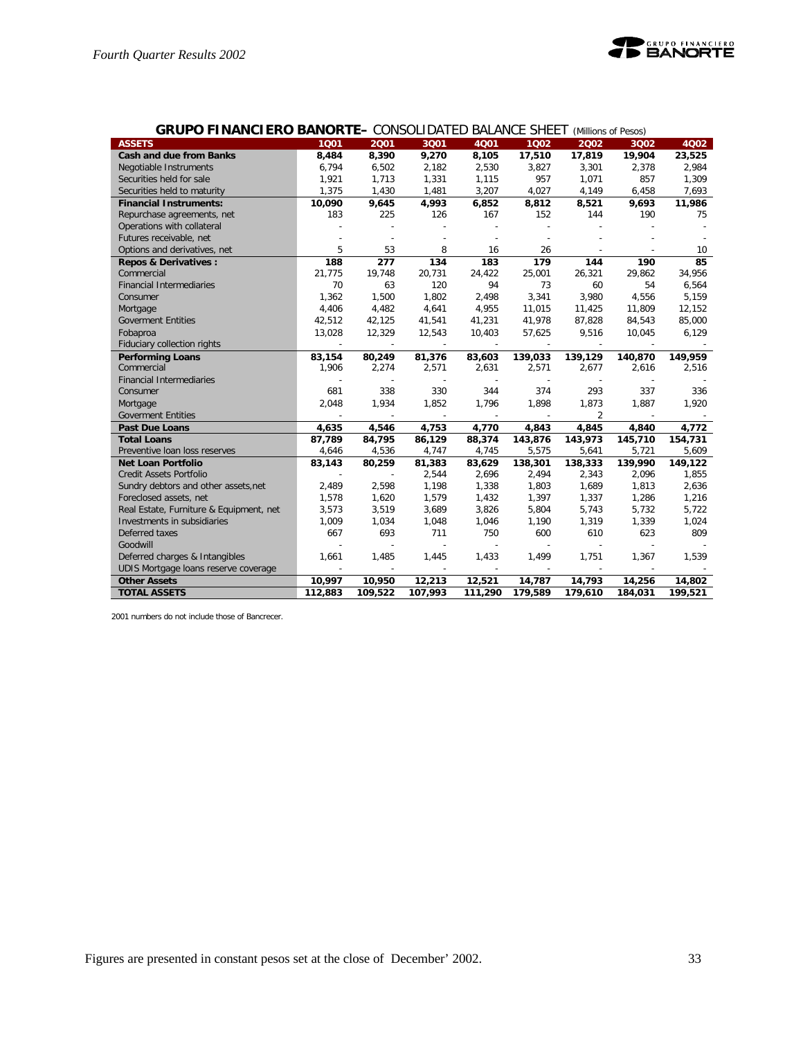## GRUPO FINANCIERO BANORTE– CONSOLIDATED BALANCE SHEET (Millions of Pesos)

| ASSETS | 1Q01 | 2Q01 | 3Q01 | 4Q01 | 1Q02 | 2Q02 | 3Q02 | 4Q02 |
|---|---|---|---|---|---|---|---|---|
| **Cash and due from Banks** | **8,484** | **8,390** | **9,270** | **8,105** | **17,510** | **17,819** | **19,904** | **23,525** |
| Negotiable Instruments | 6,794 | 6,502 | 2,182 | 2,530 | 3,827 | 3,301 | 2,378 | 2,984 |
| Securities held for sale | 1,921 | 1,713 | 1,331 | 1,115 | 957 | 1,071 | 857 | 1,309 |
| Securities held to maturity | 1,375 | 1,430 | 1,481 | 3,207 | 4,027 | 4,149 | 6,458 | 7,693 |
| **Financial Instruments:** | **10,090** | **9,645** | **4,993** | **6,852** | **8,812** | **8,521** | **9,693** | **11,986** |
| Repurchase agreements, net | 183 | 225 | 126 | 167 | 152 | 144 | 190 | 75 |
| Operations with collateral | - | - | - | - | - | - | - | - |
| Futures receivable, net | - | - | - | - | - | - | - | - |
| Options and derivatives, net | 5 | 53 | 8 | 16 | 26 | - | - | 10 |
| **Repos & Derivatives :** | **188** | **277** | **134** | **183** | **179** | **144** | **190** | **85** |
| Commercial | 21,775 | 19,748 | 20,731 | 24,422 | 25,001 | 26,321 | 29,862 | 34,956 |
| Financial Intermediaries | 70 | 63 | 120 | 94 | 73 | 60 | 54 | 6,564 |
| Consumer | 1,362 | 1,500 | 1,802 | 2,498 | 3,341 | 3,980 | 4,556 | 5,159 |
| Mortgage | 4,406 | 4,482 | 4,641 | 4,955 | 11,015 | 11,425 | 11,809 | 12,152 |
| Goverment Entities | 42,512 | 42,125 | 41,541 | 41,231 | 41,978 | 87,828 | 84,543 | 85,000 |
| Fobaproa | 13,028 | 12,329 | 12,543 | 10,403 | 57,625 | 9,516 | 10,045 | 6,129 |
| Fiduciary collection rights | - | - | - | - | - | - | - | - |
| **Performing Loans** | **83,154** | **80,249** | **81,376** | **83,603** | **139,033** | **139,129** | **140,870** | **149,959** |
| Commercial | 1,906 | 2,274 | 2,571 | 2,631 | 2,571 | 2,677 | 2,616 | 2,516 |
| Financial Intermediaries | - | - | - | - | - | - | - | - |
| Consumer | 681 | 338 | 330 | 344 | 374 | 293 | 337 | 336 |
| Mortgage | 2,048 | 1,934 | 1,852 | 1,796 | 1,898 | 1,873 | 1,887 | 1,920 |
| Goverment Entities | - | - | - | - | - | 2 | - | - |
| **Past Due Loans** | **4,635** | **4,546** | **4,753** | **4,770** | **4,843** | **4,845** | **4,840** | **4,772** |
| **Total Loans** | **87,789** | **84,795** | **86,129** | **88,374** | **143,876** | **143,973** | **145,710** | **154,731** |
| Preventive loan loss reserves | 4,646 | 4,536 | 4,747 | 4,745 | 5,575 | 5,641 | 5,721 | 5,609 |
| **Net Loan Portfolio** | **83,143** | **80,259** | **81,383** | **83,629** | **138,301** | **138,333** | **139,990** | **149,122** |
| Credit Assets Portfolio | - | - | 2,544 | 2,696 | 2,494 | 2,343 | 2,096 | 1,855 |
| Sundry debtors and other assets,net | 2,489 | 2,598 | 1,198 | 1,338 | 1,803 | 1,689 | 1,813 | 2,636 |
| Foreclosed assets, net | 1,578 | 1,620 | 1,579 | 1,432 | 1,397 | 1,337 | 1,286 | 1,216 |
| Real Estate, Furniture & Equipment, net | 3,573 | 3,519 | 3,689 | 3,826 | 5,804 | 5,743 | 5,732 | 5,722 |
| Investments in subsidiaries | 1,009 | 1,034 | 1,048 | 1,046 | 1,190 | 1,319 | 1,339 | 1,024 |
| Deferred taxes | 667 | 693 | 711 | 750 | 600 | 610 | 623 | 809 |
| Goodwill | - | - | - | - | - | - | - | - |
| Deferred charges & Intangibles | 1,661 | 1,485 | 1,445 | 1,433 | 1,499 | 1,751 | 1,367 | 1,539 |
| UDIS Mortgage loans reserve coverage | - | - | - | - | - | - | - | - |
| **Other Assets** | **10,997** | **10,950** | **12,213** | **12,521** | **14,787** | **14,793** | **14,256** | **14,802** |
| **TOTAL ASSETS** | **112,883** | **109,522** | **107,993** | **111,290** | **179,589** | **179,610** | **184,031** | **199,521** |

2001 numbers do not include those of Bancrecer.

Figures are presented in constant pesos set at the close of December' 2002.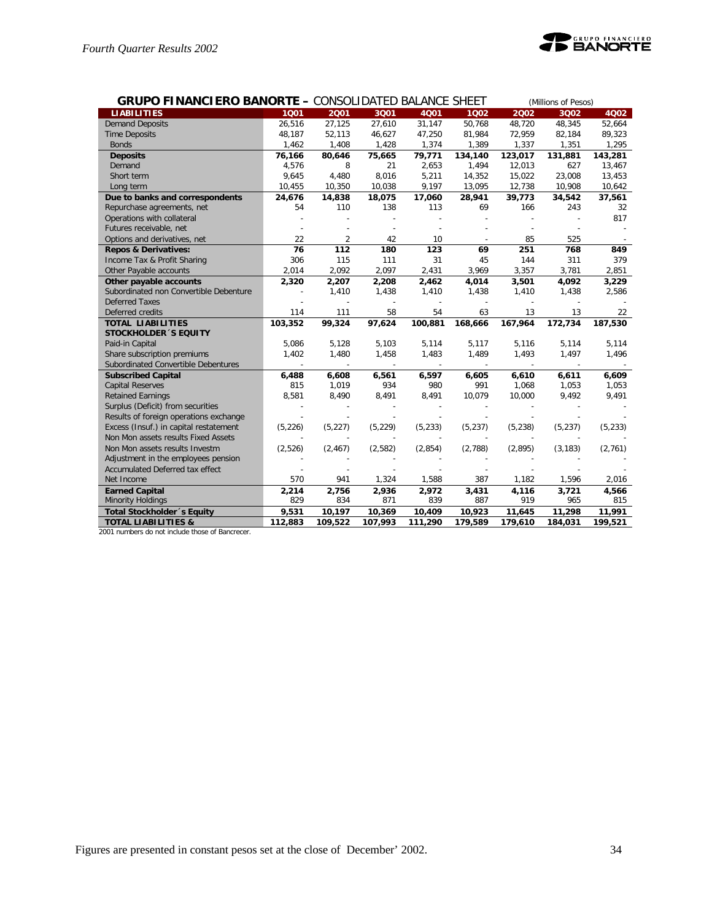## GRUPO FINANCIERO BANORTE – CONSOLIDATED BALANCE SHEET

(Millions of Pesos)

| LIABILITIES | 1Q01 | 2Q01 | 3Q01 | 4Q01 | 1Q02 | 2Q02 | 3Q02 | 4Q02 |
|---|---|---|---|---|---|---|---|---|
| Demand Deposits | 26,516 | 27,125 | 27,610 | 31,147 | 50,768 | 48,720 | 48,345 | 52,664 |
| Time Deposits | 48,187 | 52,113 | 46,627 | 47,250 | 81,984 | 72,959 | 82,184 | 89,323 |
| Bonds | 1,462 | 1,408 | 1,428 | 1,374 | 1,389 | 1,337 | 1,351 | 1,295 |
| **Deposits** | **76,166** | **80,646** | **75,665** | **79,771** | **134,140** | **123,017** | **131,881** | **143,281** |
| Demand | 4,576 | 8 | 21 | 2,653 | 1,494 | 12,013 | 627 | 13,467 |
| Short term | 9,645 | 4,480 | 8,016 | 5,211 | 14,352 | 15,022 | 23,008 | 13,453 |
| Long term | 10,455 | 10,350 | 10,038 | 9,197 | 13,095 | 12,738 | 10,908 | 10,642 |
| **Due to banks and correspondents** | **24,676** | **14,838** | **18,075** | **17,060** | **28,941** | **39,773** | **34,542** | **37,561** |
| Repurchase agreements, net | 54 | 110 | 138 | 113 | 69 | 166 | 243 | 32 |
| Operations with collateral | - | - | - | - | - | - | - | 817 |
| Futures receivable, net | - | - | - | - | - | - | - | - |
| Options and derivatives, net | 22 | 2 | 42 | 10 | - | 85 | 525 | - |
| **Repos & Derivatives:** | **76** | **112** | **180** | **123** | **69** | **251** | **768** | **849** |
| Income Tax & Profit Sharing | 306 | 115 | 111 | 31 | 45 | 144 | 311 | 379 |
| Other Payable accounts | 2,014 | 2,092 | 2,097 | 2,431 | 3,969 | 3,357 | 3,781 | 2,851 |
| **Other payable accounts** | **2,320** | **2,207** | **2,208** | **2,462** | **4,014** | **3,501** | **4,092** | **3,229** |
| Subordinated non Convertible Debenture | - | 1,410 | 1,438 | 1,410 | 1,438 | 1,410 | 1,438 | 2,586 |
| Deferred Taxes | - | - | - | - | - | - | - | - |
| Deferred credits | 114 | 111 | 58 | 54 | 63 | 13 | 13 | 22 |
| **TOTAL LIABILITIES** | **103,352** | **99,324** | **97,624** | **100,881** | **168,666** | **167,964** | **172,734** | **187,530** |
| **STOCKHOLDER´S EQUITY** | | | | | | | | |
| Paid-in Capital | 5,086 | 5,128 | 5,103 | 5,114 | 5,117 | 5,116 | 5,114 | 5,114 |
| Share subscription premiums | 1,402 | 1,480 | 1,458 | 1,483 | 1,489 | 1,493 | 1,497 | 1,496 |
| Subordinated Convertible Debentures | - | - | - | - | - | - | - | - |
| **Subscribed Capital** | **6,488** | **6,608** | **6,561** | **6,597** | **6,605** | **6,610** | **6,611** | **6,609** |
| Capital Reserves | 815 | 1,019 | 934 | 980 | 991 | 1,068 | 1,053 | 1,053 |
| Retained Earnings | 8,581 | 8,490 | 8,491 | 8,491 | 10,079 | 10,000 | 9,492 | 9,491 |
| Surplus (Deficit) from securities | - | - | - | - | - | - | - | - |
| Results of foreign operations exchange | - | - | - | - | - | - | - | - |
| Excess (Insuf.) in capital restatement | (5,226) | (5,227) | (5,229) | (5,233) | (5,237) | (5,238) | (5,237) | (5,233) |
| Non Mon assets results Fixed Assets | - | - | - | - | - | - | - | - |
| Non Mon assets results Investm | (2,526) | (2,467) | (2,582) | (2,854) | (2,788) | (2,895) | (3,183) | (2,761) |
| Adjustment in the employees pension | - | - | - | - | - | - | - | - |
| Accumulated Deferred tax effect | - | - | - | - | - | - | - | - |
| Net Income | 570 | 941 | 1,324 | 1,588 | 387 | 1,182 | 1,596 | 2,016 |
| **Earned Capital** | **2,214** | **2,756** | **2,936** | **2,972** | **3,431** | **4,116** | **3,721** | **4,566** |
| Minority Holdings | 829 | 834 | 871 | 839 | 887 | 919 | 965 | 815 |
| **Total Stockholder´s Equity** | **9,531** | **10,197** | **10,369** | **10,409** | **10,923** | **11,645** | **11,298** | **11,991** |
| **TOTAL LIABILITIES &** | **112,883** | **109,522** | **107,993** | **111,290** | **179,589** | **179,610** | **184,031** | **199,521** |

2001 numbers do not include those of Bancrecer.

Figures are presented in constant pesos set at the close of December' 2002.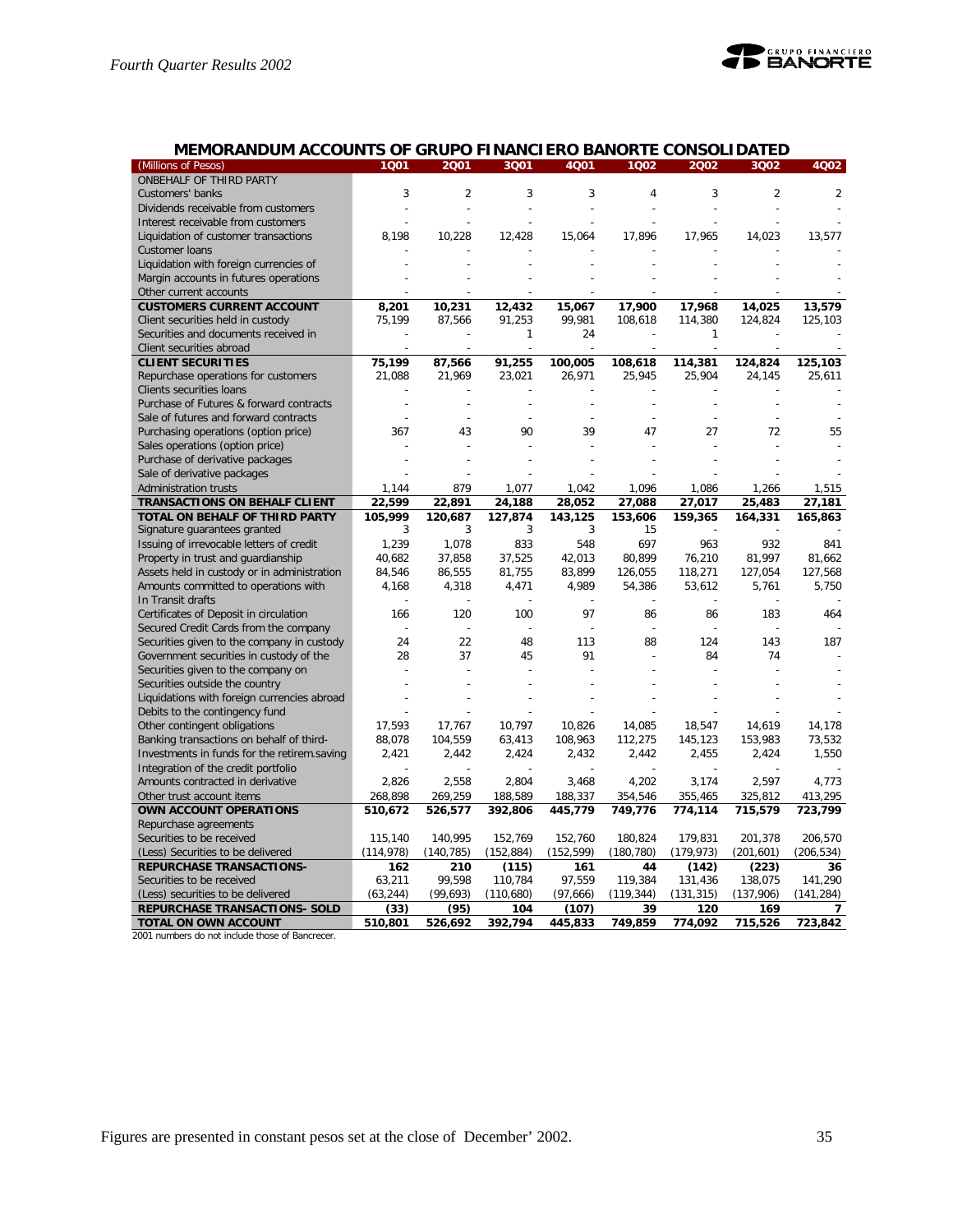## MEMORANDUM ACCOUNTS OF GRUPO FINANCIERO BANORTE CONSOLIDATED

| (Millions of Pesos) | 1Q01 | 2Q01 | 3Q01 | 4Q01 | 1Q02 | 2Q02 | 3Q02 | 4Q02 |
|---|---|---|---|---|---|---|---|---|
| ONBEHALF OF THIRD PARTY | | | | | | | | |
| Customers' banks | 3 | 2 | 3 | 3 | 4 | 3 | 2 | 2 |
| Dividends receivable from customers | - | - | - | - | - | - | - | - |
| Interest receivable from customers | - | - | - | - | - | - | - | - |
| Liquidation of customer transactions | 8,198 | 10,228 | 12,428 | 15,064 | 17,896 | 17,965 | 14,023 | 13,577 |
| Customer loans | - | - | - | - | - | - | - | - |
| Liquidation with foreign currencies of | - | - | - | - | - | - | - | - |
| Margin accounts in futures operations | - | - | - | - | - | - | - | - |
| Other current accounts | - | - | - | - | - | - | - | - |
| **CUSTOMERS CURRENT ACCOUNT** | **8,201** | **10,231** | **12,432** | **15,067** | **17,900** | **17,968** | **14,025** | **13,579** |
| Client securities held in custody | 75,199 | 87,566 | 91,253 | 99,981 | 108,618 | 114,380 | 124,824 | 125,103 |
| Securities and documents received in | - | - | 1 | 24 | - | 1 | - | - |
| Client securities abroad | - | - | - | - | - | - | - | - |
| **CLIENT SECURITIES** | **75,199** | **87,566** | **91,255** | **100,005** | **108,618** | **114,381** | **124,824** | **125,103** |
| Repurchase operations for customers | 21,088 | 21,969 | 23,021 | 26,971 | 25,945 | 25,904 | 24,145 | 25,611 |
| Clients securities loans | - | - | - | - | - | - | - | - |
| Purchase of Futures & forward contracts | - | - | - | - | - | - | - | - |
| Sale of futures and forward contracts | - | - | - | - | - | - | - | - |
| Purchasing operations (option price) | 367 | 43 | 90 | 39 | 47 | 27 | 72 | 55 |
| Sales operations (option price) | - | - | - | - | - | - | - | - |
| Purchase of derivative packages | - | - | - | - | - | - | - | - |
| Sale of derivative packages | - | - | - | - | - | - | - | - |
| Administration trusts | 1,144 | 879 | 1,077 | 1,042 | 1,096 | 1,086 | 1,266 | 1,515 |
| **TRANSACTIONS ON BEHALF CLIENT** | **22,599** | **22,891** | **24,188** | **28,052** | **27,088** | **27,017** | **25,483** | **27,181** |
| **TOTAL ON BEHALF OF THIRD PARTY** | **105,999** | **120,687** | **127,874** | **143,125** | **153,606** | **159,365** | **164,331** | **165,863** |
| Signature guarantees granted | 3 | 3 | 3 | 3 | 15 | - | - | - |
| Issuing of irrevocable letters of credit | 1,239 | 1,078 | 833 | 548 | 697 | 963 | 932 | 841 |
| Property in trust and guardianship | 40,682 | 37,858 | 37,525 | 42,013 | 80,899 | 76,210 | 81,997 | 81,662 |
| Assets held in custody or in administration | 84,546 | 86,555 | 81,755 | 83,899 | 126,055 | 118,271 | 127,054 | 127,568 |
| Amounts committed to operations with | 4,168 | 4,318 | 4,471 | 4,989 | 54,386 | 53,612 | 5,761 | 5,750 |
| In Transit drafts | - | - | - | - | - | - | - | - |
| Certificates of Deposit in circulation | 166 | 120 | 100 | 97 | 86 | 86 | 183 | 464 |
| Secured Credit Cards from the company | - | - | - | - | - | - | - | - |
| Securities given to the company in custody | 24 | 22 | 48 | 113 | 88 | 124 | 143 | 187 |
| Government securities in custody of the | 28 | 37 | 45 | 91 | - | 84 | 74 | - |
| Securities given to the company on | - | - | - | - | - | - | - | - |
| Securities outside the country | - | - | - | - | - | - | - | - |
| Liquidations with foreign currencies abroad | - | - | - | - | - | - | - | - |
| Debits to the contingency fund | - | - | - | - | - | - | - | - |
| Other contingent obligations | 17,593 | 17,767 | 10,797 | 10,826 | 14,085 | 18,547 | 14,619 | 14,178 |
| Banking transactions on behalf of third- | 88,078 | 104,559 | 63,413 | 108,963 | 112,275 | 145,123 | 153,983 | 73,532 |
| Investments in funds for the retirem.saving | 2,421 | 2,442 | 2,424 | 2,432 | 2,442 | 2,455 | 2,424 | 1,550 |
| Integration of the credit portfolio | - | - | - | - | - | - | - | - |
| Amounts contracted in derivative | 2,826 | 2,558 | 2,804 | 3,468 | 4,202 | 3,174 | 2,597 | 4,773 |
| Other trust account items | 268,898 | 269,259 | 188,589 | 188,337 | 354,546 | 355,465 | 325,812 | 413,295 |
| **OWN ACCOUNT OPERATIONS** | **510,672** | **526,577** | **392,806** | **445,779** | **749,776** | **774,114** | **715,579** | **723,799** |
| Repurchase agreements | | | | | | | | |
| Securities to be received | 115,140 | 140,995 | 152,769 | 152,760 | 180,824 | 179,831 | 201,378 | 206,570 |
| (Less) Securities to be delivered | (114,978) | (140,785) | (152,884) | (152,599) | (180,780) | (179,973) | (201,601) | (206,534) |
| **REPURCHASE TRANSACTIONS-** | **162** | **210** | **(115)** | **161** | **44** | **(142)** | **(223)** | **36** |
| Securities to be received | 63,211 | 99,598 | 110,784 | 97,559 | 119,384 | 131,436 | 138,075 | 141,290 |
| (Less) securities to be delivered | (63,244) | (99,693) | (110,680) | (97,666) | (119,344) | (131,315) | (137,906) | (141,284) |
| **REPURCHASE TRANSACTIONS- SOLD** | **(33)** | **(95)** | **104** | **(107)** | **39** | **120** | **169** | **7** |
| **TOTAL ON OWN ACCOUNT** | **510,801** | **526,692** | **392,794** | **445,833** | **749,859** | **774,092** | **715,526** | **723,842** |

2001 numbers do not include those of Bancrecer.

Figures are presented in constant pesos set at the close of December' 2002.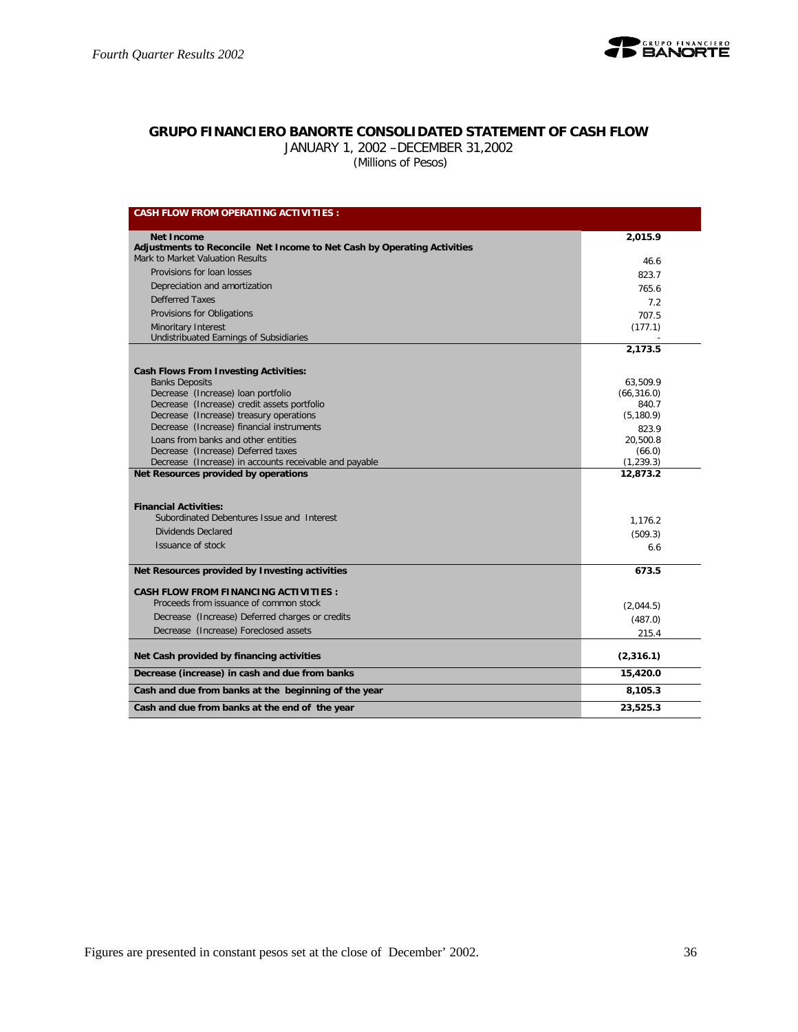## GRUPO FINANCIERO BANORTE CONSOLIDATED STATEMENT OF CASH FLOW

JANUARY 1, 2002 –DECEMBER 31,2002

(Millions of Pesos)

| CASH FLOW FROM OPERATING ACTIVITIES : | |
|---|---|
| **Net Income** | **2,015.9** |
| **Adjustments to Reconcile Net Income to Net Cash by Operating Activities** | |
| Mark to Market Valuation Results | 46.6 |
| Provisions for loan losses | 823.7 |
| Depreciation and amortization | 765.6 |
| Defferred Taxes | 7.2 |
| Provisions for Obligations | 707.5 |
| Minoritary Interest | (177.1) |
| Undistributed Earnings of Subsidiaries | - |
| | **2,173.5** |
| **Cash Flows From Investing Activities:** | |
| Banks Deposits | 63,509.9 |
| Decrease (Increase) loan portfolio | (66,316.0) |
| Decrease (Increase) credit assets portfolio | 840.7 |
| Decrease (Increase) treasury operations | (5,180.9) |
| Decrease (Increase) financial instruments | 823.9 |
| Loans from banks and other entities | 20,500.8 |
| Decrease (Increase) Deferred taxes | (66.0) |
| Decrease (Increase) in accounts receivable and payable | (1,239.3) |
| **Net Resources provided by operations** | **12,873.2** |
| **Financial Activities:** | |
| Subordinated Debentures Issue and Interest | 1,176.2 |
| Dividends Declared | (509.3) |
| Issuance of stock | 6.6 |
| **Net Resources provided by Investing activities** | **673.5** |
| **CASH FLOW FROM FINANCING ACTIVITIES :** | |
| Proceeds from issuance of common stock | (2,044.5) |
| Decrease (Increase) Deferred charges or credits | (487.0) |
| Decrease (Increase) Foreclosed assets | 215.4 |
| **Net Cash provided by financing activities** | **(2,316.1)** |
| **Decrease (increase) in cash and due from banks** | **15,420.0** |
| **Cash and due from banks at the beginning of the year** | **8,105.3** |
| **Cash and due from banks at the end of the year** | **23,525.3** |

Figures are presented in constant pesos set at the close of December' 2002.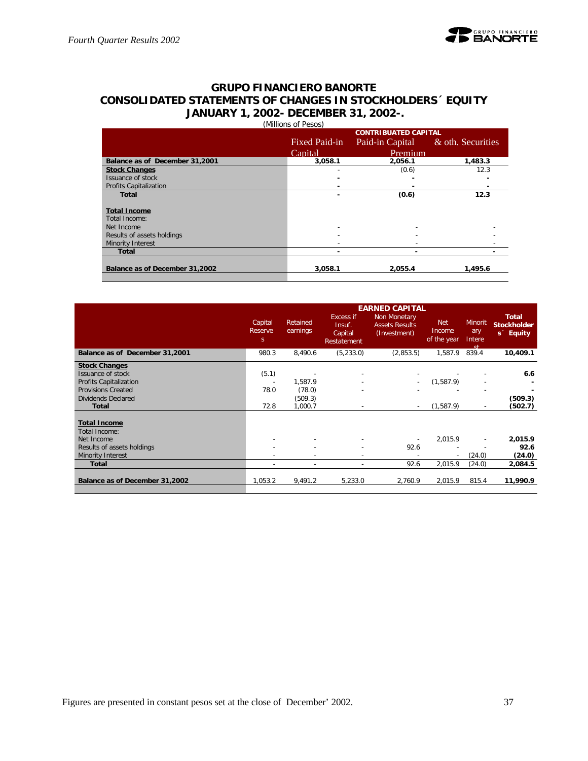# GRUPO FINANCIERO BANORTE
## CONSOLIDATED STATEMENTS OF CHANGES IN STOCKHOLDERS´ EQUITY
## JANUARY 1, 2002- DECEMBER 31, 2002-.

(Millions of Pesos)

| | CONTRIBUATED CAPITAL | | |
|---|---|---|---|
| | Fixed Paid-in Capital | Paid-in Capital Premium | & oth. Securities |
| **Balance as of December 31,2001** | **3,058.1** | **2,056.1** | **1,483.3** |
| **Stock Changes** | - | (0.6) | 12.3 |
| Issuance of stock | - | - | - |
| Profits Capitalization | - | - | - |
| **Total** | **-** | **(0.6)** | **12.3** |
| **Total Income** | | | |
| Total Income: | | | |
| Net Income | - | - | - |
| Results of assets holdings | - | - | - |
| Minority Interest | - | - | - |
| **Total** | **-** | **-** | **-** |
| **Balance as of December 31,2002** | **3,058.1** | **2,055.4** | **1,495.6** |

| | EARNED CAPITAL | | | | | | |
|---|---|---|---|---|---|---|---|
| | Capital Reserves | Retained earnings | Excess if Insuf. Capital Restatement | Non Monetary Assets Results (Investment) | Net Income of the year | Minoritary Interest | **Total Stockholders´ Equity** |
| **Balance as of December 31,2001** | 980.3 | 8,490.6 | (5,233.0) | (2,853.5) | 1,587.9 | 839.4 | **10,409.1** |
| **Stock Changes** | | | | | | | |
| Issuance of stock | (5.1) | - | - | - | - | - | **6.6** |
| Profits Capitalization | - | 1,587.9 | - | - | (1,587.9) | - | **-** |
| Provisions Created | 78.0 | (78.0) | - | - | - | - | **-** |
| Dividends Declared | | (509.3) | | | | | **(509.3)** |
| **Total** | 72.8 | 1,000.7 | - | - | (1,587.9) | - | **(502.7)** |
| **Total Income** | | | | | | | |
| Total Income: | | | | | | | |
| Net Income | - | - | - | - | 2,015.9 | - | **2,015.9** |
| Results of assets holdings | - | - | - | 92.6 | - | - | **92.6** |
| Minority Interest | - | - | - | - | - | (24.0) | **(24.0)** |
| **Total** | - | - | - | 92.6 | 2,015.9 | (24.0) | **2,084.5** |
| **Balance as of December 31,2002** | 1,053.2 | 9,491.2 | 5,233.0 | 2,760.9 | 2,015.9 | 815.4 | **11,990.9** |

Figures are presented in constant pesos set at the close of December' 2002.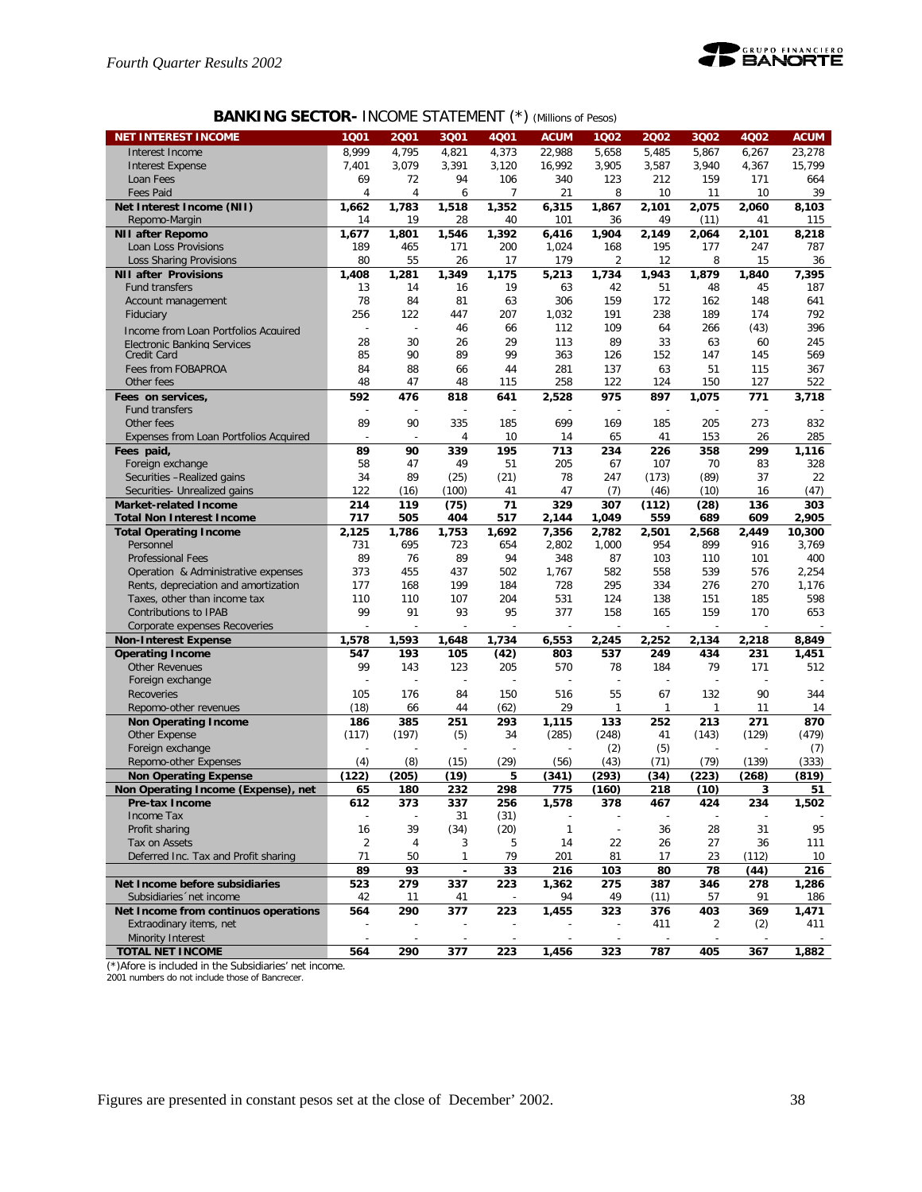## BANKING SECTOR- INCOME STATEMENT (*) (Millions of Pesos)

| NET INTEREST INCOME | 1Q01 | 2Q01 | 3Q01 | 4Q01 | ACUM | 1Q02 | 2Q02 | 3Q02 | 4Q02 | ACUM |
|---|---|---|---|---|---|---|---|---|---|---|
| Interest Income | 8,999 | 4,795 | 4,821 | 4,373 | 22,988 | 5,658 | 5,485 | 5,867 | 6,267 | 23,278 |
| Interest Expense | 7,401 | 3,079 | 3,391 | 3,120 | 16,992 | 3,905 | 3,587 | 3,940 | 4,367 | 15,799 |
| Loan Fees | 69 | 72 | 94 | 106 | 340 | 123 | 212 | 159 | 171 | 664 |
| Fees Paid | 4 | 4 | 6 | 7 | 21 | 8 | 10 | 11 | 10 | 39 |
| **Net Interest Income (NII)** | **1,662** | **1,783** | **1,518** | **1,352** | **6,315** | **1,867** | **2,101** | **2,075** | **2,060** | **8,103** |
| Repomo-Margin | 14 | 19 | 28 | 40 | 101 | 36 | 49 | (11) | 41 | 115 |
| **NII after Repomo** | **1,677** | **1,801** | **1,546** | **1,392** | **6,416** | **1,904** | **2,149** | **2,064** | **2,101** | **8,218** |
| Loan Loss Provisions | 189 | 465 | 171 | 200 | 1,024 | 168 | 195 | 177 | 247 | 787 |
| Loss Sharing Provisions | 80 | 55 | 26 | 17 | 179 | 2 | 12 | 8 | 15 | 36 |
| **NII after Provisions** | **1,408** | **1,281** | **1,349** | **1,175** | **5,213** | **1,734** | **1,943** | **1,879** | **1,840** | **7,395** |
| Fund transfers | 13 | 14 | 16 | 19 | 63 | 42 | 51 | 48 | 45 | 187 |
| Account management | 78 | 84 | 81 | 63 | 306 | 159 | 172 | 162 | 148 | 641 |
| Fiduciary | 256 | 122 | 447 | 207 | 1,032 | 191 | 238 | 189 | 174 | 792 |
| Income from Loan Portfolios Acquired | - | - | 46 | 66 | 112 | 109 | 64 | 266 | (43) | 396 |
| Electronic Banking Services | 28 | 30 | 26 | 29 | 113 | 89 | 33 | 63 | 60 | 245 |
| Credit Card | 85 | 90 | 89 | 99 | 363 | 126 | 152 | 147 | 145 | 569 |
| Fees from FOBAPROA | 84 | 88 | 66 | 44 | 281 | 137 | 63 | 51 | 115 | 367 |
| Other fees | 48 | 47 | 48 | 115 | 258 | 122 | 124 | 150 | 127 | 522 |
| **Fees on services,** | **592** | **476** | **818** | **641** | **2,528** | **975** | **897** | **1,075** | **771** | **3,718** |
| Fund transfers | - | - | - | - | - | - | - | - | - | - |
| Other fees | 89 | 90 | 335 | 185 | 699 | 169 | 185 | 205 | 273 | 832 |
| Expenses from Loan Portfolios Acquired | - | - | 4 | 10 | 14 | 65 | 41 | 153 | 26 | 285 |
| **Fees paid,** | **89** | **90** | **339** | **195** | **713** | **234** | **226** | **358** | **299** | **1,116** |
| Foreign exchange | 58 | 47 | 49 | 51 | 205 | 67 | 107 | 70 | 83 | 328 |
| Securities –Realized gains | 34 | 89 | (25) | (21) | 78 | 247 | (173) | (89) | 37 | 22 |
| Securities- Unrealized gains | 122 | (16) | (100) | 41 | 47 | (7) | (46) | (10) | 16 | (47) |
| **Market-related Income** | **214** | **119** | **(75)** | **71** | **329** | **307** | **(112)** | **(28)** | **136** | **303** |
| **Total Non Interest Income** | **717** | **505** | **404** | **517** | **2,144** | **1,049** | **559** | **689** | **609** | **2,905** |
| **Total Operating Income** | **2,125** | **1,786** | **1,753** | **1,692** | **7,356** | **2,782** | **2,501** | **2,568** | **2,449** | **10,300** |
| Personnel | 731 | 695 | 723 | 654 | 2,802 | 1,000 | 954 | 899 | 916 | 3,769 |
| Professional Fees | 89 | 76 | 89 | 94 | 348 | 87 | 103 | 110 | 101 | 400 |
| Operation & Administrative expenses | 373 | 455 | 437 | 502 | 1,767 | 582 | 558 | 539 | 576 | 2,254 |
| Rents, depreciation and amortization | 177 | 168 | 199 | 184 | 728 | 295 | 334 | 276 | 270 | 1,176 |
| Taxes, other than income tax | 110 | 110 | 107 | 204 | 531 | 124 | 138 | 151 | 185 | 598 |
| Contributions to IPAB | 99 | 91 | 93 | 95 | 377 | 158 | 165 | 159 | 170 | 653 |
| Corporate expenses Recoveries | - | - | - | - | - | - | - | - | - | - |
| **Non-Interest Expense** | **1,578** | **1,593** | **1,648** | **1,734** | **6,553** | **2,245** | **2,252** | **2,134** | **2,218** | **8,849** |
| **Operating Income** | **547** | **193** | **105** | **(42)** | **803** | **537** | **249** | **434** | **231** | **1,451** |
| Other Revenues | 99 | 143 | 123 | 205 | 570 | 78 | 184 | 79 | 171 | 512 |
| Foreign exchange | - | - | - | - | - | - | - | - | - | - |
| Recoveries | 105 | 176 | 84 | 150 | 516 | 55 | 67 | 132 | 90 | 344 |
| Repomo-other revenues | (18) | 66 | 44 | (62) | 29 | 1 | 1 | 1 | 11 | 14 |
| **Non Operating Income** | **186** | **385** | **251** | **293** | **1,115** | **133** | **252** | **213** | **271** | **870** |
| Other Expense | (117) | (197) | (5) | 34 | (285) | (248) | 41 | (143) | (129) | (479) |
| Foreign exchange | - | - | - | - | - | (2) | (5) | - | - | (7) |
| Repomo-other Expenses | (4) | (8) | (15) | (29) | (56) | (43) | (71) | (79) | (139) | (333) |
| **Non Operating Expense** | **(122)** | **(205)** | **(19)** | **5** | **(341)** | **(293)** | **(34)** | **(223)** | **(268)** | **(819)** |
| **Non Operating Income (Expense), net** | **65** | **180** | **232** | **298** | **775** | **(160)** | **218** | **(10)** | **3** | **51** |
| **Pre-tax Income** | **612** | **373** | **337** | **256** | **1,578** | **378** | **467** | **424** | **234** | **1,502** |
| Income Tax | - | - | 31 | (31) | - | - | - | - | - | - |
| Profit sharing | 16 | 39 | (34) | (20) | 1 | - | 36 | 28 | 31 | 95 |
| Tax on Assets | 2 | 4 | 3 | 5 | 14 | 22 | 26 | 27 | 36 | 111 |
| Deferred Inc. Tax and Profit sharing | 71 | 50 | 1 | 79 | 201 | 81 | 17 | 23 | (112) | 10 |
| | **89** | **93** | **-** | **33** | **216** | **103** | **80** | **78** | **(44)** | **216** |
| **Net Income before subsidiaries** | **523** | **279** | **337** | **223** | **1,362** | **275** | **387** | **346** | **278** | **1,286** |
| Subsidiaries´net income | 42 | 11 | 41 | - | 94 | 49 | (11) | 57 | 91 | 186 |
| **Net Income from continuos operations** | **564** | **290** | **377** | **223** | **1,455** | **323** | **376** | **403** | **369** | **1,471** |
| Extraodinary items, net | - | - | - | - | - | - | 411 | 2 | (2) | 411 |
| Minority Interest | - | - | - | - | - | - | - | - | - | - |
| **TOTAL NET INCOME** | **564** | **290** | **377** | **223** | **1,456** | **323** | **787** | **405** | **367** | **1,882** |

(*)Afore is included in the Subsidiaries' net income.
2001 numbers do not include those of Bancrecer.

Figures are presented in constant pesos set at the close of December' 2002.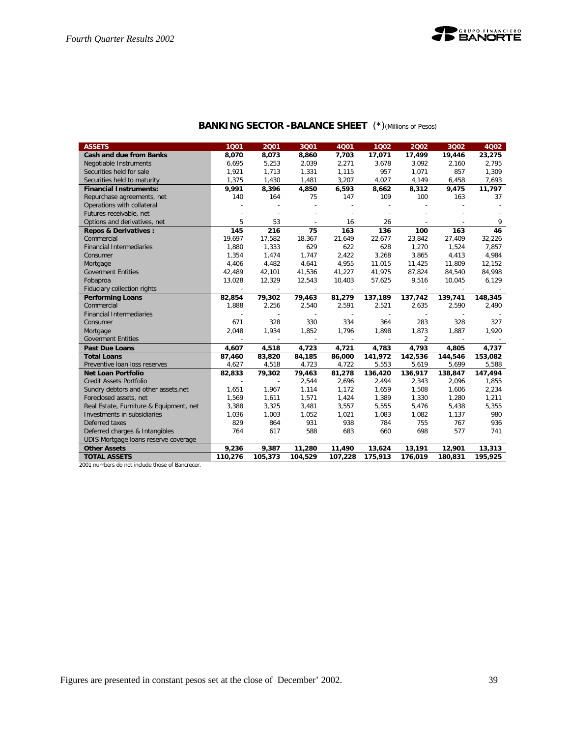## BANKING SECTOR -BALANCE SHEET (*)(Millions of Pesos)

| ASSETS | 1Q01 | 2Q01 | 3Q01 | 4Q01 | 1Q02 | 2Q02 | 3Q02 | 4Q02 |
|---|---|---|---|---|---|---|---|---|
| **Cash and due from Banks** | **8,070** | **8,073** | **8,860** | **7,703** | **17,071** | **17,499** | **19,446** | **23,275** |
| Negotiable Instruments | 6,695 | 5,253 | 2,039 | 2,271 | 3,678 | 3,092 | 2,160 | 2,795 |
| Securities held for sale | 1,921 | 1,713 | 1,331 | 1,115 | 957 | 1,071 | 857 | 1,309 |
| Securities held to maturity | 1,375 | 1,430 | 1,481 | 3,207 | 4,027 | 4,149 | 6,458 | 7,693 |
| **Financial Instruments:** | **9,991** | **8,396** | **4,850** | **6,593** | **8,662** | **8,312** | **9,475** | **11,797** |
| Repurchase agreements, net | 140 | 164 | 75 | 147 | 109 | 100 | 163 | 37 |
| Operations with collateral | - | - | - | - | - | - | - | - |
| Futures receivable, net | - | - | - | - | - | - | - | - |
| Options and derivatives, net | 5 | 53 | - | 16 | 26 | - | - | 9 |
| **Repos & Derivatives :** | **145** | **216** | **75** | **163** | **136** | **100** | **163** | **46** |
| Commercial | 19,697 | 17,582 | 18,367 | 21,649 | 22,677 | 23,842 | 27,409 | 32,226 |
| Financial Intermediaries | 1,880 | 1,333 | 629 | 622 | 628 | 1,270 | 1,524 | 7,857 |
| Consumer | 1,354 | 1,474 | 1,747 | 2,422 | 3,268 | 3,865 | 4,413 | 4,984 |
| Mortgage | 4,406 | 4,482 | 4,641 | 4,955 | 11,015 | 11,425 | 11,809 | 12,152 |
| Goverment Entities | 42,489 | 42,101 | 41,536 | 41,227 | 41,975 | 87,824 | 84,540 | 84,998 |
| Fobaproa | 13,028 | 12,329 | 12,543 | 10,403 | 57,625 | 9,516 | 10,045 | 6,129 |
| Fiduciary collection rights | - | - | - | - | - | - | - | - |
| **Performing Loans** | **82,854** | **79,302** | **79,463** | **81,279** | **137,189** | **137,742** | **139,741** | **148,345** |
| Commercial | 1,888 | 2,256 | 2,540 | 2,591 | 2,521 | 2,635 | 2,590 | 2,490 |
| Financial Intermediaries | - | - | - | - | - | - | - | - |
| Consumer | 671 | 328 | 330 | 334 | 364 | 283 | 328 | 327 |
| Mortgage | 2,048 | 1,934 | 1,852 | 1,796 | 1,898 | 1,873 | 1,887 | 1,920 |
| Goverment Entities | - | - | - | - | - | 2 | - | - |
| **Past Due Loans** | **4,607** | **4,518** | **4,723** | **4,721** | **4,783** | **4,793** | **4,805** | **4,737** |
| **Total Loans** | **87,460** | **83,820** | **84,185** | **86,000** | **141,972** | **142,536** | **144,546** | **153,082** |
| Preventive loan loss reserves | 4,627 | 4,518 | 4,723 | 4,722 | 5,553 | 5,619 | 5,699 | 5,588 |
| **Net Loan Portfolio** | **82,833** | **79,302** | **79,463** | **81,278** | **136,420** | **136,917** | **138,847** | **147,494** |
| Credit Assets Portfolio | - | - | 2,544 | 2,696 | 2,494 | 2,343 | 2,096 | 1,855 |
| Sundry debtors and other assets,net | 1,651 | 1,967 | 1,114 | 1,172 | 1,659 | 1,508 | 1,606 | 2,234 |
| Foreclosed assets, net | 1,569 | 1,611 | 1,571 | 1,424 | 1,389 | 1,330 | 1,280 | 1,211 |
| Real Estate, Furniture & Equipment, net | 3,388 | 3,325 | 3,481 | 3,557 | 5,555 | 5,476 | 5,438 | 5,355 |
| Investments in subsidiaries | 1,036 | 1,003 | 1,052 | 1,021 | 1,083 | 1,082 | 1,137 | 980 |
| Deferred taxes | 829 | 864 | 931 | 938 | 784 | 755 | 767 | 936 |
| Deferred charges & Intangibles | 764 | 617 | 588 | 683 | 660 | 698 | 577 | 741 |
| UDIS Mortgage loans reserve coverage | - | - | - | - | - | - | - | - |
| **Other Assets** | **9,236** | **9,387** | **11,280** | **11,490** | **13,624** | **13,191** | **12,901** | **13,313** |
| **TOTAL ASSETS** | **110,276** | **105,373** | **104,529** | **107,228** | **175,913** | **176,019** | **180,831** | **195,925** |

2001 numbers do not include those of Bancrecer.

Figures are presented in constant pesos set at the close of December' 2002.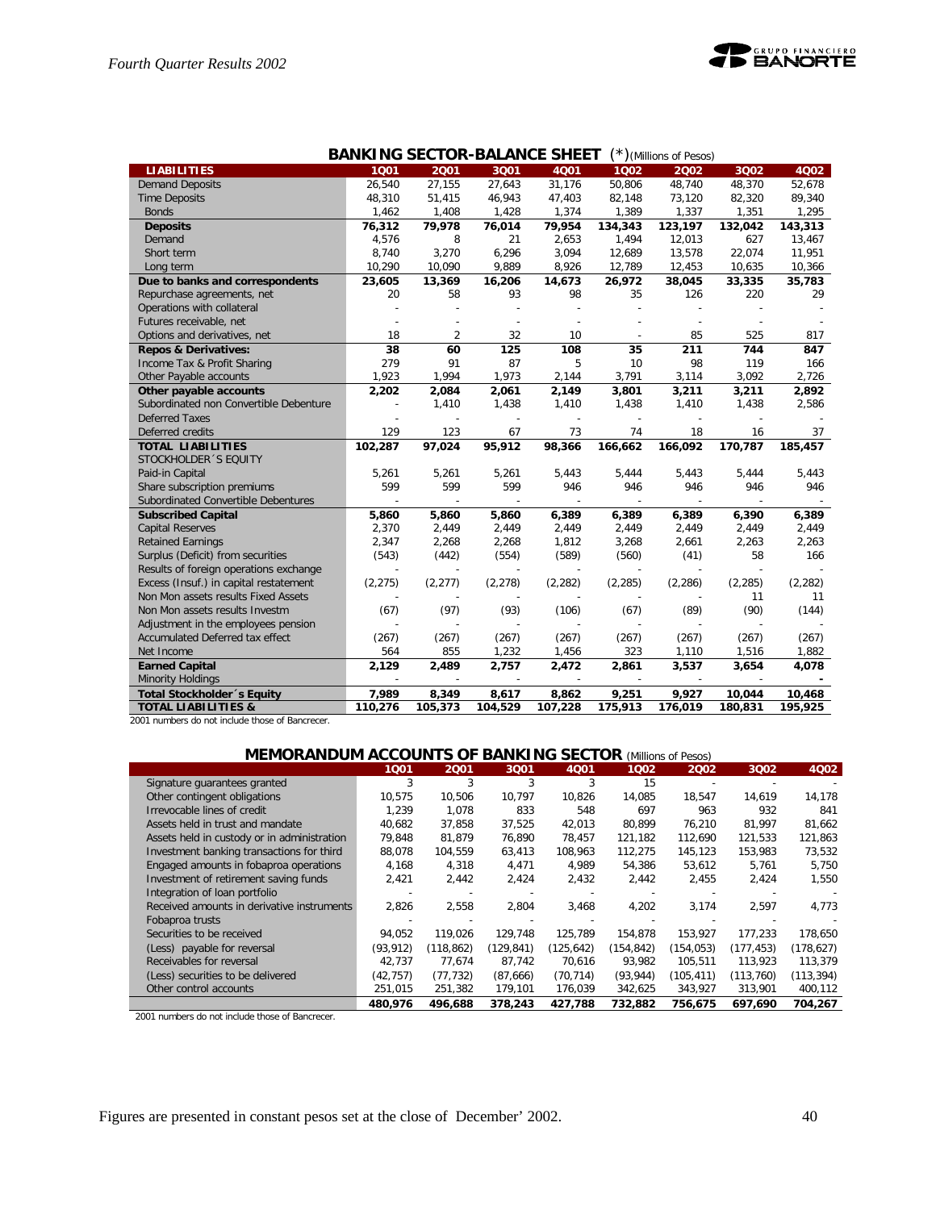## BANKING SECTOR-BALANCE SHEET (*)(Millions of Pesos)

| LIABILITIES | 1Q01 | 2Q01 | 3Q01 | 4Q01 | 1Q02 | 2Q02 | 3Q02 | 4Q02 |
|---|---|---|---|---|---|---|---|---|
| Demand Deposits | 26,540 | 27,155 | 27,643 | 31,176 | 50,806 | 48,740 | 48,370 | 52,678 |
| Time Deposits | 48,310 | 51,415 | 46,943 | 47,403 | 82,148 | 73,120 | 82,320 | 89,340 |
| Bonds | 1,462 | 1,408 | 1,428 | 1,374 | 1,389 | 1,337 | 1,351 | 1,295 |
| **Deposits** | **76,312** | **79,978** | **76,014** | **79,954** | **134,343** | **123,197** | **132,042** | **143,313** |
| Demand | 4,576 | 8 | 21 | 2,653 | 1,494 | 12,013 | 627 | 13,467 |
| Short term | 8,740 | 3,270 | 6,296 | 3,094 | 12,689 | 13,578 | 22,074 | 11,951 |
| Long term | 10,290 | 10,090 | 9,889 | 8,926 | 12,789 | 12,453 | 10,635 | 10,366 |
| **Due to banks and correspondents** | **23,605** | **13,369** | **16,206** | **14,673** | **26,972** | **38,045** | **33,335** | **35,783** |
| Repurchase agreements, net | 20 | 58 | 93 | 98 | 35 | 126 | 220 | 29 |
| Operations with collateral | - | - | - | - | - | - | - | - |
| Futures receivable, net | - | - | - | - | - | - | - | - |
| Options and derivatives, net | 18 | 2 | 32 | 10 | - | 85 | 525 | 817 |
| **Repos & Derivatives:** | **38** | **60** | **125** | **108** | **35** | **211** | **744** | **847** |
| Income Tax & Profit Sharing | 279 | 91 | 87 | 5 | 10 | 98 | 119 | 166 |
| Other Payable accounts | 1,923 | 1,994 | 1,973 | 2,144 | 3,791 | 3,114 | 3,092 | 2,726 |
| **Other payable accounts** | **2,202** | **2,084** | **2,061** | **2,149** | **3,801** | **3,211** | **3,211** | **2,892** |
| Subordinated non Convertible Debenture | - | 1,410 | 1,438 | 1,410 | 1,438 | 1,410 | 1,438 | 2,586 |
| Deferred Taxes | - | - | - | - | - | - | - | - |
| Deferred credits | 129 | 123 | 67 | 73 | 74 | 18 | 16 | 37 |
| **TOTAL LIABILITIES** | **102,287** | **97,024** | **95,912** | **98,366** | **166,662** | **166,092** | **170,787** | **185,457** |
| STOCKHOLDER´S EQUITY | | | | | | | | |
| Paid-in Capital | 5,261 | 5,261 | 5,261 | 5,443 | 5,444 | 5,443 | 5,444 | 5,443 |
| Share subscription premiums | 599 | 599 | 599 | 946 | 946 | 946 | 946 | 946 |
| Subordinated Convertible Debentures | - | - | - | - | - | - | - | - |
| **Subscribed Capital** | **5,860** | **5,860** | **5,860** | **6,389** | **6,389** | **6,389** | **6,390** | **6,389** |
| Capital Reserves | 2,370 | 2,449 | 2,449 | 2,449 | 2,449 | 2,449 | 2,449 | 2,449 |
| Retained Earnings | 2,347 | 2,268 | 2,268 | 1,812 | 3,268 | 2,661 | 2,263 | 2,263 |
| Surplus (Deficit) from securities | (543) | (442) | (554) | (589) | (560) | (41) | 58 | 166 |
| Results of foreign operations exchange | - | - | - | - | - | - | - | - |
| Excess (Insuf.) in capital restatement | (2,275) | (2,277) | (2,278) | (2,282) | (2,285) | (2,286) | (2,285) | (2,282) |
| Non Mon assets results Fixed Assets | - | - | - | - | - | - | 11 | 11 |
| Non Mon assets results Investm | (67) | (97) | (93) | (106) | (67) | (89) | (90) | (144) |
| Adjustment in the employees pension | - | - | - | - | - | - | - | - |
| Accumulated Deferred tax effect | (267) | (267) | (267) | (267) | (267) | (267) | (267) | (267) |
| Net Income | 564 | 855 | 1,232 | 1,456 | 323 | 1,110 | 1,516 | 1,882 |
| **Earned Capital** | **2,129** | **2,489** | **2,757** | **2,472** | **2,861** | **3,537** | **3,654** | **4,078** |
| Minority Holdings | - | - | - | - | - | - | - | - |
| **Total Stockholder´s Equity** | **7,989** | **8,349** | **8,617** | **8,862** | **9,251** | **9,927** | **10,044** | **10,468** |
| **TOTAL LIABILITIES &** | **110,276** | **105,373** | **104,529** | **107,228** | **175,913** | **176,019** | **180,831** | **195,925** |

2001 numbers do not include those of Bancrecer.

## MEMORANDUM ACCOUNTS OF BANKING SECTOR (Millions of Pesos)

| | 1Q01 | 2Q01 | 3Q01 | 4Q01 | 1Q02 | 2Q02 | 3Q02 | 4Q02 |
|---|---|---|---|---|---|---|---|---|
| Signature guarantees granted | 3 | 3 | 3 | 3 | 15 | - | - | - |
| Other contingent obligations | 10,575 | 10,506 | 10,797 | 10,826 | 14,085 | 18,547 | 14,619 | 14,178 |
| Irrevocable lines of credit | 1,239 | 1,078 | 833 | 548 | 697 | 963 | 932 | 841 |
| Assets held in trust and mandate | 40,682 | 37,858 | 37,525 | 42,013 | 80,899 | 76,210 | 81,997 | 81,662 |
| Assets held in custody or in administration | 79,848 | 81,879 | 76,890 | 78,457 | 121,182 | 112,690 | 121,533 | 121,863 |
| Investment banking transactions for third | 88,078 | 104,559 | 63,413 | 108,963 | 112,275 | 145,123 | 153,983 | 73,532 |
| Engaged amounts in fobaproa operations | 4,168 | 4,318 | 4,471 | 4,989 | 54,386 | 53,612 | 5,761 | 5,750 |
| Investment of retirement saving funds | 2,421 | 2,442 | 2,424 | 2,432 | 2,442 | 2,455 | 2,424 | 1,550 |
| Integration of loan portfolio | - | - | - | - | - | - | - | - |
| Received amounts in derivative instruments | 2,826 | 2,558 | 2,804 | 3,468 | 4,202 | 3,174 | 2,597 | 4,773 |
| Fobaproa trusts | - | - | - | - | - | - | - | - |
| Securities to be received | 94,052 | 119,026 | 129,748 | 125,789 | 154,878 | 153,927 | 177,233 | 178,650 |
| (Less) payable for reversal | (93,912) | (118,862) | (129,841) | (125,642) | (154,842) | (154,053) | (177,453) | (178,627) |
| Receivables for reversal | 42,737 | 77,674 | 87,742 | 70,616 | 93,982 | 105,511 | 113,923 | 113,379 |
| (Less) securities to be delivered | (42,757) | (77,732) | (87,666) | (70,714) | (93,944) | (105,411) | (113,760) | (113,394) |
| Other control accounts | 251,015 | 251,382 | 179,101 | 176,039 | 342,625 | 343,927 | 313,901 | 400,112 |
| | **480,976** | **496,688** | **378,243** | **427,788** | **732,882** | **756,675** | **697,690** | **704,267** |

2001 numbers do not include those of Bancrecer.

Figures are presented in constant pesos set at the close of December' 2002.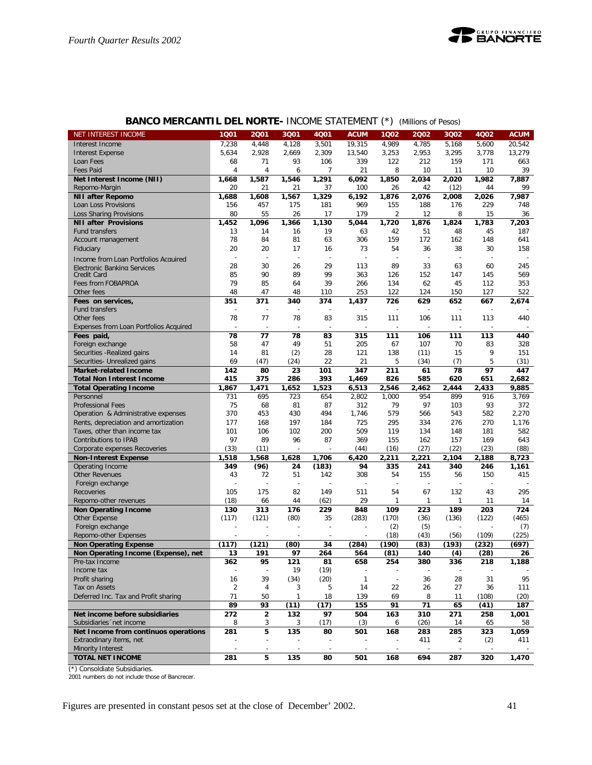## BANCO MERCANTIL DEL NORTE- INCOME STATEMENT (*) (Millions of Pesos)

| NET INTEREST INCOME | 1Q01 | 2Q01 | 3Q01 | 4Q01 | ACUM | 1Q02 | 2Q02 | 3Q02 | 4Q02 | ACUM |
|---|---|---|---|---|---|---|---|---|---|---|
| Interest Income | 7,238 | 4,448 | 4,128 | 3,501 | 19,315 | 4,989 | 4,785 | 5,168 | 5,600 | 20,542 |
| Interest Expense | 5,634 | 2,928 | 2,669 | 2,309 | 13,540 | 3,253 | 2,953 | 3,295 | 3,778 | 13,279 |
| Loan Fees | 68 | 71 | 93 | 106 | 339 | 122 | 212 | 159 | 171 | 663 |
| Fees Paid | 4 | 4 | 6 | 7 | 21 | 8 | 10 | 11 | 10 | 39 |
| **Net Interest Income (NII)** | **1,668** | **1,587** | **1,546** | **1,291** | **6,092** | **1,850** | **2,034** | **2,020** | **1,982** | **7,887** |
| Repomo-Margin | 20 | 21 | 21 | 37 | 100 | 26 | 42 | (12) | 44 | 99 |
| **NII after Repomo** | **1,688** | **1,608** | **1,567** | **1,329** | **6,192** | **1,876** | **2,076** | **2,008** | **2,026** | **7,987** |
| Loan Loss Provisions | 156 | 457 | 175 | 181 | 969 | 155 | 188 | 176 | 229 | 748 |
| Loss Sharing Provisions | 80 | 55 | 26 | 17 | 179 | 2 | 12 | 8 | 15 | 36 |
| **NII after Provisions** | **1,452** | **1,096** | **1,366** | **1,130** | **5,044** | **1,720** | **1,876** | **1,824** | **1,783** | **7,203** |
| Fund transfers | 13 | 14 | 16 | 19 | 63 | 42 | 51 | 48 | 45 | 187 |
| Account management | 78 | 84 | 81 | 63 | 306 | 159 | 172 | 162 | 148 | 641 |
| Fiduciary | 20 | 20 | 17 | 16 | 73 | 54 | 36 | 38 | 30 | 158 |
| Income from Loan Portfolios Acquired | - | - | - | - | - | - | - | - | - | - |
| Electronic Banking Services | 28 | 30 | 26 | 29 | 113 | 89 | 33 | 63 | 60 | 245 |
| Credit Card | 85 | 90 | 89 | 99 | 363 | 126 | 152 | 147 | 145 | 569 |
| Fees from FOBAPROA | 79 | 85 | 64 | 39 | 266 | 134 | 62 | 45 | 112 | 353 |
| Other fees | 48 | 47 | 48 | 110 | 253 | 122 | 124 | 150 | 127 | 522 |
| **Fees on services,** | **351** | **371** | **340** | **374** | **1,437** | **726** | **629** | **652** | **667** | **2,674** |
| Fund transfers | - | - | - | - | - | - | - | - | - | - |
| Other fees | 78 | 77 | 78 | 83 | 315 | 111 | 106 | 111 | 113 | 440 |
| Expenses from Loan Portfolios Acquired | - | - | - | - | - | - | - | - | - | - |
| **Fees paid,** | **78** | **77** | **78** | **83** | **315** | **111** | **106** | **111** | **113** | **440** |
| Foreign exchange | 58 | 47 | 49 | 51 | 205 | 67 | 107 | 70 | 83 | 328 |
| Securities -Realized gains | 14 | 81 | (2) | 28 | 121 | 138 | (11) | 15 | 9 | 151 |
| Securities- Unrealized gains | 69 | (47) | (24) | 22 | 21 | 5 | (34) | (7) | 5 | (31) |
| **Market-related Income** | **142** | **80** | **23** | **101** | **347** | **211** | **61** | **78** | **97** | **447** |
| **Total Non Interest Income** | **415** | **375** | **286** | **393** | **1,469** | **826** | **585** | **620** | **651** | **2,682** |
| **Total Operating Income** | **1,867** | **1,471** | **1,652** | **1,523** | **6,513** | **2,546** | **2,462** | **2,444** | **2,433** | **9,885** |
| Personnel | 731 | 695 | 723 | 654 | 2,802 | 1,000 | 954 | 899 | 916 | 3,769 |
| Professional Fees | 75 | 68 | 81 | 87 | 312 | 79 | 97 | 103 | 93 | 372 |
| Operation & Administrative expenses | 370 | 453 | 430 | 494 | 1,746 | 579 | 566 | 543 | 582 | 2,270 |
| Rents, depreciation and amortization | 177 | 168 | 197 | 184 | 725 | 295 | 334 | 276 | 270 | 1,176 |
| Taxes, other than income tax | 101 | 106 | 102 | 200 | 509 | 119 | 134 | 148 | 181 | 582 |
| Contributions to IPAB | 97 | 89 | 96 | 87 | 369 | 155 | 162 | 157 | 169 | 643 |
| Corporate expenses Recoveries | (33) | (11) | - | - | (44) | (16) | (27) | (22) | (23) | (88) |
| **Non-Interest Expense** | **1,518** | **1,568** | **1,628** | **1,706** | **6,420** | **2,211** | **2,221** | **2,104** | **2,188** | **8,723** |
| **Operating Income** | **349** | **(96)** | **24** | **(183)** | **94** | **335** | **241** | **340** | **246** | **1,161** |
| Other Revenues | 43 | 72 | 51 | 142 | 308 | 54 | 155 | 56 | 150 | 415 |
| Foreign exchange | - | - | - | - | - | - | - | - | - | - |
| Recoveries | 105 | 175 | 82 | 149 | 511 | 54 | 67 | 132 | 43 | 295 |
| Repomo-other revenues | (18) | 66 | 44 | (62) | 29 | 1 | 1 | 1 | 11 | 14 |
| **Non Operating Income** | **130** | **313** | **176** | **229** | **848** | **109** | **223** | **189** | **203** | **724** |
| Other Expense | (117) | (121) | (80) | 35 | (283) | (170) | (36) | (136) | (122) | (465) |
| Foreign exchange | - | - | - | - | - | (2) | (5) | - | - | (7) |
| Repomo-other Expenses | - | - | - | - | - | (18) | (43) | (56) | (109) | (225) |
| **Non Operating Expense** | **(117)** | **(121)** | **(80)** | **34** | **(284)** | **(190)** | **(83)** | **(193)** | **(232)** | **(697)** |
| **Non Operating Income (Expense), net** | **13** | **191** | **97** | **264** | **564** | **(81)** | **140** | **(4)** | **(28)** | **26** |
| **Pre-tax Income** | **362** | **95** | **121** | **81** | **658** | **254** | **380** | **336** | **218** | **1,188** |
| Income tax | - | - | 19 | (19) | - | - | - | - | - | - |
| Profit sharing | 16 | 39 | (34) | (20) | 1 | - | 36 | 28 | 31 | 95 |
| Tax on Assets | 2 | 4 | 3 | 5 | 14 | 22 | 26 | 27 | 36 | 111 |
| Deferred Inc. Tax and Profit sharing | 71 | 50 | 1 | 18 | 139 | 69 | 8 | 11 | (108) | (20) |
| | **89** | **93** | **(11)** | **(17)** | **155** | **91** | **71** | **65** | **(41)** | **187** |
| **Net income before subsidiaries** | **272** | **2** | **132** | **97** | **504** | **163** | **310** | **271** | **258** | **1,001** |
| Subsidiaries´net income | 8 | 3 | 3 | (17) | (3) | 6 | (26) | 14 | 65 | 58 |
| **Net Income from continuos operations** | **281** | **5** | **135** | **80** | **501** | **168** | **283** | **285** | **323** | **1,059** |
| Extraordinary items, net | - | - | - | - | - | - | 411 | 2 | (2) | 411 |
| Minority Interest | - | - | - | - | - | - | - | - | - | - |
| **TOTAL NET INCOME** | **281** | **5** | **135** | **80** | **501** | **168** | **694** | **287** | **320** | **1,470** |

(*) Consoldiate Subsidiaries.
2001 numbers do not include those of Bancrecer.

Figures are presented in constant pesos set at the close of December' 2002.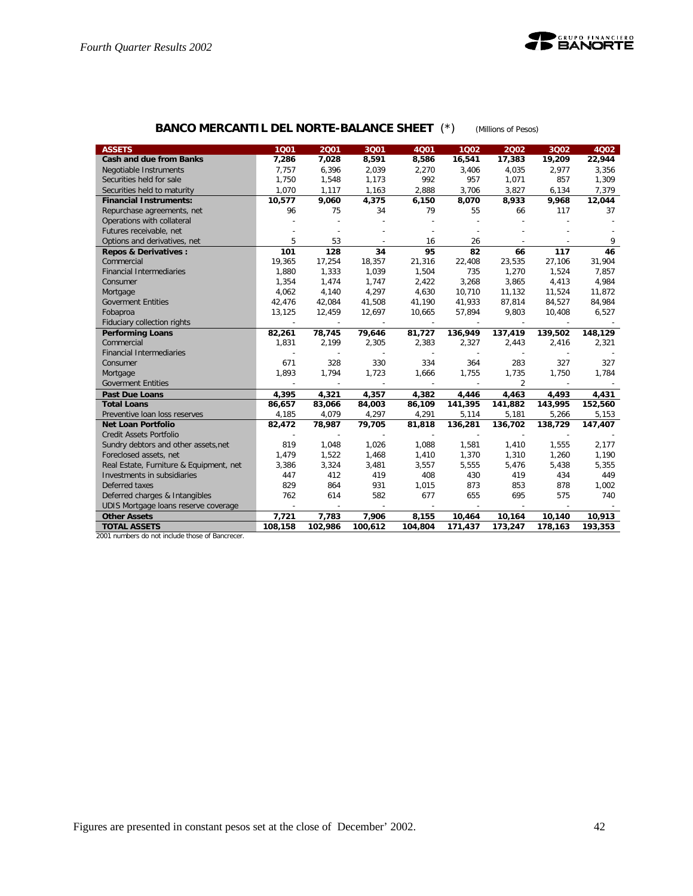## BANCO MERCANTIL DEL NORTE-BALANCE SHEET (*) (Millions of Pesos)

| ASSETS | 1Q01 | 2Q01 | 3Q01 | 4Q01 | 1Q02 | 2Q02 | 3Q02 | 4Q02 |
|---|---|---|---|---|---|---|---|---|
| **Cash and due from Banks** | **7,286** | **7,028** | **8,591** | **8,586** | **16,541** | **17,383** | **19,209** | **22,944** |
| Negotiable Instruments | 7,757 | 6,396 | 2,039 | 2,270 | 3,406 | 4,035 | 2,977 | 3,356 |
| Securities held for sale | 1,750 | 1,548 | 1,173 | 992 | 957 | 1,071 | 857 | 1,309 |
| Securities held to maturity | 1,070 | 1,117 | 1,163 | 2,888 | 3,706 | 3,827 | 6,134 | 7,379 |
| **Financial Instruments:** | **10,577** | **9,060** | **4,375** | **6,150** | **8,070** | **8,933** | **9,968** | **12,044** |
| Repurchase agreements, net | 96 | 75 | 34 | 79 | 55 | 66 | 117 | 37 |
| Operations with collateral | - | - | - | - | - | - | - | - |
| Futures receivable, net | - | - | - | - | - | - | - | - |
| Options and derivatives, net | 5 | 53 | - | 16 | 26 | - | - | 9 |
| **Repos & Derivatives :** | **101** | **128** | **34** | **95** | **82** | **66** | **117** | **46** |
| Commercial | 19,365 | 17,254 | 18,357 | 21,316 | 22,408 | 23,535 | 27,106 | 31,904 |
| Financial Intermediaries | 1,880 | 1,333 | 1,039 | 1,504 | 735 | 1,270 | 1,524 | 7,857 |
| Consumer | 1,354 | 1,474 | 1,747 | 2,422 | 3,268 | 3,865 | 4,413 | 4,984 |
| Mortgage | 4,062 | 4,140 | 4,297 | 4,630 | 10,710 | 11,132 | 11,524 | 11,872 |
| Goverment Entities | 42,476 | 42,084 | 41,508 | 41,190 | 41,933 | 87,814 | 84,527 | 84,984 |
| Fobaproa | 13,125 | 12,459 | 12,697 | 10,665 | 57,894 | 9,803 | 10,408 | 6,527 |
| Fiduciary collection rights | - | - | - | - | - | - | - | - |
| **Performing Loans** | **82,261** | **78,745** | **79,646** | **81,727** | **136,949** | **137,419** | **139,502** | **148,129** |
| Commercial | 1,831 | 2,199 | 2,305 | 2,383 | 2,327 | 2,443 | 2,416 | 2,321 |
| Financial Intermediaries | - | - | - | - | - | - | - | - |
| Consumer | 671 | 328 | 330 | 334 | 364 | 283 | 327 | 327 |
| Mortgage | 1,893 | 1,794 | 1,723 | 1,666 | 1,755 | 1,735 | 1,750 | 1,784 |
| Goverment Entities | - | - | - | - | - | 2 | - | - |
| **Past Due Loans** | **4,395** | **4,321** | **4,357** | **4,382** | **4,446** | **4,463** | **4,493** | **4,431** |
| **Total Loans** | **86,657** | **83,066** | **84,003** | **86,109** | **141,395** | **141,882** | **143,995** | **152,560** |
| Preventive loan loss reserves | 4,185 | 4,079 | 4,297 | 4,291 | 5,114 | 5,181 | 5,266 | 5,153 |
| **Net Loan Portfolio** | **82,472** | **78,987** | **79,705** | **81,818** | **136,281** | **136,702** | **138,729** | **147,407** |
| Credit Assets Portfolio | - | - | - | - | - | - | - | - |
| Sundry debtors and other assets,net | 819 | 1,048 | 1,026 | 1,088 | 1,581 | 1,410 | 1,555 | 2,177 |
| Foreclosed assets, net | 1,479 | 1,522 | 1,468 | 1,410 | 1,370 | 1,310 | 1,260 | 1,190 |
| Real Estate, Furniture & Equipment, net | 3,386 | 3,324 | 3,481 | 3,557 | 5,555 | 5,476 | 5,438 | 5,355 |
| Investments in subsidiaries | 447 | 412 | 419 | 408 | 430 | 419 | 434 | 449 |
| Deferred taxes | 829 | 864 | 931 | 1,015 | 873 | 853 | 878 | 1,002 |
| Deferred charges & Intangibles | 762 | 614 | 582 | 677 | 655 | 695 | 575 | 740 |
| UDIS Mortgage loans reserve coverage | - | - | - | - | - | - | - | - |
| **Other Assets** | **7,721** | **7,783** | **7,906** | **8,155** | **10,464** | **10,164** | **10,140** | **10,913** |
| **TOTAL ASSETS** | **108,158** | **102,986** | **100,612** | **104,804** | **171,437** | **173,247** | **178,163** | **193,353** |

2001 numbers do not include those of Bancrecer.

Figures are presented in constant pesos set at the close of December' 2002.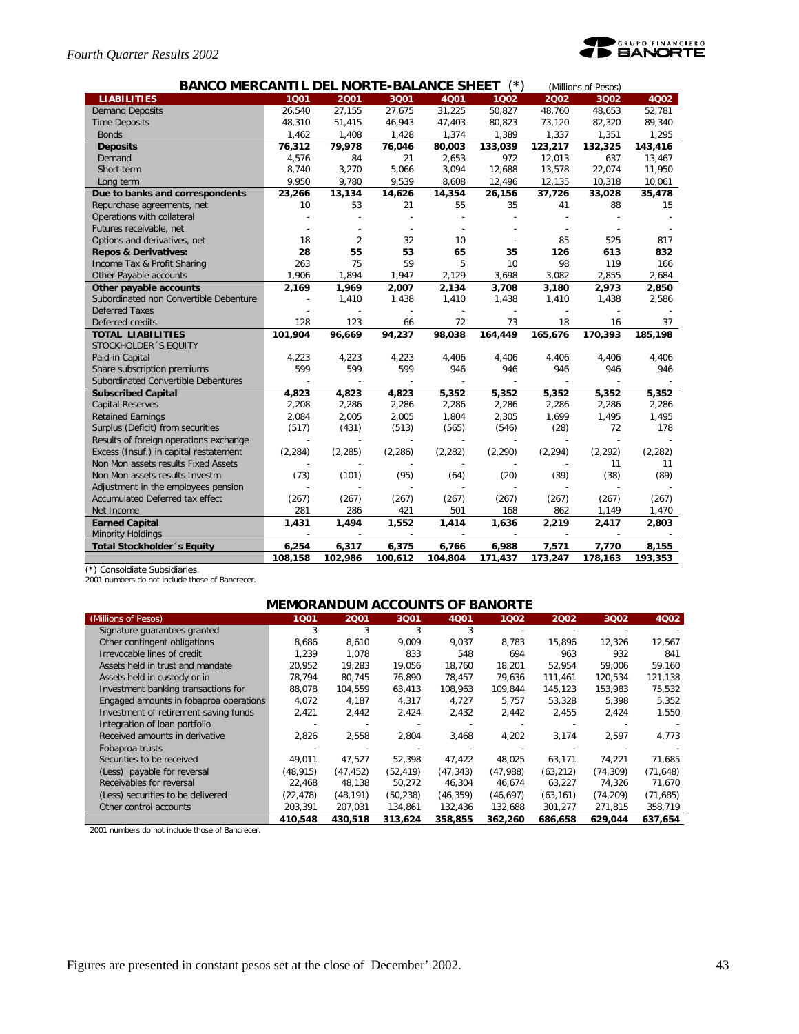## BANCO MERCANTIL DEL NORTE-BALANCE SHEET (*)

(Millions of Pesos)

| LIABILITIES | 1Q01 | 2Q01 | 3Q01 | 4Q01 | 1Q02 | 2Q02 | 3Q02 | 4Q02 |
|---|---|---|---|---|---|---|---|---|
| Demand Deposits | 26,540 | 27,155 | 27,675 | 31,225 | 50,827 | 48,760 | 48,653 | 52,781 |
| Time Deposits | 48,310 | 51,415 | 46,943 | 47,403 | 80,823 | 73,120 | 82,320 | 89,340 |
| Bonds | 1,462 | 1,408 | 1,428 | 1,374 | 1,389 | 1,337 | 1,351 | 1,295 |
| **Deposits** | **76,312** | **79,978** | **76,046** | **80,003** | **133,039** | **123,217** | **132,325** | **143,416** |
| Demand | 4,576 | 84 | 21 | 2,653 | 972 | 12,013 | 637 | 13,467 |
| Short term | 8,740 | 3,270 | 5,066 | 3,094 | 12,688 | 13,578 | 22,074 | 11,950 |
| Long term | 9,950 | 9,780 | 9,539 | 8,608 | 12,496 | 12,135 | 10,318 | 10,061 |
| **Due to banks and correspondents** | **23,266** | **13,134** | **14,626** | **14,354** | **26,156** | **37,726** | **33,028** | **35,478** |
| Repurchase agreements, net | 10 | 53 | 21 | 55 | 35 | 41 | 88 | 15 |
| Operations with collateral | - | - | - | - | - | - | - | - |
| Futures receivable, net | - | - | - | - | - | - | - | - |
| Options and derivatives, net | 18 | 2 | 32 | 10 | - | 85 | 525 | 817 |
| **Repos & Derivatives:** | **28** | **55** | **53** | **65** | **35** | **126** | **613** | **832** |
| Income Tax & Profit Sharing | 263 | 75 | 59 | 5 | 10 | 98 | 119 | 166 |
| Other Payable accounts | 1,906 | 1,894 | 1,947 | 2,129 | 3,698 | 3,082 | 2,855 | 2,684 |
| **Other payable accounts** | **2,169** | **1,969** | **2,007** | **2,134** | **3,708** | **3,180** | **2,973** | **2,850** |
| Subordinated non Convertible Debenture | - | 1,410 | 1,438 | 1,410 | 1,438 | 1,410 | 1,438 | 2,586 |
| Deferred Taxes | - | - | - | - | - | - | - | - |
| Deferred credits | 128 | 123 | 66 | 72 | 73 | 18 | 16 | 37 |
| **TOTAL LIABILITIES** | **101,904** | **96,669** | **94,237** | **98,038** | **164,449** | **165,676** | **170,393** | **185,198** |
| STOCKHOLDER´S EQUITY | | | | | | | | |
| Paid-in Capital | 4,223 | 4,223 | 4,223 | 4,406 | 4,406 | 4,406 | 4,406 | 4,406 |
| Share subscription premiums | 599 | 599 | 599 | 946 | 946 | 946 | 946 | 946 |
| Subordinated Convertible Debentures | - | - | - | - | - | - | - | - |
| **Subscribed Capital** | **4,823** | **4,823** | **4,823** | **5,352** | **5,352** | **5,352** | **5,352** | **5,352** |
| Capital Reserves | 2,208 | 2,286 | 2,286 | 2,286 | 2,286 | 2,286 | 2,286 | 2,286 |
| Retained Earnings | 2,084 | 2,005 | 2,005 | 1,804 | 2,305 | 1,699 | 1,495 | 1,495 |
| Surplus (Deficit) from securities | (517) | (431) | (513) | (565) | (546) | (28) | 72 | 178 |
| Results of foreign operations exchange | - | - | - | - | - | - | - | - |
| Excess (Insuf.) in capital restatement | (2,284) | (2,285) | (2,286) | (2,282) | (2,290) | (2,294) | (2,292) | (2,282) |
| Non Mon assets results Fixed Assets | - | - | - | - | - | - | 11 | 11 |
| Non Mon assets results Investm | (73) | (101) | (95) | (64) | (20) | (39) | (38) | (89) |
| Adjustment in the employees pension | - | - | - | - | - | - | - | - |
| Accumulated Deferred tax effect | (267) | (267) | (267) | (267) | (267) | (267) | (267) | (267) |
| Net Income | 281 | 286 | 421 | 501 | 168 | 862 | 1,149 | 1,470 |
| **Earned Capital** | **1,431** | **1,494** | **1,552** | **1,414** | **1,636** | **2,219** | **2,417** | **2,803** |
| Minority Holdings | - | - | - | - | - | - | - | - |
| **Total Stockholder´s Equity** | **6,254** | **6,317** | **6,375** | **6,766** | **6,988** | **7,571** | **7,770** | **8,155** |
| | **108,158** | **102,986** | **100,612** | **104,804** | **171,437** | **173,247** | **178,163** | **193,353** |

(*) Consoldiate Subsidiaries.
2001 numbers do not include those of Bancrecer.

## MEMORANDUM ACCOUNTS OF BANORTE

| (Millions of Pesos) | 1Q01 | 2Q01 | 3Q01 | 4Q01 | 1Q02 | 2Q02 | 3Q02 | 4Q02 |
|---|---|---|---|---|---|---|---|---|
| Signature guarantees granted | 3 | 3 | 3 | 3 | - | - | - | - |
| Other contingent obligations | 8,686 | 8,610 | 9,009 | 9,037 | 8,783 | 15,896 | 12,326 | 12,567 |
| Irrevocable lines of credit | 1,239 | 1,078 | 833 | 548 | 694 | 963 | 932 | 841 |
| Assets held in trust and mandate | 20,952 | 19,283 | 19,056 | 18,760 | 18,201 | 52,954 | 59,006 | 59,160 |
| Assets held in custody or in | 78,794 | 80,745 | 76,890 | 78,457 | 79,636 | 111,461 | 120,534 | 121,138 |
| Investment banking transactions for | 88,078 | 104,559 | 63,413 | 108,963 | 109,844 | 145,123 | 153,983 | 75,532 |
| Engaged amounts in fobaproa operations | 4,072 | 4,187 | 4,317 | 4,727 | 5,757 | 53,328 | 5,398 | 5,352 |
| Investment of retirement saving funds | 2,421 | 2,442 | 2,424 | 2,432 | 2,442 | 2,455 | 2,424 | 1,550 |
| Integration of loan portfolio | - | - | - | - | - | - | - | - |
| Received amounts in derivative | 2,826 | 2,558 | 2,804 | 3,468 | 4,202 | 3,174 | 2,597 | 4,773 |
| Fobaproa trusts | - | - | - | - | - | - | - | - |
| Securities to be received | 49,011 | 47,527 | 52,398 | 47,422 | 48,025 | 63,171 | 74,221 | 71,685 |
| (Less) payable for reversal | (48,915) | (47,452) | (52,419) | (47,343) | (47,988) | (63,212) | (74,309) | (71,648) |
| Receivables for reversal | 22,468 | 48,138 | 50,272 | 46,304 | 46,674 | 63,227 | 74,326 | 71,670 |
| (Less) securities to be delivered | (22,478) | (48,191) | (50,238) | (46,359) | (46,697) | (63,161) | (74,209) | (71,685) |
| Other control accounts | 203,391 | 207,031 | 134,861 | 132,436 | 132,688 | 301,277 | 271,815 | 358,719 |
| | **410,548** | **430,518** | **313,624** | **358,855** | **362,260** | **686,658** | **629,044** | **637,654** |

2001 numbers do not include those of Bancrecer.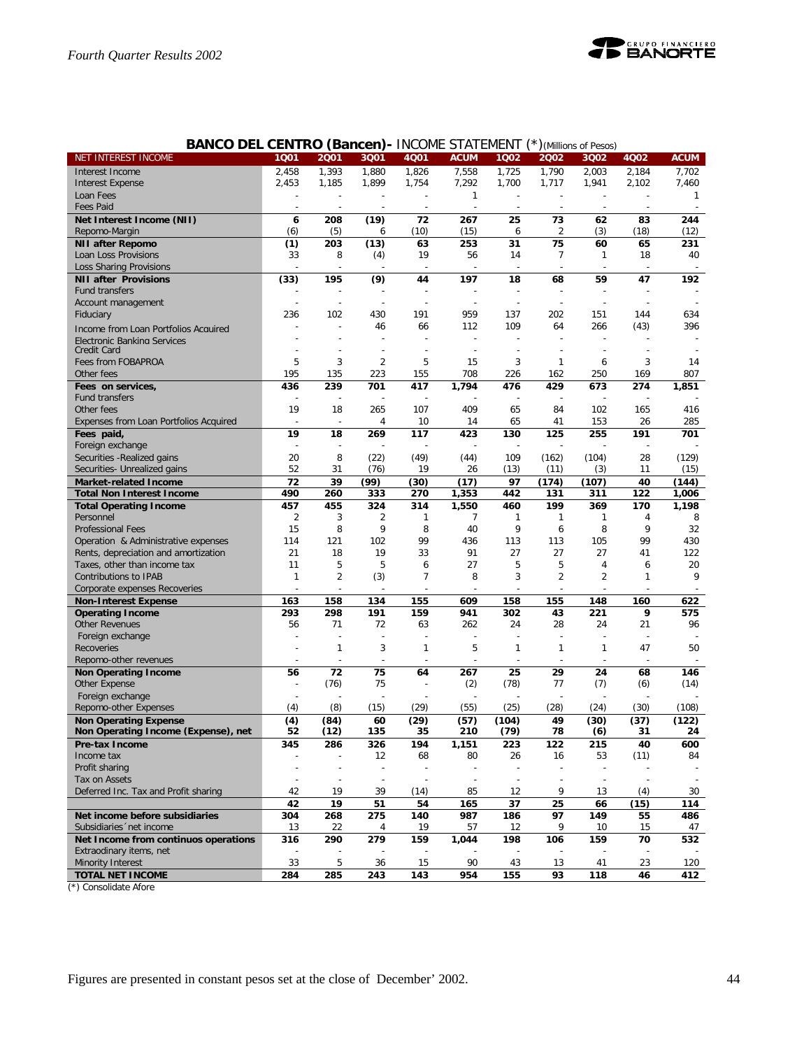## BANCO DEL CENTRO (Bancen)- INCOME STATEMENT (*)(Millions of Pesos)

| NET INTEREST INCOME | 1Q01 | 2Q01 | 3Q01 | 4Q01 | ACUM | 1Q02 | 2Q02 | 3Q02 | 4Q02 | ACUM |
|---|---|---|---|---|---|---|---|---|---|---|
| Interest Income | 2,458 | 1,393 | 1,880 | 1,826 | 7,558 | 1,725 | 1,790 | 2,003 | 2,184 | 7,702 |
| Interest Expense | 2,453 | 1,185 | 1,899 | 1,754 | 7,292 | 1,700 | 1,717 | 1,941 | 2,102 | 7,460 |
| Loan Fees | - | - | - | - | 1 | - | - | - | - | 1 |
| Fees Paid | - | - | - | - | - | - | - | - | - | - |
| **Net Interest Income (NII)** | **6** | **208** | **(19)** | **72** | **267** | **25** | **73** | **62** | **83** | **244** |
| Repomo-Margin | (6) | (5) | 6 | (10) | (15) | 6 | 2 | (3) | (18) | (12) |
| **NII after Repomo** | **(1)** | **203** | **(13)** | **63** | **253** | **31** | **75** | **60** | **65** | **231** |
| Loan Loss Provisions | 33 | 8 | (4) | 19 | 56 | 14 | 7 | 1 | 18 | 40 |
| Loss Sharing Provisions | - | - | - | - | - | - | - | - | - | - |
| **NII after Provisions** | **(33)** | **195** | **(9)** | **44** | **197** | **18** | **68** | **59** | **47** | **192** |
| Fund transfers | - | - | - | - | - | - | - | - | - | - |
| Account management | - | - | - | - | - | - | - | - | - | - |
| Fiduciary | 236 | 102 | 430 | 191 | 959 | 137 | 202 | 151 | 144 | 634 |
| Income from Loan Portfolios Acquired | - | - | 46 | 66 | 112 | 109 | 64 | 266 | (43) | 396 |
| Electronic Banking Services | - | - | - | - | - | - | - | - | - | - |
| Credit Card | - | - | - | - | - | - | - | - | - | - |
| Fees from FOBAPROA | 5 | 3 | 2 | 5 | 15 | 3 | 1 | 6 | 3 | 14 |
| Other fees | 195 | 135 | 223 | 155 | 708 | 226 | 162 | 250 | 169 | 807 |
| **Fees on services,** | **436** | **239** | **701** | **417** | **1,794** | **476** | **429** | **673** | **274** | **1,851** |
| Fund transfers | - | - | - | - | - | - | - | - | - | - |
| Other fees | 19 | 18 | 265 | 107 | 409 | 65 | 84 | 102 | 165 | 416 |
| Expenses from Loan Portfolios Acquired | - | - | 4 | 10 | 14 | 65 | 41 | 153 | 26 | 285 |
| **Fees paid,** | **19** | **18** | **269** | **117** | **423** | **130** | **125** | **255** | **191** | **701** |
| Foreign exchange | - | - | - | - | - | - | - | - | - | - |
| Securities -Realized gains | 20 | 8 | (22) | (49) | (44) | 109 | (162) | (104) | 28 | (129) |
| Securities- Unrealized gains | 52 | 31 | (76) | 19 | 26 | (13) | (11) | (3) | 11 | (15) |
| **Market-related Income** | **72** | **39** | **(99)** | **(30)** | **(17)** | **97** | **(174)** | **(107)** | **40** | **(144)** |
| **Total Non Interest Income** | **490** | **260** | **333** | **270** | **1,353** | **442** | **131** | **311** | **122** | **1,006** |
| **Total Operating Income** | **457** | **455** | **324** | **314** | **1,550** | **460** | **199** | **369** | **170** | **1,198** |
| Personnel | 2 | 3 | 2 | 1 | 7 | 1 | 1 | 1 | 4 | 8 |
| Professional Fees | 15 | 8 | 9 | 8 | 40 | 9 | 6 | 8 | 9 | 32 |
| Operation & Administrative expenses | 114 | 121 | 102 | 99 | 436 | 113 | 113 | 105 | 99 | 430 |
| Rents, depreciation and amortization | 21 | 18 | 19 | 33 | 91 | 27 | 27 | 27 | 41 | 122 |
| Taxes, other than income tax | 11 | 5 | 5 | 6 | 27 | 5 | 5 | 4 | 6 | 20 |
| Contributions to IPAB | 1 | 2 | (3) | 7 | 8 | 3 | 2 | 2 | 1 | 9 |
| Corporate expenses Recoveries | - | - | - | - | - | - | - | - | - | - |
| **Non-Interest Expense** | **163** | **158** | **134** | **155** | **609** | **158** | **155** | **148** | **160** | **622** |
| **Operating Income** | **293** | **298** | **191** | **159** | **941** | **302** | **43** | **221** | **9** | **575** |
| Other Revenues | 56 | 71 | 72 | 63 | 262 | 24 | 28 | 24 | 21 | 96 |
| Foreign exchange | - | - | - | - | - | - | - | - | - | - |
| Recoveries | - | 1 | 3 | 1 | 5 | 1 | 1 | 1 | 47 | 50 |
| Repomo-other revenues | - | - | - | - | - | - | - | - | - | - |
| **Non Operating Income** | **56** | **72** | **75** | **64** | **267** | **25** | **29** | **24** | **68** | **146** |
| Other Expense | - | (76) | 75 | - | (2) | (78) | 77 | (7) | (6) | (14) |
| Foreign exchange | - | - | - | - | - | - | - | - | - | - |
| Repomo-other Expenses | (4) | (8) | (15) | (29) | (55) | (25) | (28) | (24) | (30) | (108) |
| **Non Operating Expense** | **(4)** | **(84)** | **60** | **(29)** | **(57)** | **(104)** | **49** | **(30)** | **(37)** | **(122)** |
| **Non Operating Income (Expense), net** | **52** | **(12)** | **135** | **35** | **210** | **(79)** | **78** | **(6)** | **31** | **24** |
| **Pre-tax Income** | **345** | **286** | **326** | **194** | **1,151** | **223** | **122** | **215** | **40** | **600** |
| Income tax | - | - | 12 | 68 | 80 | 26 | 16 | 53 | (11) | 84 |
| Profit sharing | - | - | - | - | - | - | - | - | - | - |
| Tax on Assets | - | - | - | - | - | - | - | - | - | - |
| Deferred Inc. Tax and Profit sharing | 42 | 19 | 39 | (14) | 85 | 12 | 9 | 13 | (4) | 30 |
| | **42** | **19** | **51** | **54** | **165** | **37** | **25** | **66** | **(15)** | **114** |
| **Net income before subsidiaries** | **304** | **268** | **275** | **140** | **987** | **186** | **97** | **149** | **55** | **486** |
| Subsidiaries´net income | 13 | 22 | 4 | 19 | 57 | 12 | 9 | 10 | 15 | 47 |
| **Net Income from continuos operations** | **316** | **290** | **279** | **159** | **1,044** | **198** | **106** | **159** | **70** | **532** |
| Extraodinary items, net | - | - | - | - | - | - | - | - | - | - |
| Minority Interest | 33 | 5 | 36 | 15 | 90 | 43 | 13 | 41 | 23 | 120 |
| **TOTAL NET INCOME** | **284** | **285** | **243** | **143** | **954** | **155** | **93** | **118** | **46** | **412** |

(*) Consolidate Afore

Figures are presented in constant pesos set at the close of December' 2002.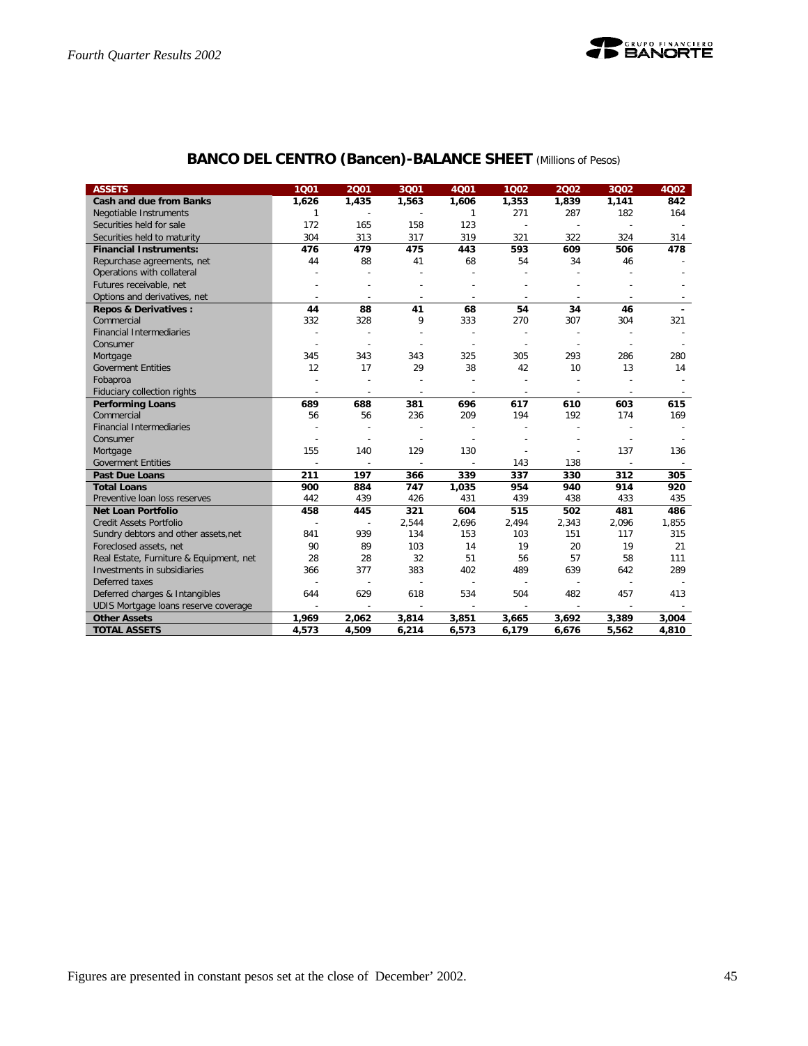## BANCO DEL CENTRO (Bancen)-BALANCE SHEET (Millions of Pesos)

| ASSETS | 1Q01 | 2Q01 | 3Q01 | 4Q01 | 1Q02 | 2Q02 | 3Q02 | 4Q02 |
|---|---|---|---|---|---|---|---|---|
| **Cash and due from Banks** | **1,626** | **1,435** | **1,563** | **1,606** | **1,353** | **1,839** | **1,141** | **842** |
| Negotiable Instruments | 1 | - | - | 1 | 271 | 287 | 182 | 164 |
| Securities held for sale | 172 | 165 | 158 | 123 | - | - | - | - |
| Securities held to maturity | 304 | 313 | 317 | 319 | 321 | 322 | 324 | 314 |
| **Financial Instruments:** | **476** | **479** | **475** | **443** | **593** | **609** | **506** | **478** |
| Repurchase agreements, net | 44 | 88 | 41 | 68 | 54 | 34 | 46 | - |
| Operations with collateral | - | - | - | - | - | - | - | - |
| Futures receivable, net | - | - | - | - | - | - | - | - |
| Options and derivatives, net | - | - | - | - | - | - | - | - |
| **Repos & Derivatives :** | **44** | **88** | **41** | **68** | **54** | **34** | **46** | **-** |
| Commercial | 332 | 328 | 9 | 333 | 270 | 307 | 304 | 321 |
| Financial Intermediaries | - | - | - | - | - | - | - | - |
| Consumer | - | - | - | - | - | - | - | - |
| Mortgage | 345 | 343 | 343 | 325 | 305 | 293 | 286 | 280 |
| Goverment Entities | 12 | 17 | 29 | 38 | 42 | 10 | 13 | 14 |
| Fobaproa | - | - | - | - | - | - | - | - |
| Fiduciary collection rights | - | - | - | - | - | - | - | - |
| **Performing Loans** | **689** | **688** | **381** | **696** | **617** | **610** | **603** | **615** |
| Commercial | 56 | 56 | 236 | 209 | 194 | 192 | 174 | 169 |
| Financial Intermediaries | - | - | - | - | - | - | - | - |
| Consumer | - | - | - | - | - | - | - | - |
| Mortgage | 155 | 140 | 129 | 130 | - | - | 137 | 136 |
| Goverment Entities | - | - | - | - | 143 | 138 | - | - |
| **Past Due Loans** | **211** | **197** | **366** | **339** | **337** | **330** | **312** | **305** |
| **Total Loans** | **900** | **884** | **747** | **1,035** | **954** | **940** | **914** | **920** |
| Preventive loan loss reserves | 442 | 439 | 426 | 431 | 439 | 438 | 433 | 435 |
| **Net Loan Portfolio** | **458** | **445** | **321** | **604** | **515** | **502** | **481** | **486** |
| Credit Assets Portfolio | - | - | 2,544 | 2,696 | 2,494 | 2,343 | 2,096 | 1,855 |
| Sundry debtors and other assets,net | 841 | 939 | 134 | 153 | 103 | 151 | 117 | 315 |
| Foreclosed assets, net | 90 | 89 | 103 | 14 | 19 | 20 | 19 | 21 |
| Real Estate, Furniture & Equipment, net | 28 | 28 | 32 | 51 | 56 | 57 | 58 | 111 |
| Investments in subsidiaries | 366 | 377 | 383 | 402 | 489 | 639 | 642 | 289 |
| Deferred taxes | - | - | - | - | - | - | - | - |
| Deferred charges & Intangibles | 644 | 629 | 618 | 534 | 504 | 482 | 457 | 413 |
| UDIS Mortgage loans reserve coverage | - | - | - | - | - | - | - | - |
| **Other Assets** | **1,969** | **2,062** | **3,814** | **3,851** | **3,665** | **3,692** | **3,389** | **3,004** |
| **TOTAL ASSETS** | **4,573** | **4,509** | **6,214** | **6,573** | **6,179** | **6,676** | **5,562** | **4,810** |

Figures are presented in constant pesos set at the close of December' 2002.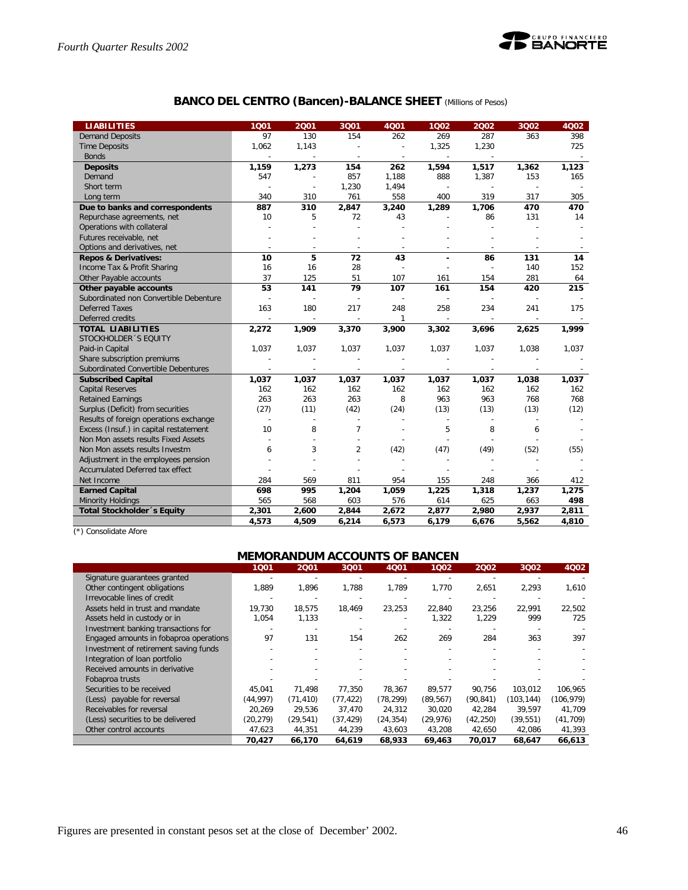## BANCO DEL CENTRO (Bancen)-BALANCE SHEET (Millions of Pesos)

| LIABILITIES | 1Q01 | 2Q01 | 3Q01 | 4Q01 | 1Q02 | 2Q02 | 3Q02 | 4Q02 |
|---|---|---|---|---|---|---|---|---|
| Demand Deposits | 97 | 130 | 154 | 262 | 269 | 287 | 363 | 398 |
| Time Deposits | 1,062 | 1,143 | - | - | 1,325 | 1,230 | | 725 |
| Bonds | - | - | - | - | - | - | | - |
| **Deposits** | **1,159** | **1,273** | **154** | **262** | **1,594** | **1,517** | **1,362** | **1,123** |
| Demand | 547 | - | 857 | 1,188 | 888 | 1,387 | 153 | 165 |
| Short term | - | - | 1,230 | 1,494 | - | - | - | - |
| Long term | 340 | 310 | 761 | 558 | 400 | 319 | 317 | 305 |
| **Due to banks and correspondents** | **887** | **310** | **2,847** | **3,240** | **1,289** | **1,706** | **470** | **470** |
| Repurchase agreements, net | 10 | 5 | 72 | 43 | - | 86 | 131 | 14 |
| Operations with collateral | - | - | - | - | - | - | - | - |
| Futures receivable, net | - | - | - | - | - | - | - | - |
| Options and derivatives, net | - | - | - | - | - | - | - | - |
| **Repos & Derivatives:** | **10** | **5** | **72** | **43** | **-** | **86** | **131** | **14** |
| Income Tax & Profit Sharing | 16 | 16 | 28 | - | - | - | 140 | 152 |
| Other Payable accounts | 37 | 125 | 51 | 107 | 161 | 154 | 281 | 64 |
| **Other payable accounts** | **53** | **141** | **79** | **107** | **161** | **154** | **420** | **215** |
| Subordinated non Convertible Debenture | - | - | - | - | - | - | - | - |
| Deferred Taxes | 163 | 180 | 217 | 248 | 258 | 234 | 241 | 175 |
| Deferred credits | - | - | - | 1 | - | - | - | - |
| **TOTAL LIABILITIES** | **2,272** | **1,909** | **3,370** | **3,900** | **3,302** | **3,696** | **2,625** | **1,999** |
| STOCKHOLDER´S EQUITY | | | | | | | | |
| Paid-in Capital | 1,037 | 1,037 | 1,037 | 1,037 | 1,037 | 1,037 | 1,038 | 1,037 |
| Share subscription premiums | - | - | - | - | - | - | - | - |
| Subordinated Convertible Debentures | - | - | - | - | - | - | - | - |
| **Subscribed Capital** | **1,037** | **1,037** | **1,037** | **1,037** | **1,037** | **1,037** | **1,038** | **1,037** |
| Capital Reserves | 162 | 162 | 162 | 162 | 162 | 162 | 162 | 162 |
| Retained Earnings | 263 | 263 | 263 | 8 | 963 | 963 | 768 | 768 |
| Surplus (Deficit) from securities | (27) | (11) | (42) | (24) | (13) | (13) | (13) | (12) |
| Results of foreign operations exchange | - | - | - | - | - | - | - | - |
| Excess (Insuf.) in capital restatement | 10 | 8 | 7 | - | 5 | 8 | 6 | - |
| Non Mon assets results Fixed Assets | - | - | - | - | - | - | - | - |
| Non Mon assets results Investm | 6 | 3 | 2 | (42) | (47) | (49) | (52) | (55) |
| Adjustment in the employees pension | - | - | - | - | - | - | - | - |
| Accumulated Deferred tax effect | - | - | - | - | - | - | - | - |
| Net Income | 284 | 569 | 811 | 954 | 155 | 248 | 366 | 412 |
| **Earned Capital** | **698** | **995** | **1,204** | **1,059** | **1,225** | **1,318** | **1,237** | **1,275** |
| Minority Holdings | 565 | 568 | 603 | 576 | 614 | 625 | 663 | 498 |
| **Total Stockholder´s Equity** | **2,301** | **2,600** | **2,844** | **2,672** | **2,877** | **2,980** | **2,937** | **2,811** |
| | **4,573** | **4,509** | **6,214** | **6,573** | **6,179** | **6,676** | **5,562** | **4,810** |

(*) Consolidate Afore

## MEMORANDUM ACCOUNTS OF BANCEN

| | 1Q01 | 2Q01 | 3Q01 | 4Q01 | 1Q02 | 2Q02 | 3Q02 | 4Q02 |
|---|---|---|---|---|---|---|---|---|
| Signature guarantees granted | - | - | - | - | - | - | - | - |
| Other contingent obligations | 1,889 | 1,896 | 1,788 | 1,789 | 1,770 | 2,651 | 2,293 | 1,610 |
| Irrevocable lines of credit | - | - | - | - | - | - | - | - |
| Assets held in trust and mandate | 19,730 | 18,575 | 18,469 | 23,253 | 22,840 | 23,256 | 22,991 | 22,502 |
| Assets held in custody or in | 1,054 | 1,133 | - | - | 1,322 | 1,229 | 999 | 725 |
| Investment banking transactions for | - | - | - | - | - | - | - | - |
| Engaged amounts in fobaproa operations | 97 | 131 | 154 | 262 | 269 | 284 | 363 | 397 |
| Investment of retirement saving funds | - | - | - | - | - | - | - | - |
| Integration of loan portfolio | - | - | - | - | - | - | - | - |
| Received amounts in derivative | - | - | - | - | - | - | - | - |
| Fobaproa trusts | - | - | - | - | - | - | - | - |
| Securities to be received | 45,041 | 71,498 | 77,350 | 78,367 | 89,577 | 90,756 | 103,012 | 106,965 |
| (Less) payable for reversal | (44,997) | (71,410) | (77,422) | (78,299) | (89,567) | (90,841) | (103,144) | (106,979) |
| Receivables for reversal | 20,269 | 29,536 | 37,470 | 24,312 | 30,020 | 42,284 | 39,597 | 41,709 |
| (Less) securities to be delivered | (20,279) | (29,541) | (37,429) | (24,354) | (29,976) | (42,250) | (39,551) | (41,709) |
| Other control accounts | 47,623 | 44,351 | 44,239 | 43,603 | 43,208 | 42,650 | 42,086 | 41,393 |
| | **70,427** | **66,170** | **64,619** | **68,933** | **69,463** | **70,017** | **68,647** | **66,613** |

Figures are presented in constant pesos set at the close of December' 2002.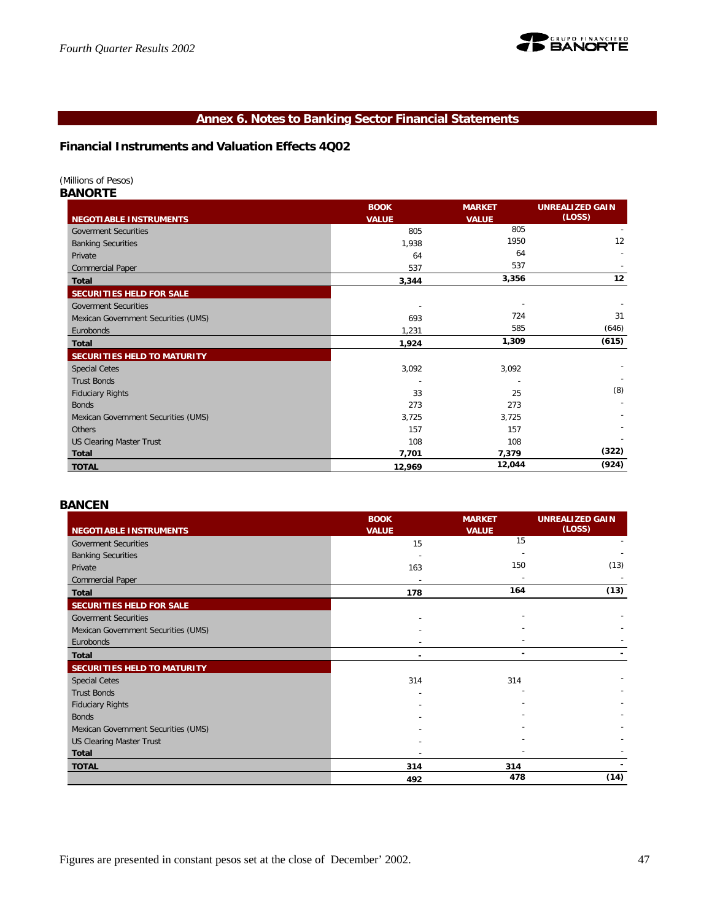## Annex 6. Notes to Banking Sector Financial Statements

### Financial Instruments and Valuation Effects 4Q02

(Millions of Pesos)

**BANORTE**

| NEGOTIABLE INSTRUMENTS | BOOK VALUE | MARKET VALUE | UNREALIZED GAIN (LOSS) |
|---|---|---|---|
| Goverment Securities | 805 | 805 | - |
| Banking Securities | 1,938 | 1950 | 12 |
| Private | 64 | 64 | - |
| Commercial Paper | 537 | 537 | - |
| **Total** | **3,344** | **3,356** | **12** |
| **SECURITIES HELD FOR SALE** | | | |
| Goverment Securities | - | - | - |
| Mexican Government Securities (UMS) | 693 | 724 | 31 |
| Eurobonds | 1,231 | 585 | (646) |
| **Total** | **1,924** | **1,309** | **(615)** |
| **SECURITIES HELD TO MATURITY** | | | |
| Special Cetes | 3,092 | 3,092 | - |
| Trust Bonds | - | - | - |
| Fiduciary Rights | 33 | 25 | (8) |
| Bonds | 273 | 273 | - |
| Mexican Government Securities (UMS) | 3,725 | 3,725 | - |
| Others | 157 | 157 | - |
| US Clearing Master Trust | 108 | 108 | - |
| **Total** | **7,701** | **7,379** | **(322)** |
| **TOTAL** | **12,969** | **12,044** | **(924)** |

**BANCEN**

| NEGOTIABLE INSTRUMENTS | BOOK VALUE | MARKET VALUE | UNREALIZED GAIN (LOSS) |
|---|---|---|---|
| Goverment Securities | 15 | 15 | - |
| Banking Securities | - | - | - |
| Private | 163 | 150 | (13) |
| Commercial Paper | - | - | - |
| **Total** | **178** | **164** | **(13)** |
| **SECURITIES HELD FOR SALE** | | | |
| Goverment Securities | - | - | - |
| Mexican Government Securities (UMS) | - | - | - |
| Eurobonds | - | - | - |
| **Total** | **-** | **-** | **-** |
| **SECURITIES HELD TO MATURITY** | | | |
| Special Cetes | 314 | 314 | - |
| Trust Bonds | - | - | - |
| Fiduciary Rights | - | - | - |
| Bonds | - | - | - |
| Mexican Government Securities (UMS) | - | - | - |
| US Clearing Master Trust | - | - | - |
| **Total** | - | - | - |
| **TOTAL** | **314** | **314** | **-** |
| | **492** | **478** | **(14)** |

Figures are presented in constant pesos set at the close of December' 2002.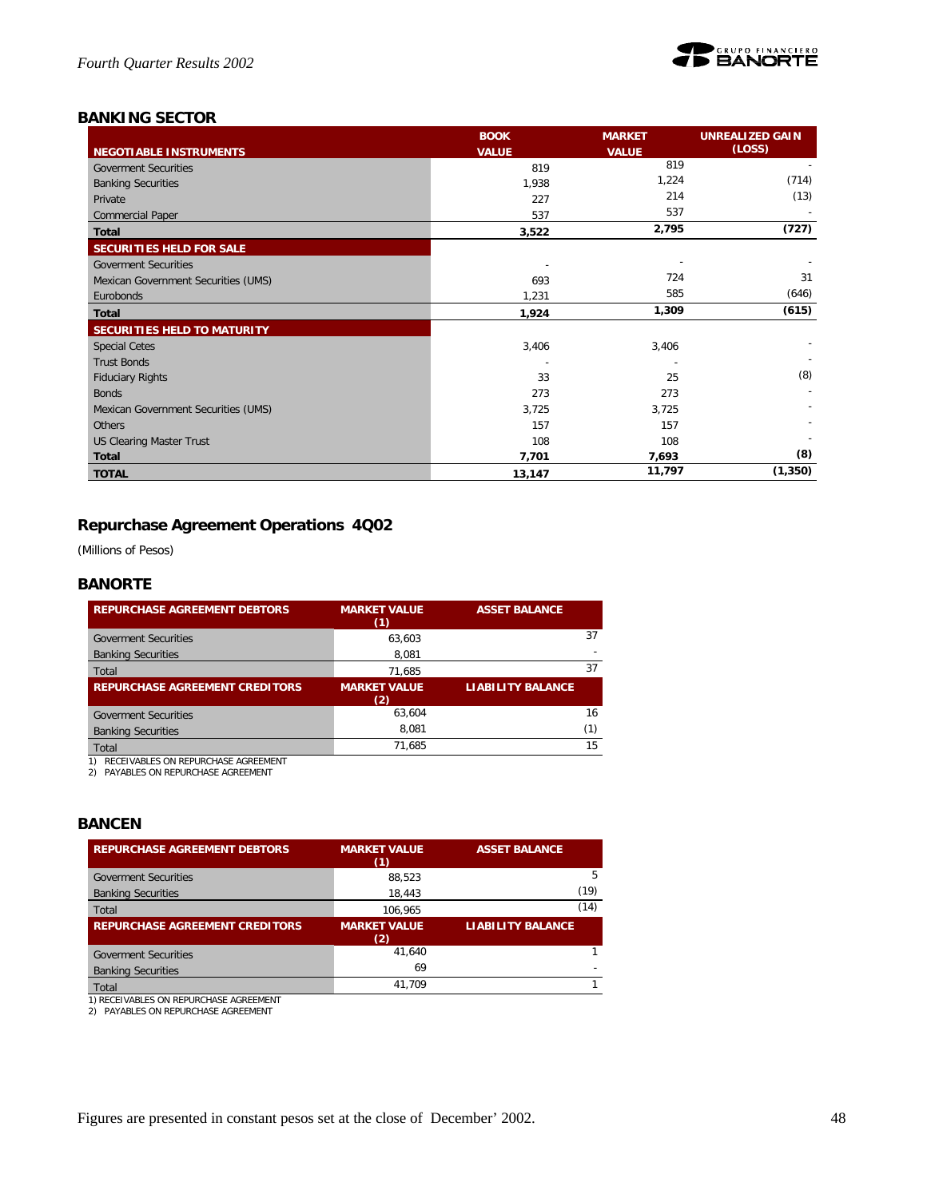## BANKING SECTOR

| NEGOTIABLE INSTRUMENTS | BOOK VALUE | MARKET VALUE | UNREALIZED GAIN (LOSS) |
|---|---|---|---|
| Goverment Securities | 819 | 819 | - |
| Banking Securities | 1,938 | 1,224 | (714) |
| Private | 227 | 214 | (13) |
| Commercial Paper | 537 | 537 | - |
| **Total** | **3,522** | **2,795** | **(727)** |
| **SECURITIES HELD FOR SALE** | | | |
| Goverment Securities | - | - | - |
| Mexican Government Securities (UMS) | 693 | 724 | 31 |
| Eurobonds | 1,231 | 585 | (646) |
| **Total** | **1,924** | **1,309** | **(615)** |
| **SECURITIES HELD TO MATURITY** | | | |
| Special Cetes | 3,406 | 3,406 | - |
| Trust Bonds | - | - | - |
| Fiduciary Rights | 33 | 25 | (8) |
| Bonds | 273 | 273 | - |
| Mexican Government Securities (UMS) | 3,725 | 3,725 | - |
| Others | 157 | 157 | - |
| US Clearing Master Trust | 108 | 108 | - |
| **Total** | **7,701** | **7,693** | **(8)** |
| **TOTAL** | **13,147** | **11,797** | **(1,350)** |

## Repurchase Agreement Operations 4Q02

(Millions of Pesos)

### BANORTE

| REPURCHASE AGREEMENT DEBTORS | MARKET VALUE (1) | ASSET BALANCE |
|---|---|---|
| Goverment Securities | 63,603 | 37 |
| Banking Securities | 8,081 | - |
| Total | 71,685 | 37 |
| **REPURCHASE AGREEMENT CREDITORS** | **MARKET VALUE (2)** | **LIABILITY BALANCE** |
| Goverment Securities | 63,604 | 16 |
| Banking Securities | 8,081 | (1) |
| Total | 71,685 | 15 |

1) RECEIVABLES ON REPURCHASE AGREEMENT
2) PAYABLES ON REPURCHASE AGREEMENT

### BANCEN

| REPURCHASE AGREEMENT DEBTORS | MARKET VALUE (1) | ASSET BALANCE |
|---|---|---|
| Goverment Securities | 88,523 | 5 |
| Banking Securities | 18,443 | (19) |
| Total | 106,965 | (14) |
| **REPURCHASE AGREEMENT CREDITORS** | **MARKET VALUE (2)** | **LIABILITY BALANCE** |
| Goverment Securities | 41,640 | 1 |
| Banking Securities | 69 | - |
| Total | 41,709 | 1 |

1) RECEIVABLES ON REPURCHASE AGREEMENT
2) PAYABLES ON REPURCHASE AGREEMENT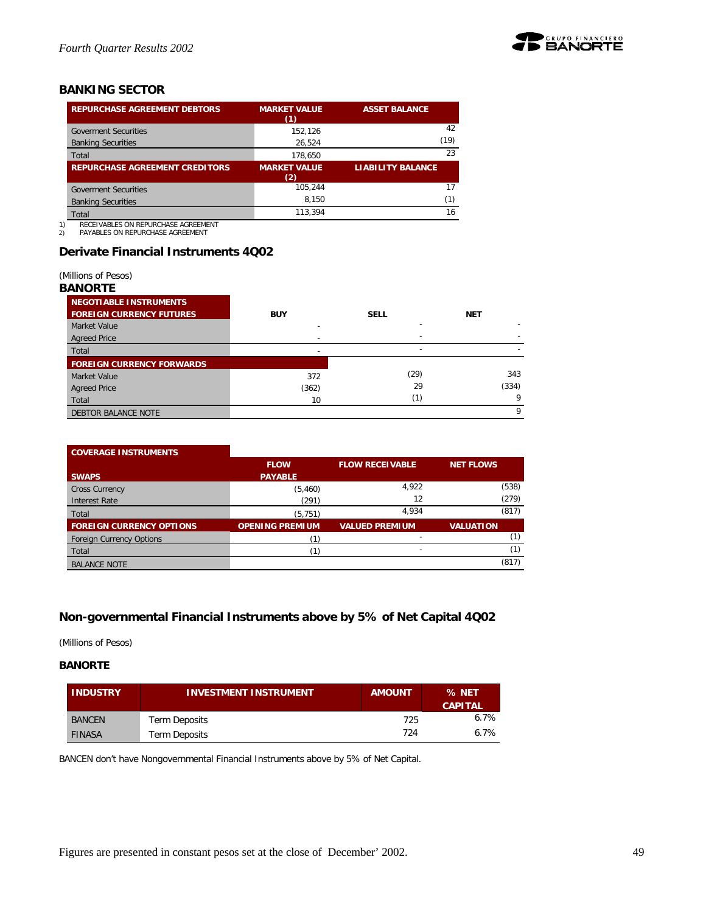## BANKING SECTOR

| REPURCHASE AGREEMENT DEBTORS | MARKET VALUE (1) | ASSET BALANCE |
|---|---|---|
| Goverment Securities | 152,126 | 42 |
| Banking Securities | 26,524 | (19) |
| Total | 178,650 | 23 |
| **REPURCHASE AGREEMENT CREDITORS** | **MARKET VALUE (2)** | **LIABILITY BALANCE** |
| Goverment Securities | 105,244 | 17 |
| Banking Securities | 8,150 | (1) |
| Total | 113,394 | 16 |

1) RECEIVABLES ON REPURCHASE AGREEMENT
2) PAYABLES ON REPURCHASE AGREEMENT

## Derivate Financial Instruments 4Q02

(Millions of Pesos)

**BANORTE**

| NEGOTIABLE INSTRUMENTS FOREIGN CURRENCY FUTURES | BUY | SELL | NET |
|---|---|---|---|
| Market Value | - | - | - |
| Agreed Price | - | - | - |
| Total | - | - | - |
| **FOREIGN CURRENCY FORWARDS** | | | |
| Market Value | 372 | (29) | 343 |
| Agreed Price | (362) | 29 | (334) |
| Total | 10 | (1) | 9 |
| DEBTOR BALANCE NOTE | | | 9 |

| COVERAGE INSTRUMENTS SWAPS | FLOW PAYABLE | FLOW RECEIVABLE | NET FLOWS |
|---|---|---|---|
| Cross Currency | (5,460) | 4,922 | (538) |
| Interest Rate | (291) | 12 | (279) |
| Total | (5,751) | 4,934 | (817) |
| **FOREIGN CURRENCY OPTIONS** | **OPENING PREMIUM** | **VALUED PREMIUM** | **VALUATION** |
| Foreign Currency Options | (1) | - | (1) |
| Total | (1) | - | (1) |
| BALANCE NOTE | | | (817) |

## Non-governmental Financial Instruments above by 5% of Net Capital 4Q02

(Millions of Pesos)

**BANORTE**

| INDUSTRY | INVESTMENT INSTRUMENT | AMOUNT | % NET CAPITAL |
|---|---|---|---|
| BANCEN | Term Deposits | 725 | 6.7% |
| FINASA | Term Deposits | 724 | 6.7% |

BANCEN don't have Nongovernmental Financial Instruments above by 5% of Net Capital.

Figures are presented in constant pesos set at the close of December' 2002.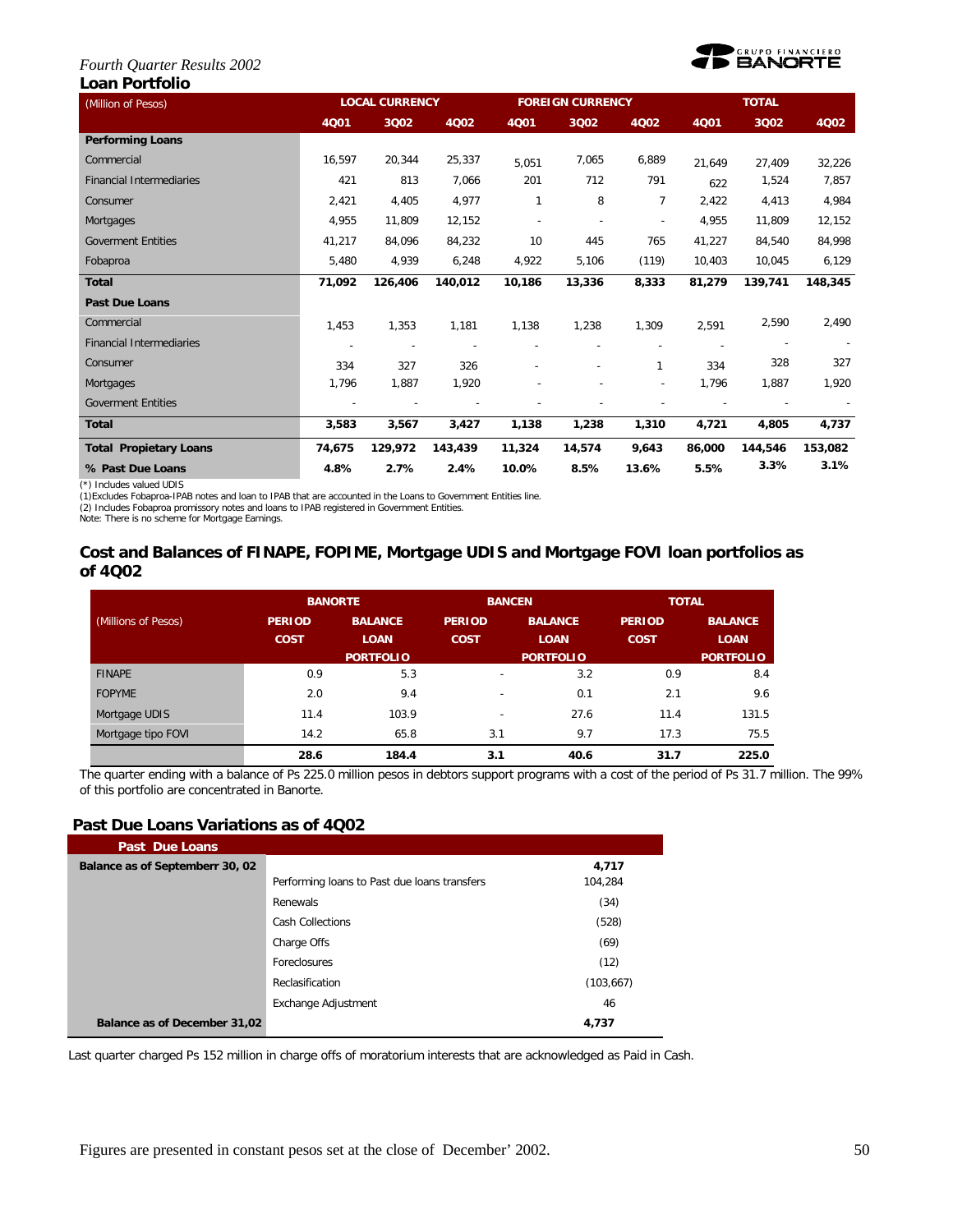*Fourth Quarter Results 2002*

## Loan Portfolio

| (Million of Pesos) | LOCAL CURRENCY | | | FOREIGN CURRENCY | | | TOTAL | | |
|---|---|---|---|---|---|---|---|---|---|
| | 4Q01 | 3Q02 | 4Q02 | 4Q01 | 3Q02 | 4Q02 | 4Q01 | 3Q02 | 4Q02 |
| **Performing Loans** | | | | | | | | | |
| Commercial | 16,597 | 20,344 | 25,337 | 5,051 | 7,065 | 6,889 | 21,649 | 27,409 | 32,226 |
| Financial Intermediaries | 421 | 813 | 7,066 | 201 | 712 | 791 | 622 | 1,524 | 7,857 |
| Consumer | 2,421 | 4,405 | 4,977 | 1 | 8 | 7 | 2,422 | 4,413 | 4,984 |
| Mortgages | 4,955 | 11,809 | 12,152 | - | - | - | 4,955 | 11,809 | 12,152 |
| Goverment Entities | 41,217 | 84,096 | 84,232 | 10 | 445 | 765 | 41,227 | 84,540 | 84,998 |
| Fobaproa | 5,480 | 4,939 | 6,248 | 4,922 | 5,106 | (119) | 10,403 | 10,045 | 6,129 |
| **Total** | **71,092** | **126,406** | **140,012** | **10,186** | **13,336** | **8,333** | **81,279** | **139,741** | **148,345** |
| **Past Due Loans** | | | | | | | | | |
| Commercial | 1,453 | 1,353 | 1,181 | 1,138 | 1,238 | 1,309 | 2,591 | 2,590 | 2,490 |
| Financial Intermediaries | - | - | - | - | - | - | - | - | - |
| Consumer | 334 | 327 | 326 | - | - | 1 | 334 | 328 | 327 |
| Mortgages | 1,796 | 1,887 | 1,920 | - | - | - | 1,796 | 1,887 | 1,920 |
| Goverment Entities | - | - | - | - | - | - | - | - | - |
| **Total** | **3,583** | **3,567** | **3,427** | **1,138** | **1,238** | **1,310** | **4,721** | **4,805** | **4,737** |
| **Total Propietary Loans** | **74,675** | **129,972** | **143,439** | **11,324** | **14,574** | **9,643** | **86,000** | **144,546** | **153,082** |
| **% Past Due Loans** | **4.8%** | **2.7%** | **2.4%** | **10.0%** | **8.5%** | **13.6%** | **5.5%** | **3.3%** | **3.1%** |

(*) Includes valued UDIS
(1)Excludes Fobaproa-IPAB notes and loan to IPAB that are accounted in the Loans to Government Entities line.
(2) Includes Fobaproa promissory notes and loans to IPAB registered in Government Entities.
Note: There is no scheme for Mortgage Earnings.

## Cost and Balances of FINAPE, FOPIME, Mortgage UDIS and Mortgage FOVI loan portfolios as of 4Q02

| (Millions of Pesos) | BANORTE | | BANCEN | | TOTAL | |
|---|---|---|---|---|---|---|
| | PERIOD COST | BALANCE LOAN PORTFOLIO | PERIOD COST | BALANCE LOAN PORTFOLIO | PERIOD COST | BALANCE LOAN PORTFOLIO |
| FINAPE | 0.9 | 5.3 | - | 3.2 | 0.9 | 8.4 |
| FOPYME | 2.0 | 9.4 | - | 0.1 | 2.1 | 9.6 |
| Mortgage UDIS | 11.4 | 103.9 | - | 27.6 | 11.4 | 131.5 |
| Mortgage tipo FOVI | 14.2 | 65.8 | 3.1 | 9.7 | 17.3 | 75.5 |
| | **28.6** | **184.4** | **3.1** | **40.6** | **31.7** | **225.0** |

The quarter ending with a balance of Ps 225.0 million pesos in debtors support programs with a cost of the period of Ps 31.7 million. The 99% of this portfolio are concentrated in Banorte.

## Past Due Loans Variations as of 4Q02

| Past Due Loans | | |
|---|---|---|
| **Balance as of Septemberr 30, 02** | | **4,717** |
| | Performing loans to Past due loans transfers | 104,284 |
| | Renewals | (34) |
| | Cash Collections | (528) |
| | Charge Offs | (69) |
| | Foreclosures | (12) |
| | Reclasification | (103,667) |
| | Exchange Adjustment | 46 |
| **Balance as of December 31,02** | | **4,737** |

Last quarter charged Ps 152 million in charge offs of moratorium interests that are acknowledged as Paid in Cash.

Figures are presented in constant pesos set at the close of December' 2002.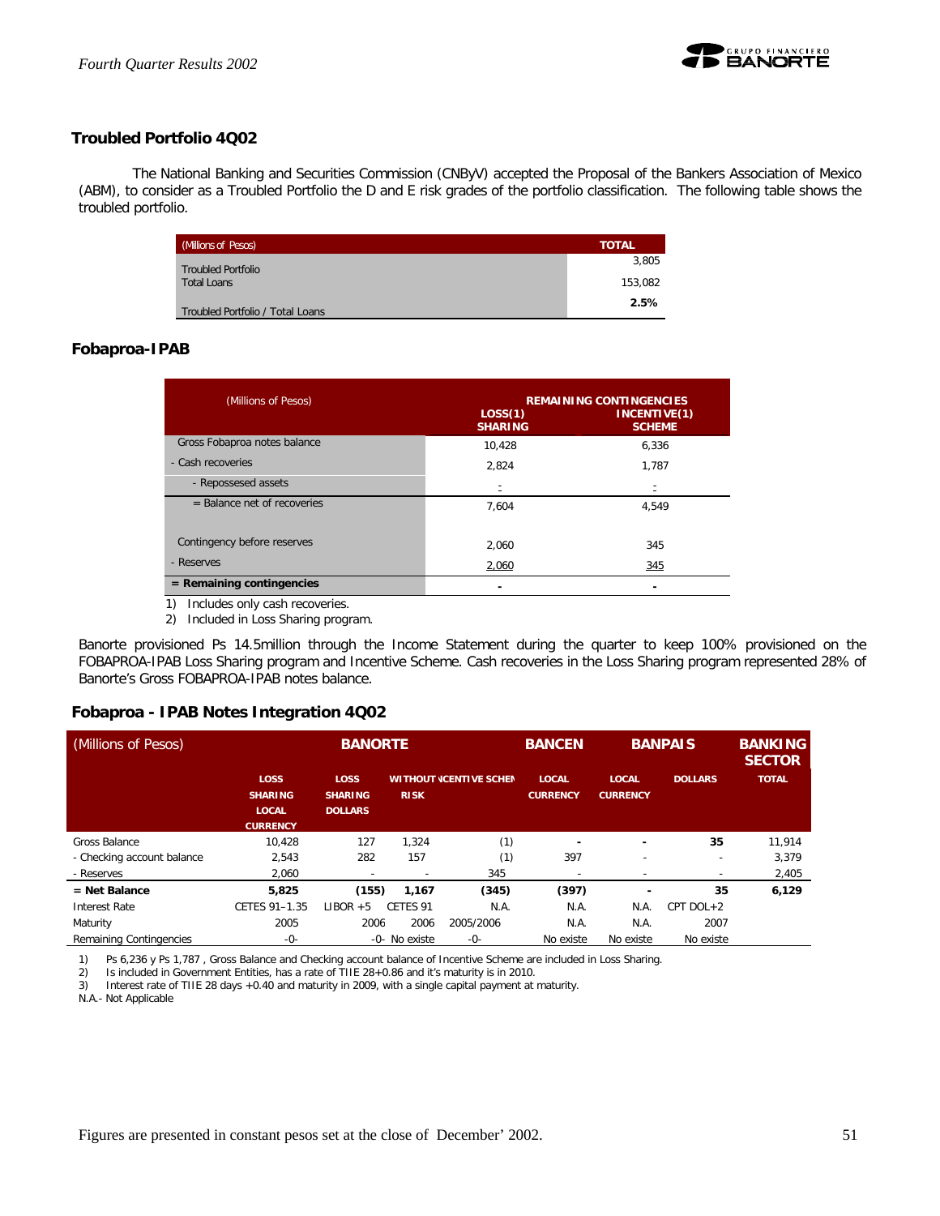## Troubled Portfolio 4Q02

The National Banking and Securities Commission (CNByV) accepted the Proposal of the Bankers Association of Mexico (ABM), to consider as a Troubled Portfolio the D and E risk grades of the portfolio classification. The following table shows the troubled portfolio.

| (Millions of Pesos) | TOTAL |
|---|---|
| Troubled Portfolio | 3,805 |
| Total Loans | 153,082 |
| Troubled Portfolio / Total Loans | **2.5%** |

## Fobaproa-IPAB

| (Millions of Pesos) | REMAINING CONTINGENCIES | |
|---|---|---|
| | LOSS(1) SHARING | INCENTIVE(1) SCHEME |
| Gross Fobaproa notes balance | 10,428 | 6,336 |
| - Cash recoveries | 2,824 | 1,787 |
| - Repossesed assets | - | - |
| = Balance net of recoveries | 7,604 | 4,549 |
| Contingency before reserves | 2,060 | 345 |
| - Reserves | 2,060 | 345 |
| **= Remaining contingencies** | - | - |

1) Includes only cash recoveries.
2) Included in Loss Sharing program.

Banorte provisioned Ps 14.5million through the Income Statement during the quarter to keep 100% provisioned on the FOBAPROA-IPAB Loss Sharing program and Incentive Scheme. Cash recoveries in the Loss Sharing program represented 28% of Banorte's Gross FOBAPROA-IPAB notes balance.

## Fobaproa - IPAB Notes Integration 4Q02

| (Millions of Pesos) | BANORTE | | | | BANCEN | BANPAIS | | BANKING SECTOR |
|---|---|---|---|---|---|---|---|---|
| | LOSS SHARING LOCAL CURRENCY | LOSS SHARING DOLLARS | WITHOUT RISK | INCENTIVE SCHEME | LOCAL CURRENCY | LOCAL CURRENCY | DOLLARS | TOTAL |
| Gross Balance | 10,428 | 127 | 1,324 | (1) | - | - | 35 | 11,914 |
| - Checking account balance | 2,543 | 282 | 157 | (1) | 397 | - | - | 3,379 |
| - Reserves | 2,060 | - | - | 345 | - | - | - | 2,405 |
| **= Net Balance** | **5,825** | **(155)** | **1,167** | **(345)** | **(397)** | **-** | **35** | **6,129** |
| Interest Rate | CETES 91–1.35 | LIBOR +5 | CETES 91 | N.A. | N.A. | N.A. | CPT DOL+2 | |
| Maturity | 2005 | 2006 | 2006 | 2005/2006 | N.A. | N.A. | 2007 | |
| Remaining Contingencies | -0- | -0- | No existe | -0- | No existe | No existe | No existe | |

1) Ps 6,236 y Ps 1,787 , Gross Balance and Checking account balance of Incentive Scheme are included in Loss Sharing.
2) Is included in Government Entities, has a rate of TIIE 28+0.86 and it's maturity is in 2010.
3) Interest rate of TIIE 28 days +0.40 and maturity in 2009, with a single capital payment at maturity.
N.A.- Not Applicable

Figures are presented in constant pesos set at the close of December' 2002.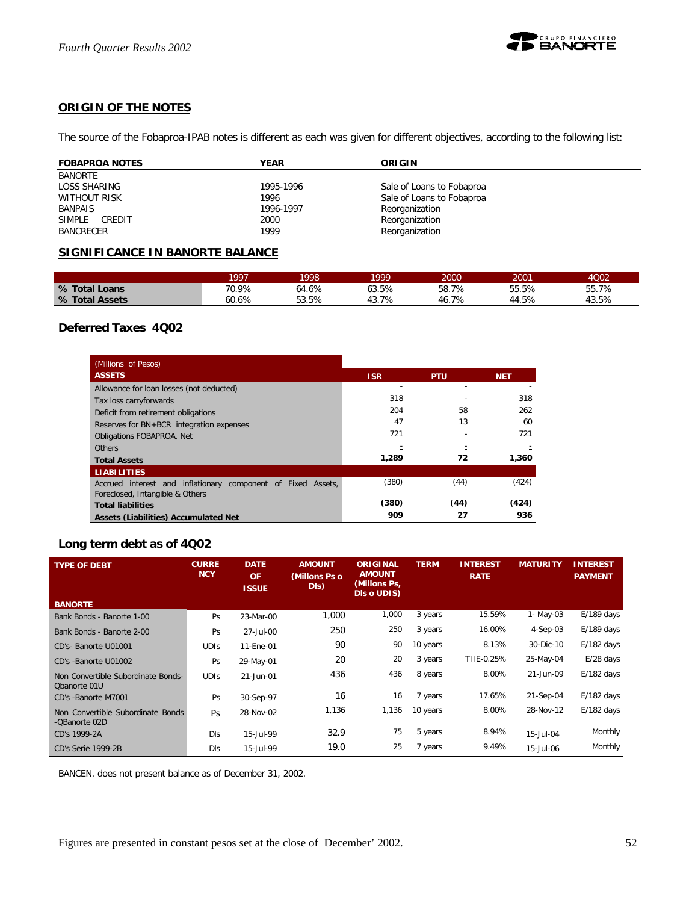## ORIGIN OF THE NOTES

The source of the Fobaproa-IPAB notes is different as each was given for different objectives, according to the following list:

| FOBAPROA NOTES | YEAR | ORIGIN |
|---|---|---|
| BANORTE | | |
| LOSS SHARING | 1995-1996 | Sale of Loans to Fobaproa |
| WITHOUT RISK | 1996 | Sale of Loans to Fobaproa |
| BANPAIS | 1996-1997 | Reorganization |
| SIMPLE CREDIT | 2000 | Reorganization |
| BANCRECER | 1999 | Reorganization |

## SIGNIFICANCE IN BANORTE BALANCE

| | 1997 | 1998 | 1999 | 2000 | 2001 | 4Q02 |
|---|---|---|---|---|---|---|
| % Total Loans | 70.9% | 64.6% | 63.5% | 58.7% | 55.5% | 55.7% |
| % Total Assets | 60.6% | 53.5% | 43.7% | 46.7% | 44.5% | 43.5% |

## Deferred Taxes 4Q02

| (Millions of Pesos) ASSETS | ISR | PTU | NET |
|---|---|---|---|
| Allowance for loan losses (not deducted) | - | - | - |
| Tax loss carryforwards | 318 | - | 318 |
| Deficit from retirement obligations | 204 | 58 | 262 |
| Reserves for BN+BCR integration expenses | 47 | 13 | 60 |
| Obligations FOBAPROA, Net | 721 | - | 721 |
| Others | - | - | - |
| **Total Assets** | **1,289** | **72** | **1,360** |
| **LIABILITIES** | | | |
| Accrued interest and inflationary component of Fixed Assets, Foreclosed, Intangible & Others | (380) | (44) | (424) |
| **Total liabilities** | **(380)** | **(44)** | **(424)** |
| **Assets (Liabilities) Accumulated Net** | **909** | **27** | **936** |

## Long term debt as of 4Q02

| TYPE OF DEBT | CURRENCY | DATE OF ISSUE | AMOUNT (Millons Ps o Dls) | ORIGINAL AMOUNT (Millons Ps, Dls o UDIS) | TERM | INTEREST RATE | MATURITY | INTEREST PAYMENT |
|---|---|---|---|---|---|---|---|---|
| **BANORTE** | | | | | | | | |
| Bank Bonds - Banorte 1-00 | Ps | 23-Mar-00 | 1,000 | 1,000 | 3 years | 15.59% | 1- May-03 | E/189 days |
| Bank Bonds - Banorte 2-00 | Ps | 27-Jul-00 | 250 | 250 | 3 years | 16.00% | 4-Sep-03 | E/189 days |
| CD's- Banorte U01001 | UDIs | 11-Ene-01 | 90 | 90 | 10 years | 8.13% | 30-Dic-10 | E/182 days |
| CD's -Banorte U01002 | Ps | 29-May-01 | 20 | 20 | 3 years | TIIE-0.25% | 25-May-04 | E/28 days |
| Non Convertible Subordinate Bonds-Qbanorte 01U | UDIs | 21-Jun-01 | 436 | 436 | 8 years | 8.00% | 21-Jun-09 | E/182 days |
| CD's -Banorte M7001 | Ps | 30-Sep-97 | 16 | 16 | 7 years | 17.65% | 21-Sep-04 | E/182 days |
| Non Convertible Subordinate Bonds -QBanorte 02D | Ps | 28-Nov-02 | 1,136 | 1,136 | 10 years | 8.00% | 28-Nov-12 | E/182 days |
| CD's 1999-2A | Dls | 15-Jul-99 | 32.9 | 75 | 5 years | 8.94% | 15-Jul-04 | Monthly |
| CD's Serie 1999-2B | Dls | 15-Jul-99 | 19.0 | 25 | 7 years | 9.49% | 15-Jul-06 | Monthly |

BANCEN. does not present balance as of December 31, 2002.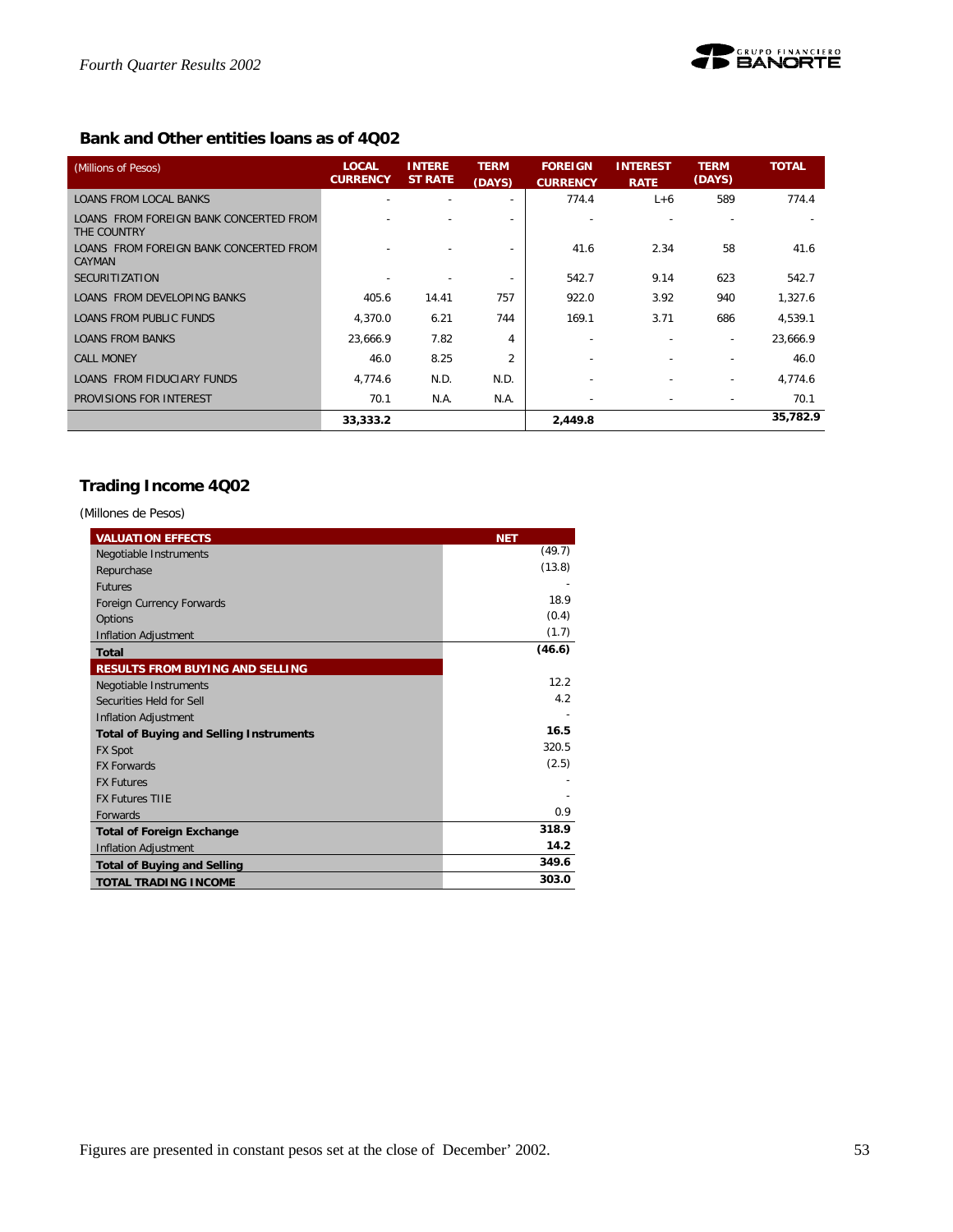## Bank and Other entities loans as of 4Q02

| (Millions of Pesos) | LOCAL CURRENCY | INTEREST RATE | TERM (DAYS) | FOREIGN CURRENCY | INTEREST RATE | TERM (DAYS) | TOTAL |
|---|---|---|---|---|---|---|---|
| LOANS FROM LOCAL BANKS | - | - | - | 774.4 | L+6 | 589 | 774.4 |
| LOANS FROM FOREIGN BANK CONCERTED FROM THE COUNTRY | - | - | - | - | - | - | - |
| LOANS FROM FOREIGN BANK CONCERTED FROM CAYMAN | - | - | - | 41.6 | 2.34 | 58 | 41.6 |
| SECURITIZATION | - | - | - | 542.7 | 9.14 | 623 | 542.7 |
| LOANS FROM DEVELOPING BANKS | 405.6 | 14.41 | 757 | 922.0 | 3.92 | 940 | 1,327.6 |
| LOANS FROM PUBLIC FUNDS | 4,370.0 | 6.21 | 744 | 169.1 | 3.71 | 686 | 4,539.1 |
| LOANS FROM BANKS | 23,666.9 | 7.82 | 4 | - | - | - | 23,666.9 |
| CALL MONEY | 46.0 | 8.25 | 2 | - | - | - | 46.0 |
| LOANS FROM FIDUCIARY FUNDS | 4,774.6 | N.D. | N.D. | - | - | - | 4,774.6 |
| PROVISIONS FOR INTEREST | 70.1 | N.A. | N.A. | - | - | - | 70.1 |
| | **33,333.2** | | | **2,449.8** | | | **35,782.9** |

## Trading Income 4Q02

(Millones de Pesos)

| VALUATION EFFECTS | NET |
|---|---|
| Negotiable Instruments | (49.7) |
| Repurchase | (13.8) |
| Futures | - |
| Foreign Currency Forwards | 18.9 |
| Options | (0.4) |
| Inflation Adjustment | (1.7) |
| **Total** | **(46.6)** |
| **RESULTS FROM BUYING AND SELLING** | |
| Negotiable Instruments | 12.2 |
| Securities Held for Sell | 4.2 |
| Inflation Adjustment | - |
| **Total of Buying and Selling Instruments** | **16.5** |
| FX Spot | 320.5 |
| FX Forwards | (2.5) |
| FX Futures | - |
| FX Futures TIIE | - |
| Forwards | 0.9 |
| **Total of Foreign Exchange** | **318.9** |
| Inflation Adjustment | **14.2** |
| **Total of Buying and Selling** | **349.6** |
| **TOTAL TRADING INCOME** | **303.0** |

Figures are presented in constant pesos set at the close of December' 2002.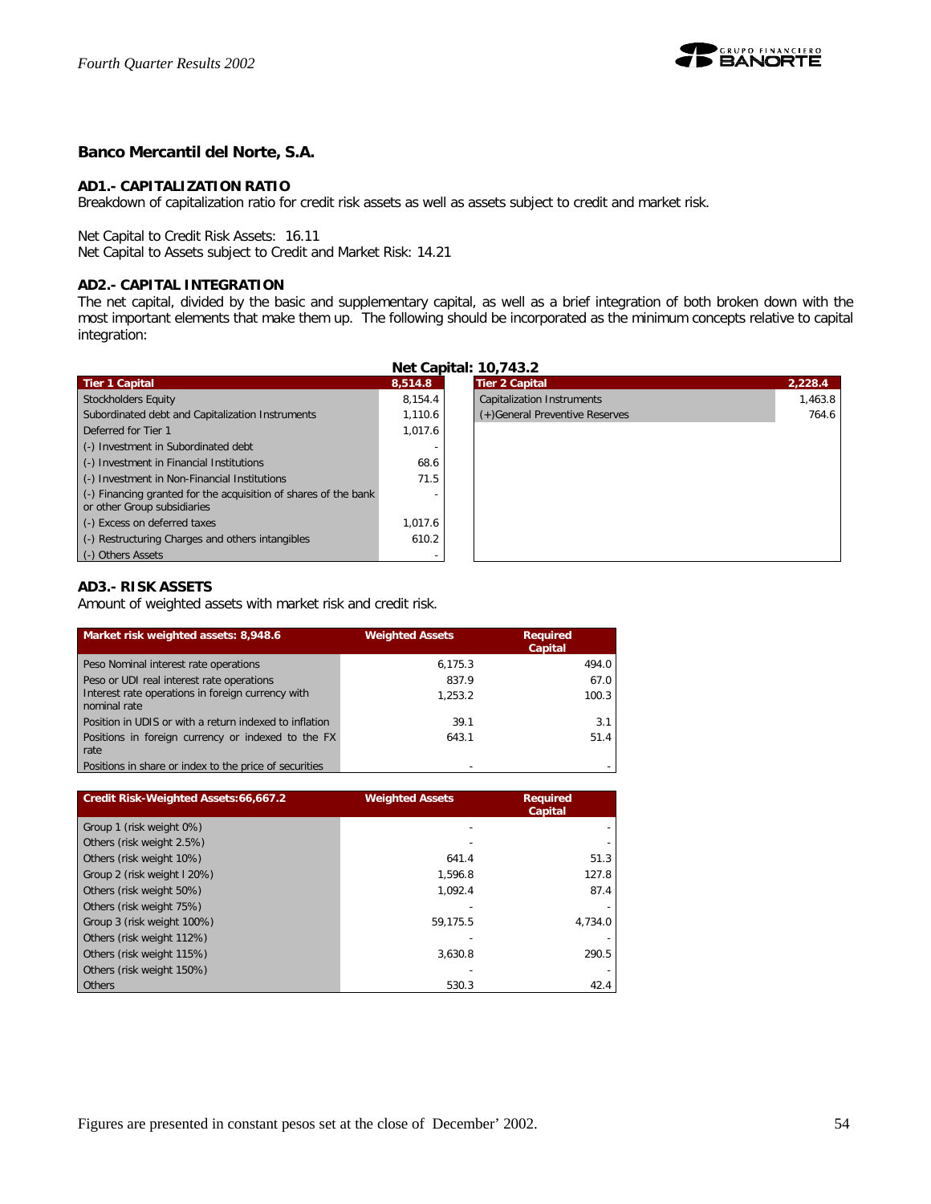## Banco Mercantil del Norte, S.A.

### AD1.- CAPITALIZATION RATIO

Breakdown of capitalization ratio for credit risk assets as well as assets subject to credit and market risk.

Net Capital to Credit Risk Assets: 16.11
Net Capital to Assets subject to Credit and Market Risk: 14.21

### AD2.- CAPITAL INTEGRATION

The net capital, divided by the basic and supplementary capital, as well as a brief integration of both broken down with the most important elements that make them up. The following should be incorporated as the minimum concepts relative to capital integration:

**Net Capital: 10,743.2**

| Tier 1 Capital | 8,514.8 |
|---|---|
| Stockholders Equity | 8,154.4 |
| Subordinated debt and Capitalization Instruments | 1,110.6 |
| Deferred for Tier 1 | 1,017.6 |
| (-) Investment in Subordinated debt | - |
| (-) Investment in Financial Institutions | 68.6 |
| (-) Investment in Non-Financial Institutions | 71.5 |
| (-) Financing granted for the acquisition of shares of the bank or other Group subsidiaries | - |
| (-) Excess on deferred taxes | 1,017.6 |
| (-) Restructuring Charges and others intangibles | 610.2 |
| (-) Others Assets | - |

| Tier 2 Capital | 2,228.4 |
|---|---|
| Capitalization Instruments | 1,463.8 |
| (+)General Preventive Reserves | 764.6 |

### AD3.- RISK ASSETS

Amount of weighted assets with market risk and credit risk.

| Market risk weighted assets: 8,948.6 | Weighted Assets | Required Capital |
|---|---|---|
| Peso Nominal interest rate operations | 6,175.3 | 494.0 |
| Peso or UDI real interest rate operations | 837.9 | 67.0 |
| Interest rate operations in foreign currency with nominal rate | 1,253.2 | 100.3 |
| Position in UDIS or with a return indexed to inflation | 39.1 | 3.1 |
| Positions in foreign currency or indexed to the FX rate | 643.1 | 51.4 |
| Positions in share or index to the price of securities | - | - |

| Credit Risk-Weighted Assets:66,667.2 | Weighted Assets | Required Capital |
|---|---|---|
| Group 1 (risk weight 0%) | - | - |
| Others (risk weight 2.5%) | - | - |
| Others (risk weight 10%) | 641.4 | 51.3 |
| Group 2 (risk weight I 20%) | 1,596.8 | 127.8 |
| Others (risk weight 50%) | 1,092.4 | 87.4 |
| Others (risk weight 75%) | - | - |
| Group 3 (risk weight 100%) | 59,175.5 | 4,734.0 |
| Others (risk weight 112%) | - | - |
| Others (risk weight 115%) | 3,630.8 | 290.5 |
| Others (risk weight 150%) | - | - |
| Others | 530.3 | 42.4 |

Figures are presented in constant pesos set at the close of December' 2002.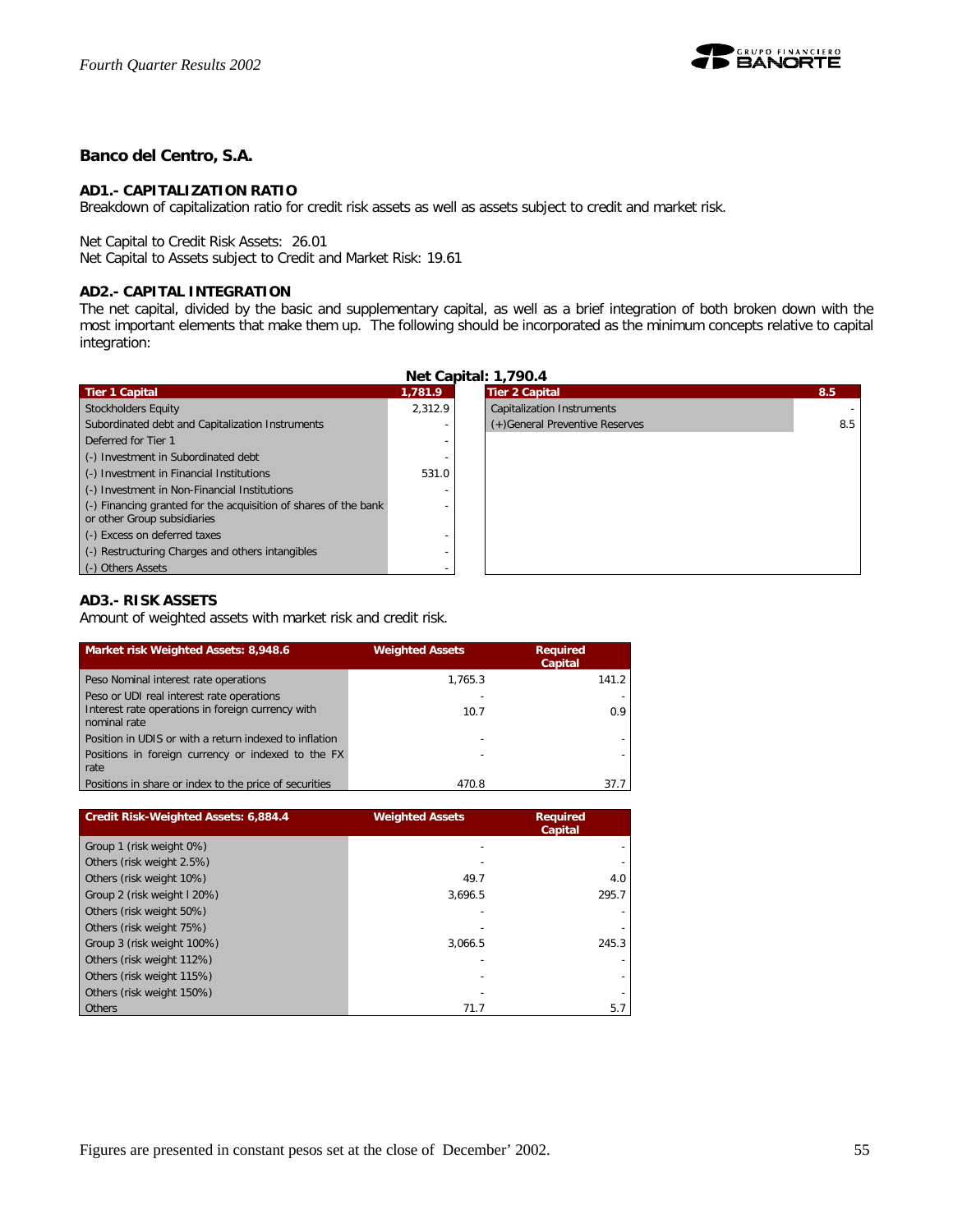## Banco del Centro, S.A.

### AD1.- CAPITALIZATION RATIO

Breakdown of capitalization ratio for credit risk assets as well as assets subject to credit and market risk.

Net Capital to Credit Risk Assets: 26.01
Net Capital to Assets subject to Credit and Market Risk: 19.61

### AD2.- CAPITAL INTEGRATION

The net capital, divided by the basic and supplementary capital, as well as a brief integration of both broken down with the most important elements that make them up. The following should be incorporated as the minimum concepts relative to capital integration:

**Net Capital: 1,790.4**

| Tier 1 Capital | 1,781.9 |
|---|---|
| Stockholders Equity | 2,312.9 |
| Subordinated debt and Capitalization Instruments | - |
| Deferred for Tier 1 | - |
| (-) Investment in Subordinated debt | - |
| (-) Investment in Financial Institutions | 531.0 |
| (-) Investment in Non-Financial Institutions | - |
| (-) Financing granted for the acquisition of shares of the bank or other Group subsidiaries | - |
| (-) Excess on deferred taxes | - |
| (-) Restructuring Charges and others intangibles | - |
| (-) Others Assets | - |

| Tier 2 Capital | 8.5 |
|---|---|
| Capitalization Instruments | - |
| (+)General Preventive Reserves | 8.5 |

### AD3.- RISK ASSETS

Amount of weighted assets with market risk and credit risk.

| Market risk Weighted Assets: 8,948.6 | Weighted Assets | Required Capital |
|---|---|---|
| Peso Nominal interest rate operations | 1,765.3 | 141.2 |
| Peso or UDI real interest rate operations | - | - |
| Interest rate operations in foreign currency with nominal rate | 10.7 | 0.9 |
| Position in UDIS or with a return indexed to inflation | - | - |
| Positions in foreign currency or indexed to the FX rate | - | - |
| Positions in share or index to the price of securities | 470.8 | 37.7 |

| Credit Risk-Weighted Assets: 6,884.4 | Weighted Assets | Required Capital |
|---|---|---|
| Group 1 (risk weight 0%) | - | - |
| Others (risk weight 2.5%) | - | - |
| Others (risk weight 10%) | 49.7 | 4.0 |
| Group 2 (risk weight l 20%) | 3,696.5 | 295.7 |
| Others (risk weight 50%) | - | - |
| Others (risk weight 75%) | - | - |
| Group 3 (risk weight 100%) | 3,066.5 | 245.3 |
| Others (risk weight 112%) | - | - |
| Others (risk weight 115%) | - | - |
| Others (risk weight 150%) | - | - |
| Others | 71.7 | 5.7 |

Figures are presented in constant pesos set at the close of December' 2002.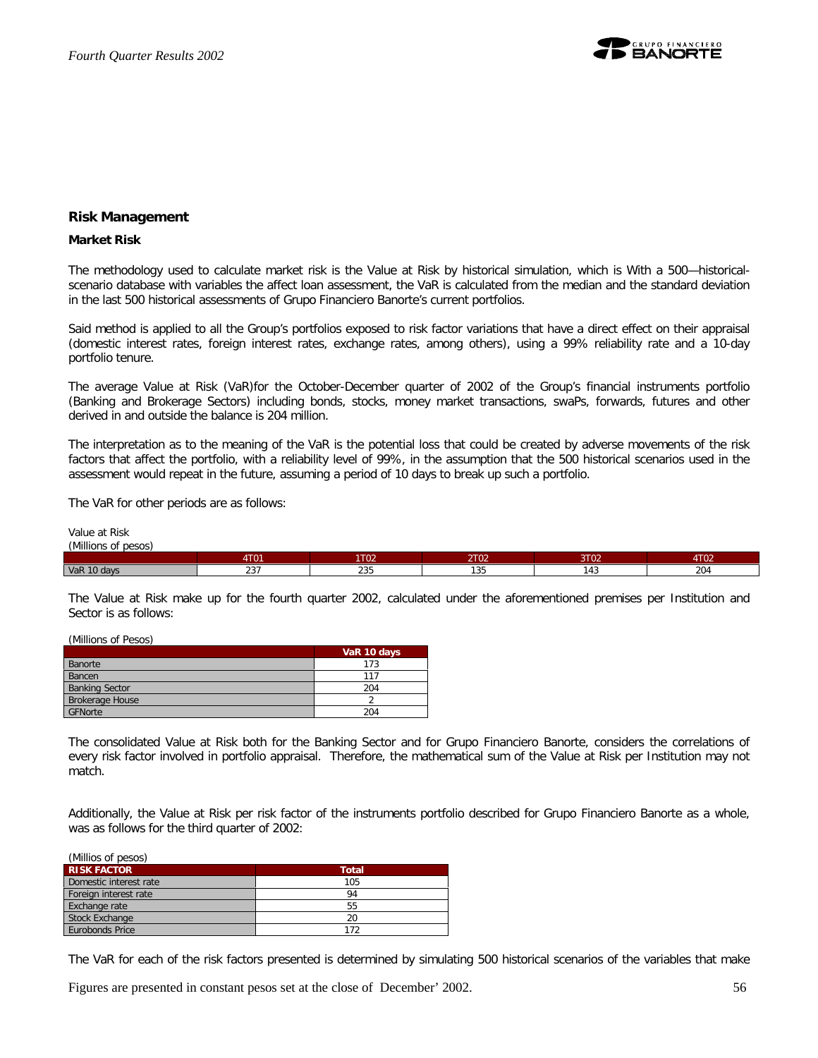## Risk Management

### Market Risk

The methodology used to calculate market risk is the Value at Risk by historical simulation, which is With a 500—historical-scenario database with variables the affect loan assessment, the VaR is calculated from the median and the standard deviation in the last 500 historical assessments of Grupo Financiero Banorte's current portfolios.

Said method is applied to all the Group's portfolios exposed to risk factor variations that have a direct effect on their appraisal (domestic interest rates, foreign interest rates, exchange rates, among others), using a 99% reliability rate and a 10-day portfolio tenure.

The average Value at Risk (VaR)for the October-December quarter of 2002 of the Group's financial instruments portfolio (Banking and Brokerage Sectors) including bonds, stocks, money market transactions, swaPs, forwards, futures and other derived in and outside the balance is 204 million.

The interpretation as to the meaning of the VaR is the potential loss that could be created by adverse movements of the risk factors that affect the portfolio, with a reliability level of 99%, in the assumption that the 500 historical scenarios used in the assessment would repeat in the future, assuming a period of 10 days to break up such a portfolio.

The VaR for other periods are as follows:

Value at Risk
(Millions of pesos)

| | 4T01 | 1T02 | 2T02 | 3T02 | 4T02 |
|---|---|---|---|---|---|
| VaR 10 days | 237 | 235 | 135 | 143 | 204 |

The Value at Risk make up for the fourth quarter 2002, calculated under the aforementioned premises per Institution and Sector is as follows:

(Millions of Pesos)

| | VaR 10 days |
|---|---|
| Banorte | 173 |
| Bancen | 117 |
| Banking Sector | 204 |
| Brokerage House | 2 |
| GFNorte | 204 |

The consolidated Value at Risk both for the Banking Sector and for Grupo Financiero Banorte, considers the correlations of every risk factor involved in portfolio appraisal. Therefore, the mathematical sum of the Value at Risk per Institution may not match.

Additionally, the Value at Risk per risk factor of the instruments portfolio described for Grupo Financiero Banorte as a whole, was as follows for the third quarter of 2002:

(Millios of pesos)

| RISK FACTOR | Total |
|---|---|
| Domestic interest rate | 105 |
| Foreign interest rate | 94 |
| Exchange rate | 55 |
| Stock Exchange | 20 |
| Eurobonds Price | 172 |

The VaR for each of the risk factors presented is determined by simulating 500 historical scenarios of the variables that make

Figures are presented in constant pesos set at the close of December' 2002.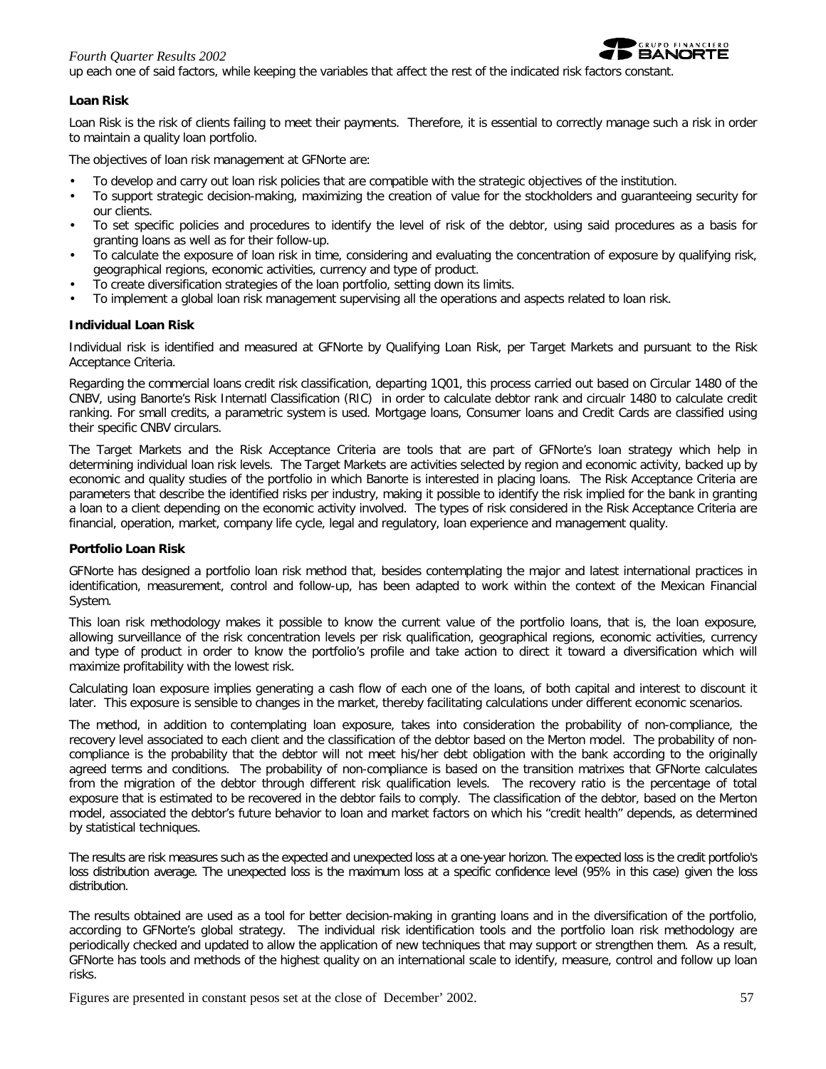up each one of said factors, while keeping the variables that affect the rest of the indicated risk factors constant.

**Loan Risk**

Loan Risk is the risk of clients failing to meet their payments. Therefore, it is essential to correctly manage such a risk in order to maintain a quality loan portfolio.

The objectives of loan risk management at GFNorte are:

- To develop and carry out loan risk policies that are compatible with the strategic objectives of the institution.
- To support strategic decision-making, maximizing the creation of value for the stockholders and guaranteeing security for our clients.
- To set specific policies and procedures to identify the level of risk of the debtor, using said procedures as a basis for granting loans as well as for their follow-up.
- To calculate the exposure of loan risk in time, considering and evaluating the concentration of exposure by qualifying risk, geographical regions, economic activities, currency and type of product.
- To create diversification strategies of the loan portfolio, setting down its limits.
- To implement a global loan risk management supervising all the operations and aspects related to loan risk.

**Individual Loan Risk**

Individual risk is identified and measured at GFNorte by Qualifying Loan Risk, per Target Markets and pursuant to the Risk Acceptance Criteria.

Regarding the commercial loans credit risk classification, departing 1Q01, this process carried out based on Circular 1480 of the CNBV, using Banorte's Risk Internatl Classification (RIC) in order to calculate debtor rank and circualr 1480 to calculate credit ranking. For small credits, a parametric system is used. Mortgage loans, Consumer loans and Credit Cards are classified using their specific CNBV circulars.

The Target Markets and the Risk Acceptance Criteria are tools that are part of GFNorte's loan strategy which help in determining individual loan risk levels. The Target Markets are activities selected by region and economic activity, backed up by economic and quality studies of the portfolio in which Banorte is interested in placing loans. The Risk Acceptance Criteria are parameters that describe the identified risks per industry, making it possible to identify the risk implied for the bank in granting a loan to a client depending on the economic activity involved. The types of risk considered in the Risk Acceptance Criteria are financial, operation, market, company life cycle, legal and regulatory, loan experience and management quality.

**Portfolio Loan Risk**

GFNorte has designed a portfolio loan risk method that, besides contemplating the major and latest international practices in identification, measurement, control and follow-up, has been adapted to work within the context of the Mexican Financial System.

This loan risk methodology makes it possible to know the current value of the portfolio loans, that is, the loan exposure, allowing surveillance of the risk concentration levels per risk qualification, geographical regions, economic activities, currency and type of product in order to know the portfolio's profile and take action to direct it toward a diversification which will maximize profitability with the lowest risk.

Calculating loan exposure implies generating a cash flow of each one of the loans, of both capital and interest to discount it later. This exposure is sensible to changes in the market, thereby facilitating calculations under different economic scenarios.

The method, in addition to contemplating loan exposure, takes into consideration the probability of non-compliance, the recovery level associated to each client and the classification of the debtor based on the Merton model. The probability of non-compliance is the probability that the debtor will not meet his/her debt obligation with the bank according to the originally agreed terms and conditions. The probability of non-compliance is based on the transition matrixes that GFNorte calculates from the migration of the debtor through different risk qualification levels. The recovery ratio is the percentage of total exposure that is estimated to be recovered in the debtor fails to comply. The classification of the debtor, based on the Merton model, associated the debtor's future behavior to loan and market factors on which his "credit health" depends, as determined by statistical techniques.

The results are risk measures such as the expected and unexpected loss at a one-year horizon. The expected loss is the credit portfolio's loss distribution average. The unexpected loss is the maximum loss at a specific confidence level (95% in this case) given the loss distribution.

The results obtained are used as a tool for better decision-making in granting loans and in the diversification of the portfolio, according to GFNorte's global strategy. The individual risk identification tools and the portfolio loan risk methodology are periodically checked and updated to allow the application of new techniques that may support or strengthen them. As a result, GFNorte has tools and methods of the highest quality on an international scale to identify, measure, control and follow up loan risks.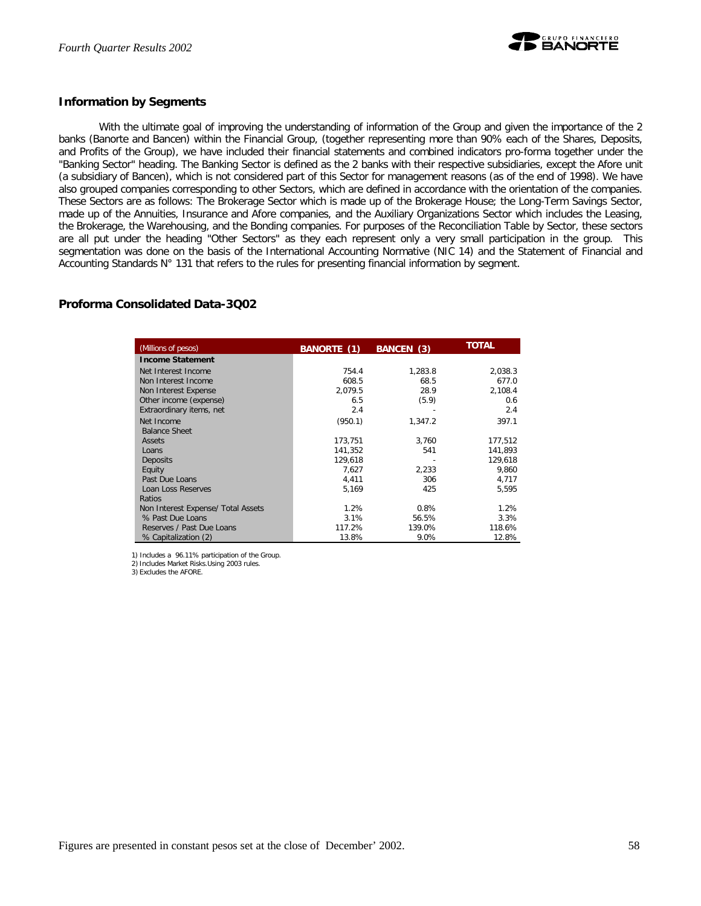## Information by Segments

With the ultimate goal of improving the understanding of information of the Group and given the importance of the 2 banks (Banorte and Bancen) within the Financial Group, (together representing more than 90% each of the Shares, Deposits, and Profits of the Group), we have included their financial statements and combined indicators pro-forma together under the "Banking Sector" heading. The Banking Sector is defined as the 2 banks with their respective subsidiaries, except the Afore unit (a subsidiary of Bancen), which is not considered part of this Sector for management reasons (as of the end of 1998). We have also grouped companies corresponding to other Sectors, which are defined in accordance with the orientation of the companies. These Sectors are as follows: The Brokerage Sector which is made up of the Brokerage House; the Long-Term Savings Sector, made up of the Annuities, Insurance and Afore companies, and the Auxiliary Organizations Sector which includes the Leasing, the Brokerage, the Warehousing, and the Bonding companies. For purposes of the Reconciliation Table by Sector, these sectors are all put under the heading "Other Sectors" as they each represent only a very small participation in the group. This segmentation was done on the basis of the International Accounting Normative (NIC 14) and the Statement of Financial and Accounting Standards N° 131 that refers to the rules for presenting financial information by segment.

## Proforma Consolidated Data-3Q02

| (Millions of pesos) | BANORTE (1) | BANCEN (3) | TOTAL |
|---|---|---|---|
| **Income Statement** | | | |
| Net Interest Income | 754.4 | 1,283.8 | 2,038.3 |
| Non Interest Income | 608.5 | 68.5 | 677.0 |
| Non Interest Expense | 2,079.5 | 28.9 | 2,108.4 |
| Other income (expense) | 6.5 | (5.9) | 0.6 |
| Extraordinary items, net | 2.4 | - | 2.4 |
| Net Income | (950.1) | 1,347.2 | 397.1 |
| Balance Sheet | | | |
| Assets | 173,751 | 3,760 | 177,512 |
| Loans | 141,352 | 541 | 141,893 |
| Deposits | 129,618 | - | 129,618 |
| Equity | 7,627 | 2,233 | 9,860 |
| Past Due Loans | 4,411 | 306 | 4,717 |
| Loan Loss Reserves | 5,169 | 425 | 5,595 |
| Ratios | | | |
| Non Interest Expense/ Total Assets | 1.2% | 0.8% | 1.2% |
| % Past Due Loans | 3.1% | 56.5% | 3.3% |
| Reserves / Past Due Loans | 117.2% | 139.0% | 118.6% |
| % Capitalization (2) | 13.8% | 9.0% | 12.8% |

1) Includes a 96.11% participation of the Group.
2) Includes Market Risks.Using 2003 rules.
3) Excludes the AFORE.

Figures are presented in constant pesos set at the close of December' 2002.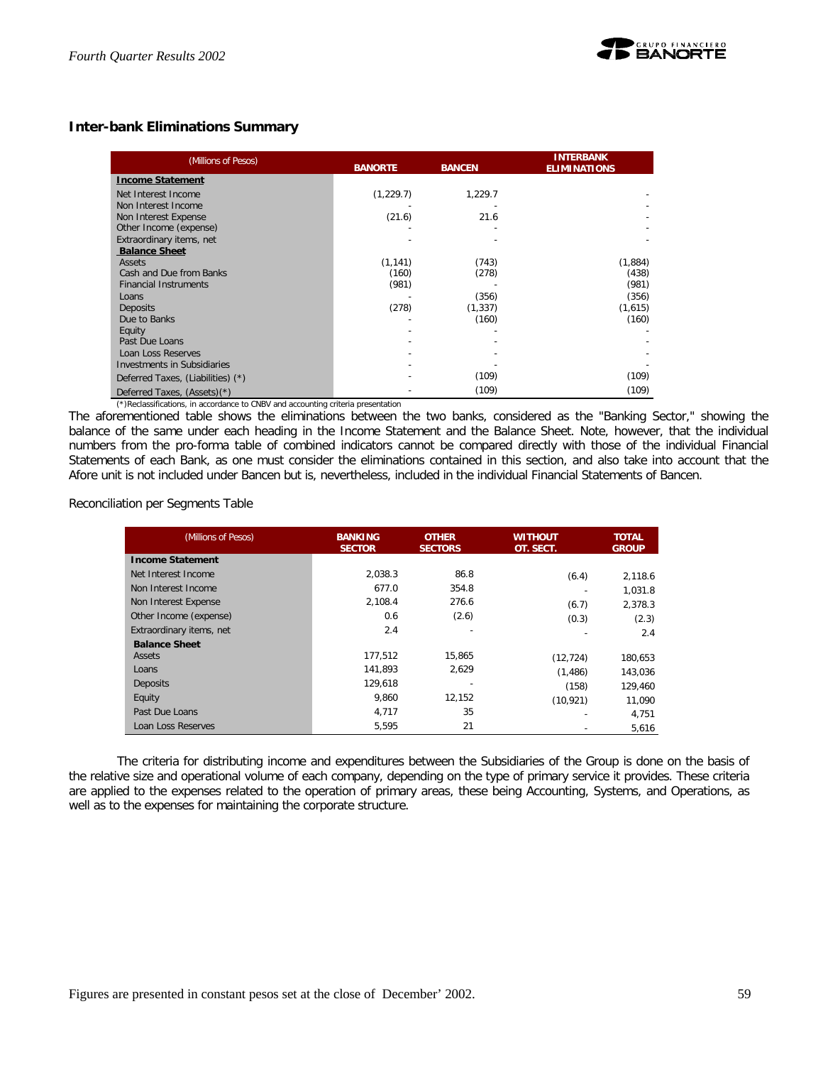## Inter-bank Eliminations Summary

| (Millions of Pesos) | BANORTE | BANCEN | INTERBANK ELIMINATIONS |
|---|---|---|---|
| **Income Statement** | | | |
| Net Interest Income | (1,229.7) | 1,229.7 | - |
| Non Interest Income | - | - | - |
| Non Interest Expense | (21.6) | 21.6 | - |
| Other Income (expense) | - | - | - |
| Extraordinary items, net | - | - | - |
| **Balance Sheet** | | | |
| Assets | (1,141) | (743) | (1,884) |
| Cash and Due from Banks | (160) | (278) | (438) |
| Financial Instruments | (981) | - | (981) |
| Loans | - | (356) | (356) |
| Deposits | (278) | (1,337) | (1,615) |
| Due to Banks | - | (160) | (160) |
| Equity | - | - | - |
| Past Due Loans | - | - | - |
| Loan Loss Reserves | - | - | - |
| Investments in Subsidiaries | - | - | - |
| Deferred Taxes, (Liabilities) (*) | - | (109) | (109) |
| Deferred Taxes, (Assets)(*) | - | (109) | (109) |

(*)Reclassifications, in accordance to CNBV and accounting criteria presentation

The aforementioned table shows the eliminations between the two banks, considered as the "Banking Sector," showing the balance of the same under each heading in the Income Statement and the Balance Sheet. Note, however, that the individual numbers from the pro-forma table of combined indicators cannot be compared directly with those of the individual Financial Statements of each Bank, as one must consider the eliminations contained in this section, and also take into account that the Afore unit is not included under Bancen but is, nevertheless, included in the individual Financial Statements of Bancen.

Reconciliation per Segments Table

| (Millions of Pesos) | BANKING SECTOR | OTHER SECTORS | WITHOUT OT. SECT. | TOTAL GROUP |
|---|---|---|---|---|
| **Income Statement** | | | | |
| Net Interest Income | 2,038.3 | 86.8 | (6.4) | 2,118.6 |
| Non Interest Income | 677.0 | 354.8 | - | 1,031.8 |
| Non Interest Expense | 2,108.4 | 276.6 | (6.7) | 2,378.3 |
| Other Income (expense) | 0.6 | (2.6) | (0.3) | (2.3) |
| Extraordinary items, net | 2.4 | - | - | 2.4 |
| **Balance Sheet** | | | | |
| Assets | 177,512 | 15,865 | (12,724) | 180,653 |
| Loans | 141,893 | 2,629 | (1,486) | 143,036 |
| Deposits | 129,618 | - | (158) | 129,460 |
| Equity | 9,860 | 12,152 | (10,921) | 11,090 |
| Past Due Loans | 4,717 | 35 | - | 4,751 |
| Loan Loss Reserves | 5,595 | 21 | - | 5,616 |

The criteria for distributing income and expenditures between the Subsidiaries of the Group is done on the basis of the relative size and operational volume of each company, depending on the type of primary service it provides. These criteria are applied to the expenses related to the operation of primary areas, these being Accounting, Systems, and Operations, as well as to the expenses for maintaining the corporate structure.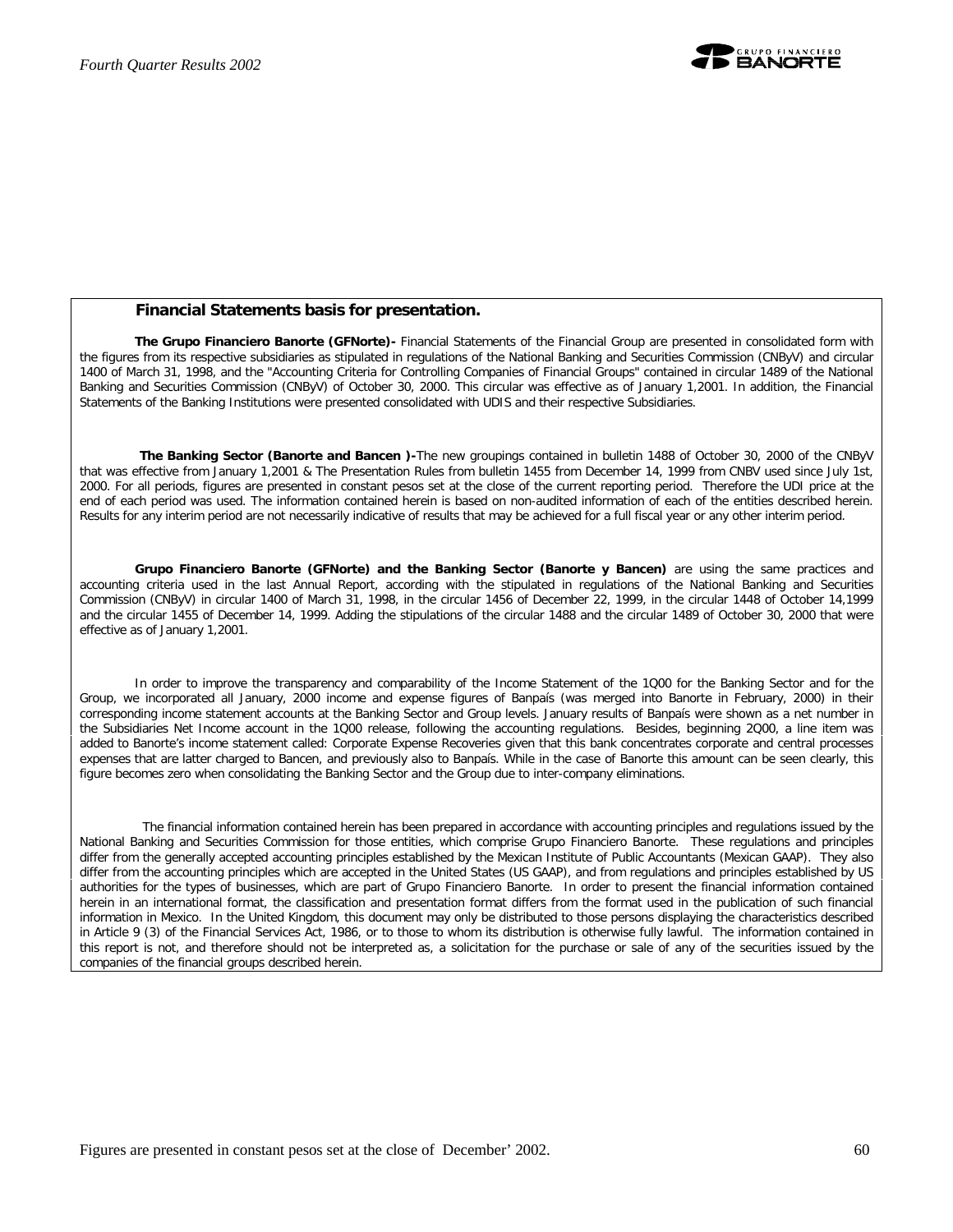## Financial Statements basis for presentation.

**The Grupo Financiero Banorte (GFNorte)-** Financial Statements of the Financial Group are presented in consolidated form with the figures from its respective subsidiaries as stipulated in regulations of the National Banking and Securities Commission (CNByV) and circular 1400 of March 31, 1998, and the "Accounting Criteria for Controlling Companies of Financial Groups" contained in circular 1489 of the National Banking and Securities Commission (CNByV) of October 30, 2000. This circular was effective as of January 1,2001. In addition, the Financial Statements of the Banking Institutions were presented consolidated with UDIS and their respective Subsidiaries.

**The Banking Sector (Banorte and Bancen )-**The new groupings contained in bulletin 1488 of October 30, 2000 of the CNByV that was effective from January 1,2001 & The Presentation Rules from bulletin 1455 from December 14, 1999 from CNBV used since July 1st, 2000. For all periods, figures are presented in constant pesos set at the close of the current reporting period. Therefore the UDI price at the end of each period was used. The information contained herein is based on non-audited information of each of the entities described herein. Results for any interim period are not necessarily indicative of results that may be achieved for a full fiscal year or any other interim period.

**Grupo Financiero Banorte (GFNorte) and the Banking Sector (Banorte y Bancen)** are using the same practices and accounting criteria used in the last Annual Report, according with the stipulated in regulations of the National Banking and Securities Commission (CNByV) in circular 1400 of March 31, 1998, in the circular 1456 of December 22, 1999, in the circular 1448 of October 14,1999 and the circular 1455 of December 14, 1999. Adding the stipulations of the circular 1488 and the circular 1489 of October 30, 2000 that were effective as of January 1,2001.

In order to improve the transparency and comparability of the Income Statement of the 1Q00 for the Banking Sector and for the Group, we incorporated all January, 2000 income and expense figures of Banpaís (was merged into Banorte in February, 2000) in their corresponding income statement accounts at the Banking Sector and Group levels. January results of Banpaís were shown as a net number in the Subsidiaries Net Income account in the 1Q00 release, following the accounting regulations. Besides, beginning 2Q00, a line item was added to Banorte's income statement called: Corporate Expense Recoveries given that this bank concentrates corporate and central processes expenses that are latter charged to Bancen, and previously also to Banpaís. While in the case of Banorte this amount can be seen clearly, this figure becomes zero when consolidating the Banking Sector and the Group due to inter-company eliminations.

The financial information contained herein has been prepared in accordance with accounting principles and regulations issued by the National Banking and Securities Commission for those entities, which comprise Grupo Financiero Banorte. These regulations and principles differ from the generally accepted accounting principles established by the Mexican Institute of Public Accountants (Mexican GAAP). They also differ from the accounting principles which are accepted in the United States (US GAAP), and from regulations and principles established by US authorities for the types of businesses, which are part of Grupo Financiero Banorte. In order to present the financial information contained herein in an international format, the classification and presentation format differs from the format used in the publication of such financial information in Mexico. In the United Kingdom, this document may only be distributed to those persons displaying the characteristics described in Article 9 (3) of the Financial Services Act, 1986, or to those to whom its distribution is otherwise fully lawful. The information contained in this report is not, and therefore should not be interpreted as, a solicitation for the purchase or sale of any of the securities issued by the companies of the financial groups described herein.